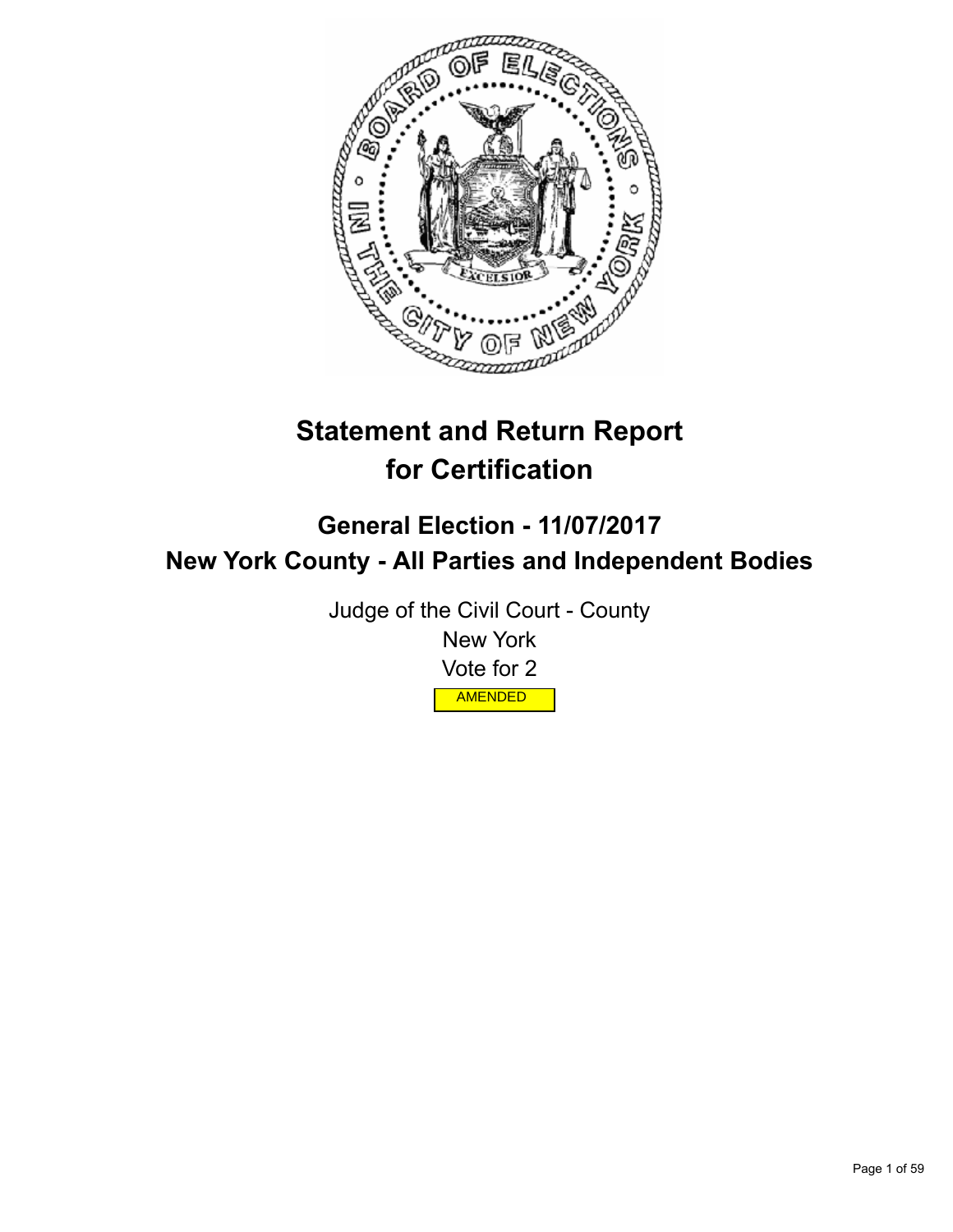# Statement and Return Report for Certification

## General Election - 11/07/2017
## New York County - All Parties and Independent Bodies

Judge of the Civil Court - County
New York
Vote for 2
AMENDED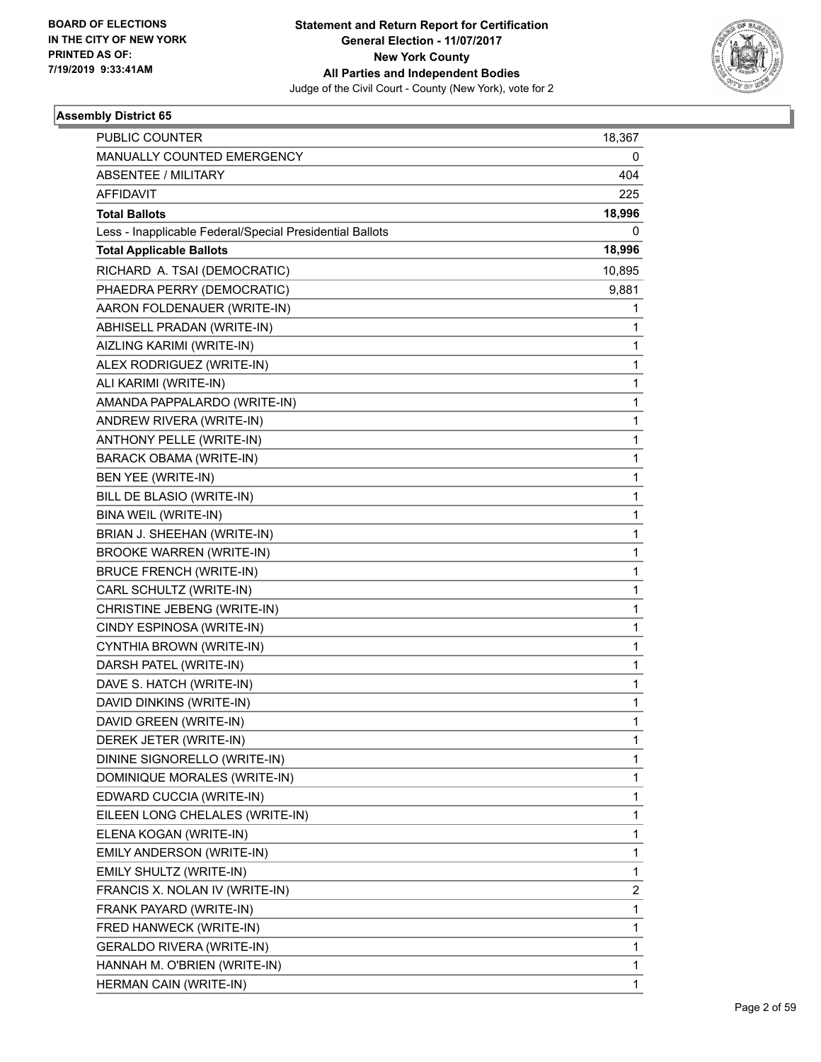BOARD OF ELECTIONS
IN THE CITY OF NEW YORK
PRINTED AS OF:
7/19/2019 9:33:41AM

**Statement and Return Report for Certification**
**General Election - 11/07/2017**
**New York County**
**All Parties and Independent Bodies**
Judge of the Civil Court - County (New York), vote for 2

### Assembly District 65

| | |
|---|---|
| PUBLIC COUNTER | 18,367 |
| MANUALLY COUNTED EMERGENCY | 0 |
| ABSENTEE / MILITARY | 404 |
| AFFIDAVIT | 225 |
| **Total Ballots** | **18,996** |
| Less - Inapplicable Federal/Special Presidential Ballots | 0 |
| **Total Applicable Ballots** | **18,996** |
| RICHARD A. TSAI (DEMOCRATIC) | 10,895 |
| PHAEDRA PERRY (DEMOCRATIC) | 9,881 |
| AARON FOLDENAUER (WRITE-IN) | 1 |
| ABHISELL PRADAN (WRITE-IN) | 1 |
| AIZLING KARIMI (WRITE-IN) | 1 |
| ALEX RODRIGUEZ (WRITE-IN) | 1 |
| ALI KARIMI (WRITE-IN) | 1 |
| AMANDA PAPPALARDO (WRITE-IN) | 1 |
| ANDREW RIVERA (WRITE-IN) | 1 |
| ANTHONY PELLE (WRITE-IN) | 1 |
| BARACK OBAMA (WRITE-IN) | 1 |
| BEN YEE (WRITE-IN) | 1 |
| BILL DE BLASIO (WRITE-IN) | 1 |
| BINA WEIL (WRITE-IN) | 1 |
| BRIAN J. SHEEHAN (WRITE-IN) | 1 |
| BROOKE WARREN (WRITE-IN) | 1 |
| BRUCE FRENCH (WRITE-IN) | 1 |
| CARL SCHULTZ (WRITE-IN) | 1 |
| CHRISTINE JEBENG (WRITE-IN) | 1 |
| CINDY ESPINOSA (WRITE-IN) | 1 |
| CYNTHIA BROWN (WRITE-IN) | 1 |
| DARSH PATEL (WRITE-IN) | 1 |
| DAVE S. HATCH (WRITE-IN) | 1 |
| DAVID DINKINS (WRITE-IN) | 1 |
| DAVID GREEN (WRITE-IN) | 1 |
| DEREK JETER (WRITE-IN) | 1 |
| DININE SIGNORELLO (WRITE-IN) | 1 |
| DOMINIQUE MORALES (WRITE-IN) | 1 |
| EDWARD CUCCIA (WRITE-IN) | 1 |
| EILEEN LONG CHELALES (WRITE-IN) | 1 |
| ELENA KOGAN (WRITE-IN) | 1 |
| EMILY ANDERSON (WRITE-IN) | 1 |
| EMILY SHULTZ (WRITE-IN) | 1 |
| FRANCIS X. NOLAN IV (WRITE-IN) | 2 |
| FRANK PAYARD (WRITE-IN) | 1 |
| FRED HANWECK (WRITE-IN) | 1 |
| GERALDO RIVERA (WRITE-IN) | 1 |
| HANNAH M. O'BRIEN (WRITE-IN) | 1 |
| HERMAN CAIN (WRITE-IN) | 1 |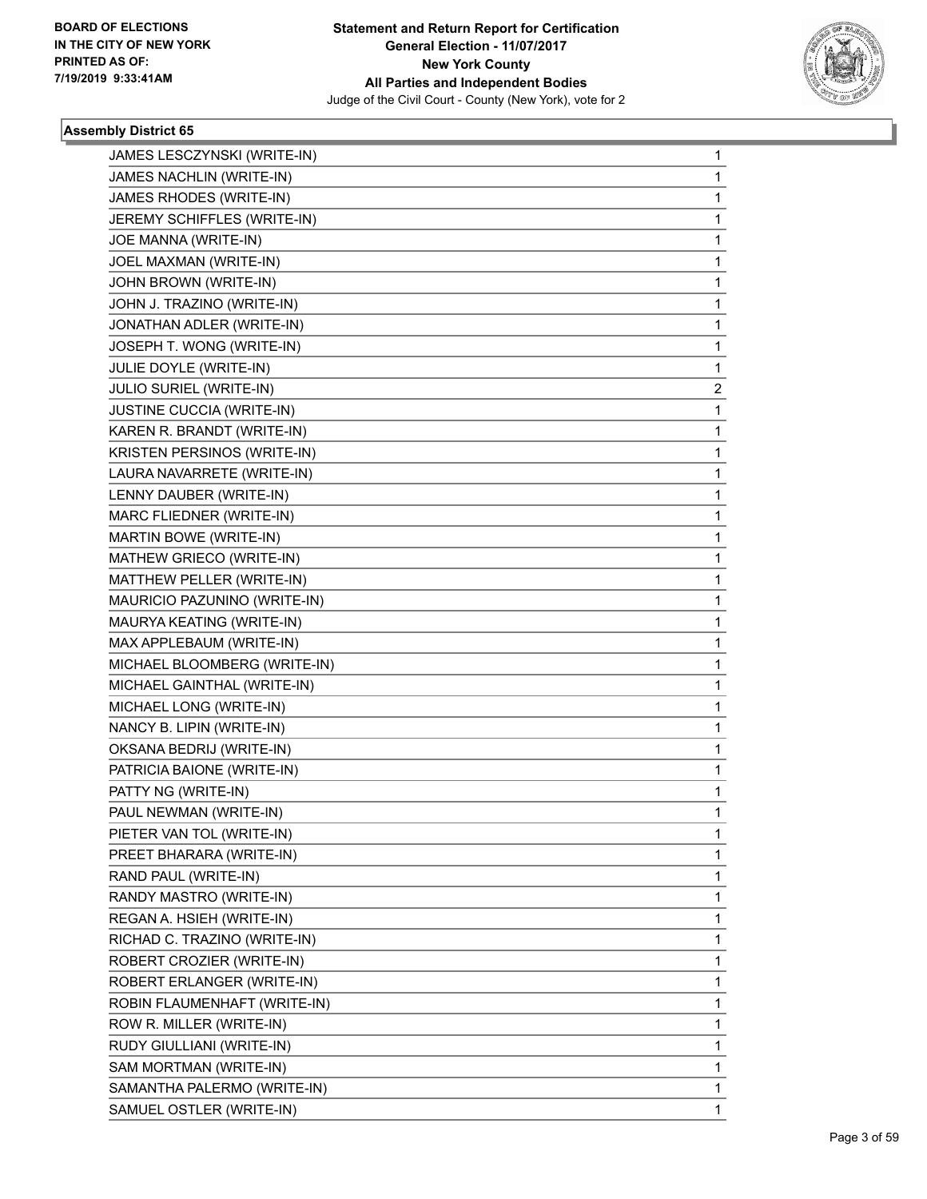BOARD OF ELECTIONS
IN THE CITY OF NEW YORK
PRINTED AS OF:
7/19/2019 9:33:41AM

**Statement and Return Report for Certification**
**General Election - 11/07/2017**
**New York County**
**All Parties and Independent Bodies**
Judge of the Civil Court - County (New York), vote for 2

### Assembly District 65

| | |
|---|---|
| JAMES LESCZYNSKI (WRITE-IN) | 1 |
| JAMES NACHLIN (WRITE-IN) | 1 |
| JAMES RHODES (WRITE-IN) | 1 |
| JEREMY SCHIFFLES (WRITE-IN) | 1 |
| JOE MANNA (WRITE-IN) | 1 |
| JOEL MAXMAN (WRITE-IN) | 1 |
| JOHN BROWN (WRITE-IN) | 1 |
| JOHN J. TRAZINO (WRITE-IN) | 1 |
| JONATHAN ADLER (WRITE-IN) | 1 |
| JOSEPH T. WONG (WRITE-IN) | 1 |
| JULIE DOYLE (WRITE-IN) | 1 |
| JULIO SURIEL (WRITE-IN) | 2 |
| JUSTINE CUCCIA (WRITE-IN) | 1 |
| KAREN R. BRANDT (WRITE-IN) | 1 |
| KRISTEN PERSINOS (WRITE-IN) | 1 |
| LAURA NAVARRETE (WRITE-IN) | 1 |
| LENNY DAUBER (WRITE-IN) | 1 |
| MARC FLIEDNER (WRITE-IN) | 1 |
| MARTIN BOWE (WRITE-IN) | 1 |
| MATHEW GRIECO (WRITE-IN) | 1 |
| MATTHEW PELLER (WRITE-IN) | 1 |
| MAURICIO PAZUNINO (WRITE-IN) | 1 |
| MAURYA KEATING (WRITE-IN) | 1 |
| MAX APPLEBAUM (WRITE-IN) | 1 |
| MICHAEL BLOOMBERG (WRITE-IN) | 1 |
| MICHAEL GAINTHAL (WRITE-IN) | 1 |
| MICHAEL LONG (WRITE-IN) | 1 |
| NANCY B. LIPIN (WRITE-IN) | 1 |
| OKSANA BEDRIJ (WRITE-IN) | 1 |
| PATRICIA BAIONE (WRITE-IN) | 1 |
| PATTY NG (WRITE-IN) | 1 |
| PAUL NEWMAN (WRITE-IN) | 1 |
| PIETER VAN TOL (WRITE-IN) | 1 |
| PREET BHARARA (WRITE-IN) | 1 |
| RAND PAUL (WRITE-IN) | 1 |
| RANDY MASTRO (WRITE-IN) | 1 |
| REGAN A. HSIEH (WRITE-IN) | 1 |
| RICHAD C. TRAZINO (WRITE-IN) | 1 |
| ROBERT CROZIER (WRITE-IN) | 1 |
| ROBERT ERLANGER (WRITE-IN) | 1 |
| ROBIN FLAUMENHAFT (WRITE-IN) | 1 |
| ROW R. MILLER (WRITE-IN) | 1 |
| RUDY GIULLIANI (WRITE-IN) | 1 |
| SAM MORTMAN (WRITE-IN) | 1 |
| SAMANTHA PALERMO (WRITE-IN) | 1 |
| SAMUEL OSTLER (WRITE-IN) | 1 |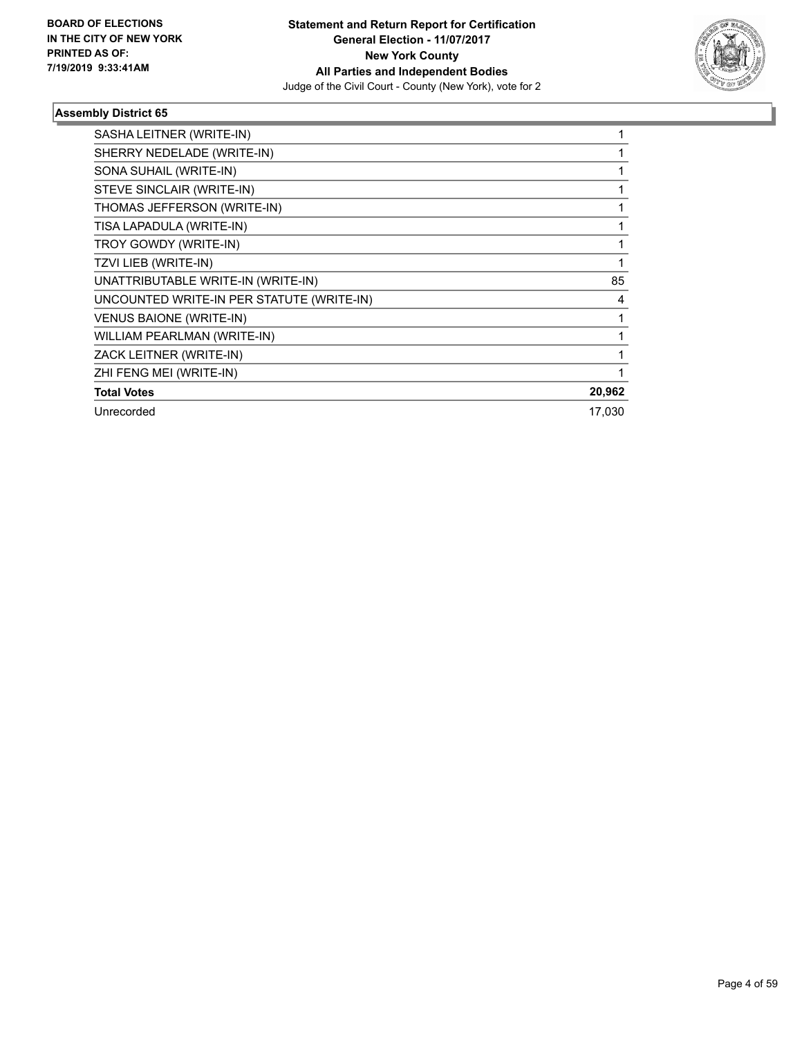**Statement and Return Report for Certification**
**General Election - 11/07/2017**
**New York County**
**All Parties and Independent Bodies**
Judge of the Civil Court - County (New York), vote for 2

BOARD OF ELECTIONS
IN THE CITY OF NEW YORK
PRINTED AS OF:
7/19/2019 9:33:41AM

### Assembly District 65

| | |
|---|---|
| SASHA LEITNER (WRITE-IN) | 1 |
| SHERRY NEDELADE (WRITE-IN) | 1 |
| SONA SUHAIL (WRITE-IN) | 1 |
| STEVE SINCLAIR (WRITE-IN) | 1 |
| THOMAS JEFFERSON (WRITE-IN) | 1 |
| TISA LAPADULA (WRITE-IN) | 1 |
| TROY GOWDY (WRITE-IN) | 1 |
| TZVI LIEB (WRITE-IN) | 1 |
| UNATTRIBUTABLE WRITE-IN (WRITE-IN) | 85 |
| UNCOUNTED WRITE-IN PER STATUTE (WRITE-IN) | 4 |
| VENUS BAIONE (WRITE-IN) | 1 |
| WILLIAM PEARLMAN (WRITE-IN) | 1 |
| ZACK LEITNER (WRITE-IN) | 1 |
| ZHI FENG MEI (WRITE-IN) | 1 |
| **Total Votes** | **20,962** |
| Unrecorded | 17,030 |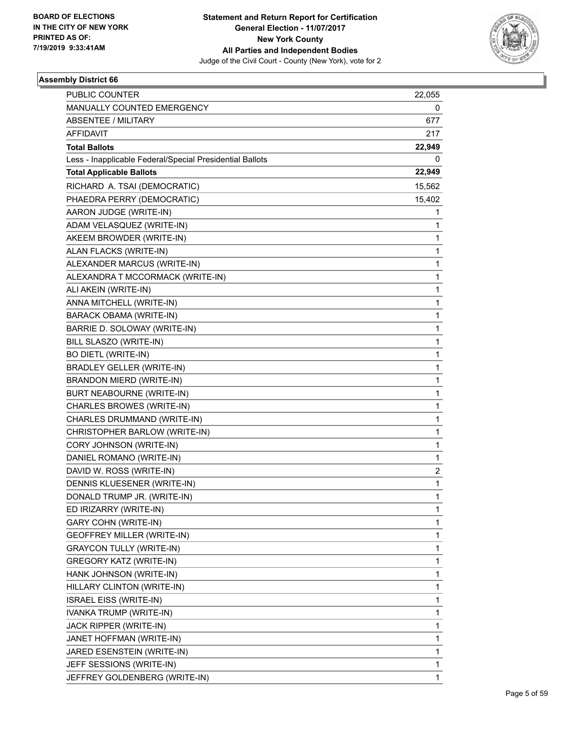BOARD OF ELECTIONS
IN THE CITY OF NEW YORK
PRINTED AS OF:
7/19/2019 9:33:41AM

**Statement and Return Report for Certification**
**General Election - 11/07/2017**
**New York County**
**All Parties and Independent Bodies**
Judge of the Civil Court - County (New York), vote for 2

**Assembly District 66**

| | |
|---|---|
| PUBLIC COUNTER | 22,055 |
| MANUALLY COUNTED EMERGENCY | 0 |
| ABSENTEE / MILITARY | 677 |
| AFFIDAVIT | 217 |
| **Total Ballots** | **22,949** |
| Less - Inapplicable Federal/Special Presidential Ballots | 0 |
| **Total Applicable Ballots** | **22,949** |
| RICHARD A. TSAI (DEMOCRATIC) | 15,562 |
| PHAEDRA PERRY (DEMOCRATIC) | 15,402 |
| AARON JUDGE (WRITE-IN) | 1 |
| ADAM VELASQUEZ (WRITE-IN) | 1 |
| AKEEM BROWDER (WRITE-IN) | 1 |
| ALAN FLACKS (WRITE-IN) | 1 |
| ALEXANDER MARCUS (WRITE-IN) | 1 |
| ALEXANDRA T MCCORMACK (WRITE-IN) | 1 |
| ALI AKEIN (WRITE-IN) | 1 |
| ANNA MITCHELL (WRITE-IN) | 1 |
| BARACK OBAMA (WRITE-IN) | 1 |
| BARRIE D. SOLOWAY (WRITE-IN) | 1 |
| BILL SLASZO (WRITE-IN) | 1 |
| BO DIETL (WRITE-IN) | 1 |
| BRADLEY GELLER (WRITE-IN) | 1 |
| BRANDON MIERD (WRITE-IN) | 1 |
| BURT NEABOURNE (WRITE-IN) | 1 |
| CHARLES BROWES (WRITE-IN) | 1 |
| CHARLES DRUMMAND (WRITE-IN) | 1 |
| CHRISTOPHER BARLOW (WRITE-IN) | 1 |
| CORY JOHNSON (WRITE-IN) | 1 |
| DANIEL ROMANO (WRITE-IN) | 1 |
| DAVID W. ROSS (WRITE-IN) | 2 |
| DENNIS KLUESENER (WRITE-IN) | 1 |
| DONALD TRUMP JR. (WRITE-IN) | 1 |
| ED IRIZARRY (WRITE-IN) | 1 |
| GARY COHN (WRITE-IN) | 1 |
| GEOFFREY MILLER (WRITE-IN) | 1 |
| GRAYCON TULLY (WRITE-IN) | 1 |
| GREGORY KATZ (WRITE-IN) | 1 |
| HANK JOHNSON (WRITE-IN) | 1 |
| HILLARY CLINTON (WRITE-IN) | 1 |
| ISRAEL EISS (WRITE-IN) | 1 |
| IVANKA TRUMP (WRITE-IN) | 1 |
| JACK RIPPER (WRITE-IN) | 1 |
| JANET HOFFMAN (WRITE-IN) | 1 |
| JARED ESENSTEIN (WRITE-IN) | 1 |
| JEFF SESSIONS (WRITE-IN) | 1 |
| JEFFREY GOLDENBERG (WRITE-IN) | 1 |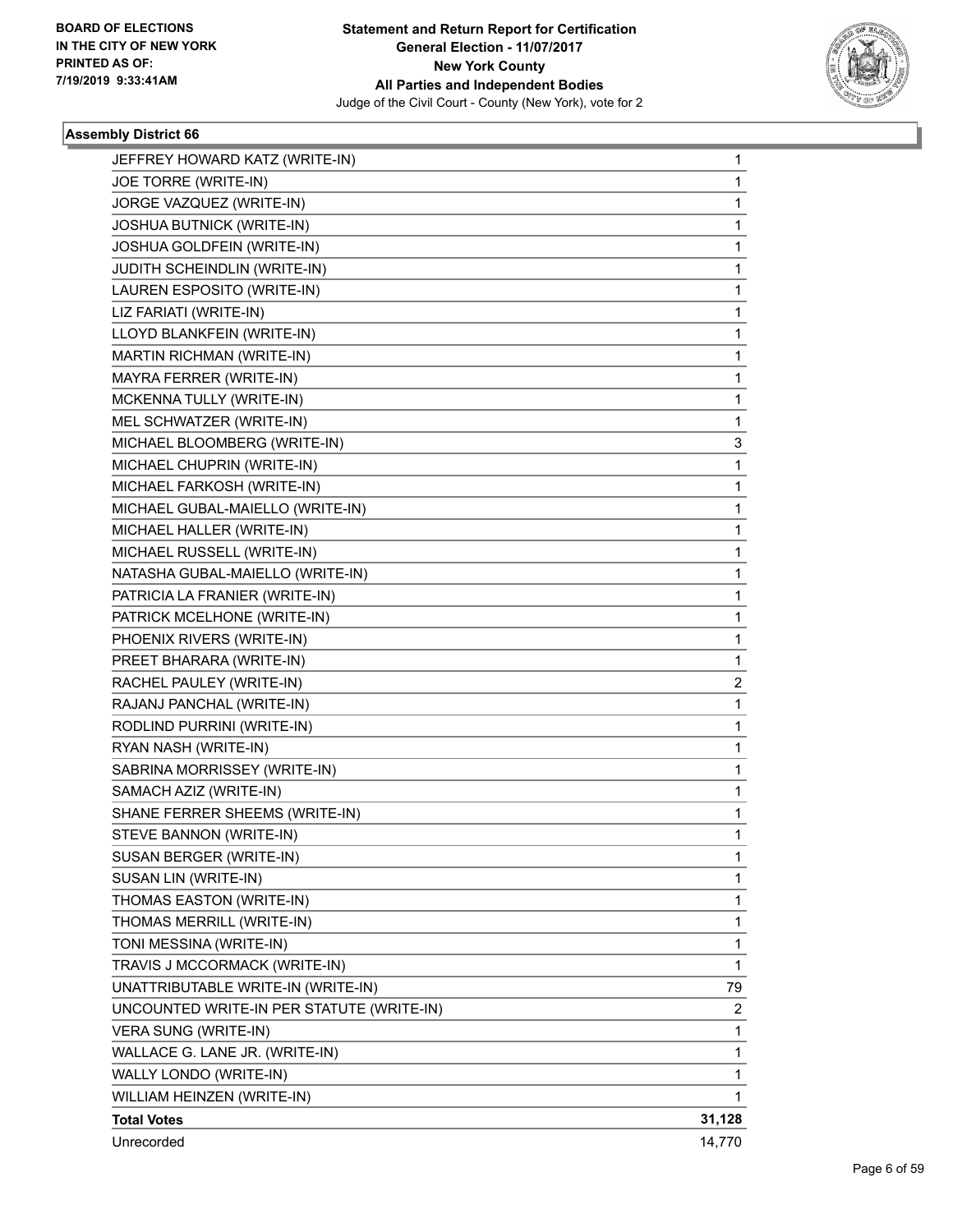**BOARD OF ELECTIONS IN THE CITY OF NEW YORK PRINTED AS OF: 7/19/2019 9:33:41AM**

**Statement and Return Report for Certification**
**General Election - 11/07/2017**
**New York County**
**All Parties and Independent Bodies**
Judge of the Civil Court - County (New York), vote for 2

### Assembly District 66

| | |
|---|---|
| JEFFREY HOWARD KATZ (WRITE-IN) | 1 |
| JOE TORRE (WRITE-IN) | 1 |
| JORGE VAZQUEZ (WRITE-IN) | 1 |
| JOSHUA BUTNICK (WRITE-IN) | 1 |
| JOSHUA GOLDFEIN (WRITE-IN) | 1 |
| JUDITH SCHEINDLIN (WRITE-IN) | 1 |
| LAUREN ESPOSITO (WRITE-IN) | 1 |
| LIZ FARIATI (WRITE-IN) | 1 |
| LLOYD BLANKFEIN (WRITE-IN) | 1 |
| MARTIN RICHMAN (WRITE-IN) | 1 |
| MAYRA FERRER (WRITE-IN) | 1 |
| MCKENNA TULLY (WRITE-IN) | 1 |
| MEL SCHWATZER (WRITE-IN) | 1 |
| MICHAEL BLOOMBERG (WRITE-IN) | 3 |
| MICHAEL CHUPRIN (WRITE-IN) | 1 |
| MICHAEL FARKOSH (WRITE-IN) | 1 |
| MICHAEL GUBAL-MAIELLO (WRITE-IN) | 1 |
| MICHAEL HALLER (WRITE-IN) | 1 |
| MICHAEL RUSSELL (WRITE-IN) | 1 |
| NATASHA GUBAL-MAIELLO (WRITE-IN) | 1 |
| PATRICIA LA FRANIER (WRITE-IN) | 1 |
| PATRICK MCELHONE (WRITE-IN) | 1 |
| PHOENIX RIVERS (WRITE-IN) | 1 |
| PREET BHARARA (WRITE-IN) | 1 |
| RACHEL PAULEY (WRITE-IN) | 2 |
| RAJANJ PANCHAL (WRITE-IN) | 1 |
| RODLIND PURRINI (WRITE-IN) | 1 |
| RYAN NASH (WRITE-IN) | 1 |
| SABRINA MORRISSEY (WRITE-IN) | 1 |
| SAMACH AZIZ (WRITE-IN) | 1 |
| SHANE FERRER SHEEMS (WRITE-IN) | 1 |
| STEVE BANNON (WRITE-IN) | 1 |
| SUSAN BERGER (WRITE-IN) | 1 |
| SUSAN LIN (WRITE-IN) | 1 |
| THOMAS EASTON (WRITE-IN) | 1 |
| THOMAS MERRILL (WRITE-IN) | 1 |
| TONI MESSINA (WRITE-IN) | 1 |
| TRAVIS J MCCORMACK (WRITE-IN) | 1 |
| UNATTRIBUTABLE WRITE-IN (WRITE-IN) | 79 |
| UNCOUNTED WRITE-IN PER STATUTE (WRITE-IN) | 2 |
| VERA SUNG (WRITE-IN) | 1 |
| WALLACE G. LANE JR. (WRITE-IN) | 1 |
| WALLY LONDO (WRITE-IN) | 1 |
| WILLIAM HEINZEN (WRITE-IN) | 1 |
| **Total Votes** | **31,128** |
| Unrecorded | 14,770 |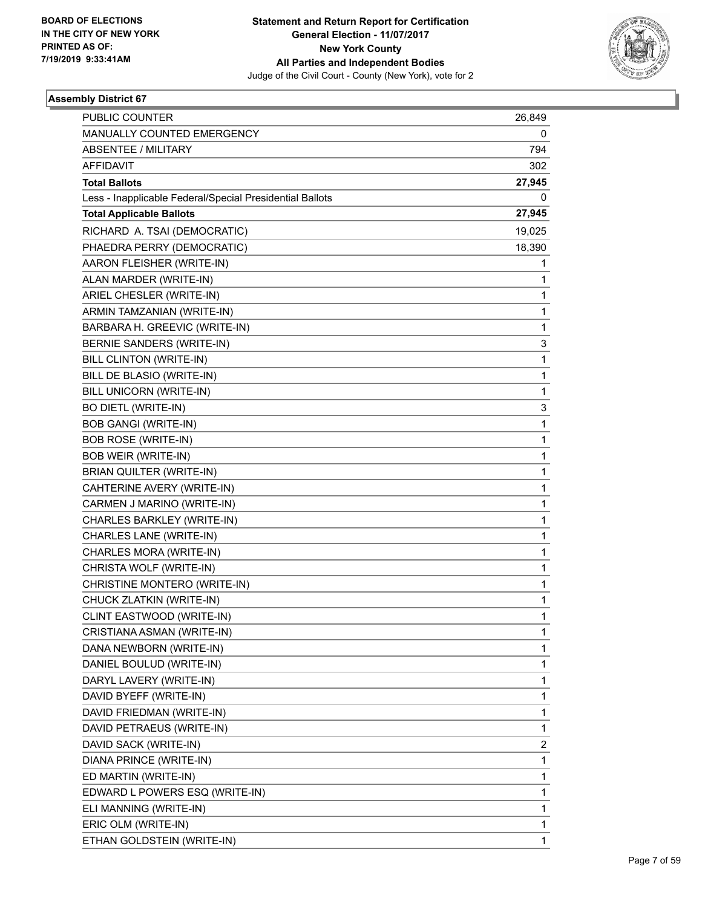**Statement and Return Report for Certification**
**General Election - 11/07/2017**
**New York County**
**All Parties and Independent Bodies**
Judge of the Civil Court - County (New York), vote for 2

BOARD OF ELECTIONS
IN THE CITY OF NEW YORK
PRINTED AS OF:
7/19/2019 9:33:41AM

### Assembly District 67

| | |
|---|---|
| PUBLIC COUNTER | 26,849 |
| MANUALLY COUNTED EMERGENCY | 0 |
| ABSENTEE / MILITARY | 794 |
| AFFIDAVIT | 302 |
| **Total Ballots** | **27,945** |
| Less - Inapplicable Federal/Special Presidential Ballots | 0 |
| **Total Applicable Ballots** | **27,945** |
| RICHARD A. TSAI (DEMOCRATIC) | 19,025 |
| PHAEDRA PERRY (DEMOCRATIC) | 18,390 |
| AARON FLEISHER (WRITE-IN) | 1 |
| ALAN MARDER (WRITE-IN) | 1 |
| ARIEL CHESLER (WRITE-IN) | 1 |
| ARMIN TAMZANIAN (WRITE-IN) | 1 |
| BARBARA H. GREEVIC (WRITE-IN) | 1 |
| BERNIE SANDERS (WRITE-IN) | 3 |
| BILL CLINTON (WRITE-IN) | 1 |
| BILL DE BLASIO (WRITE-IN) | 1 |
| BILL UNICORN (WRITE-IN) | 1 |
| BO DIETL (WRITE-IN) | 3 |
| BOB GANGI (WRITE-IN) | 1 |
| BOB ROSE (WRITE-IN) | 1 |
| BOB WEIR (WRITE-IN) | 1 |
| BRIAN QUILTER (WRITE-IN) | 1 |
| CAHTERINE AVERY (WRITE-IN) | 1 |
| CARMEN J MARINO (WRITE-IN) | 1 |
| CHARLES BARKLEY (WRITE-IN) | 1 |
| CHARLES LANE (WRITE-IN) | 1 |
| CHARLES MORA (WRITE-IN) | 1 |
| CHRISTA WOLF (WRITE-IN) | 1 |
| CHRISTINE MONTERO (WRITE-IN) | 1 |
| CHUCK ZLATKIN (WRITE-IN) | 1 |
| CLINT EASTWOOD (WRITE-IN) | 1 |
| CRISTIANA ASMAN (WRITE-IN) | 1 |
| DANA NEWBORN (WRITE-IN) | 1 |
| DANIEL BOULUD (WRITE-IN) | 1 |
| DARYL LAVERY (WRITE-IN) | 1 |
| DAVID BYEFF (WRITE-IN) | 1 |
| DAVID FRIEDMAN (WRITE-IN) | 1 |
| DAVID PETRAEUS (WRITE-IN) | 1 |
| DAVID SACK (WRITE-IN) | 2 |
| DIANA PRINCE (WRITE-IN) | 1 |
| ED MARTIN (WRITE-IN) | 1 |
| EDWARD L POWERS ESQ (WRITE-IN) | 1 |
| ELI MANNING (WRITE-IN) | 1 |
| ERIC OLM (WRITE-IN) | 1 |
| ETHAN GOLDSTEIN (WRITE-IN) | 1 |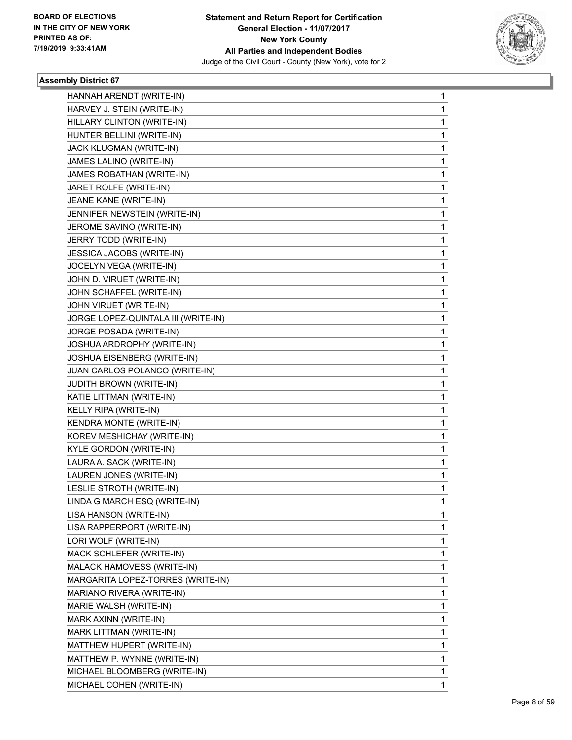BOARD OF ELECTIONS
IN THE CITY OF NEW YORK
PRINTED AS OF:
7/19/2019 9:33:41AM

**Statement and Return Report for Certification**
**General Election - 11/07/2017**
**New York County**
**All Parties and Independent Bodies**
Judge of the Civil Court - County (New York), vote for 2

### Assembly District 67

| | |
|---|---|
| HANNAH ARENDT (WRITE-IN) | 1 |
| HARVEY J. STEIN (WRITE-IN) | 1 |
| HILLARY CLINTON (WRITE-IN) | 1 |
| HUNTER BELLINI (WRITE-IN) | 1 |
| JACK KLUGMAN (WRITE-IN) | 1 |
| JAMES LALINO (WRITE-IN) | 1 |
| JAMES ROBATHAN (WRITE-IN) | 1 |
| JARET ROLFE (WRITE-IN) | 1 |
| JEANE KANE (WRITE-IN) | 1 |
| JENNIFER NEWSTEIN (WRITE-IN) | 1 |
| JEROME SAVINO (WRITE-IN) | 1 |
| JERRY TODD (WRITE-IN) | 1 |
| JESSICA JACOBS (WRITE-IN) | 1 |
| JOCELYN VEGA (WRITE-IN) | 1 |
| JOHN D. VIRUET (WRITE-IN) | 1 |
| JOHN SCHAFFEL (WRITE-IN) | 1 |
| JOHN VIRUET (WRITE-IN) | 1 |
| JORGE LOPEZ-QUINTALA III (WRITE-IN) | 1 |
| JORGE POSADA (WRITE-IN) | 1 |
| JOSHUA ARDROPHY (WRITE-IN) | 1 |
| JOSHUA EISENBERG (WRITE-IN) | 1 |
| JUAN CARLOS POLANCO (WRITE-IN) | 1 |
| JUDITH BROWN (WRITE-IN) | 1 |
| KATIE LITTMAN (WRITE-IN) | 1 |
| KELLY RIPA (WRITE-IN) | 1 |
| KENDRA MONTE (WRITE-IN) | 1 |
| KOREV MESHICHAY (WRITE-IN) | 1 |
| KYLE GORDON (WRITE-IN) | 1 |
| LAURA A. SACK (WRITE-IN) | 1 |
| LAUREN JONES (WRITE-IN) | 1 |
| LESLIE STROTH (WRITE-IN) | 1 |
| LINDA G MARCH ESQ (WRITE-IN) | 1 |
| LISA HANSON (WRITE-IN) | 1 |
| LISA RAPPERPORT (WRITE-IN) | 1 |
| LORI WOLF (WRITE-IN) | 1 |
| MACK SCHLEFER (WRITE-IN) | 1 |
| MALACK HAMOVESS (WRITE-IN) | 1 |
| MARGARITA LOPEZ-TORRES (WRITE-IN) | 1 |
| MARIANO RIVERA (WRITE-IN) | 1 |
| MARIE WALSH (WRITE-IN) | 1 |
| MARK AXINN (WRITE-IN) | 1 |
| MARK LITTMAN (WRITE-IN) | 1 |
| MATTHEW HUPERT (WRITE-IN) | 1 |
| MATTHEW P. WYNNE (WRITE-IN) | 1 |
| MICHAEL BLOOMBERG (WRITE-IN) | 1 |
| MICHAEL COHEN (WRITE-IN) | 1 |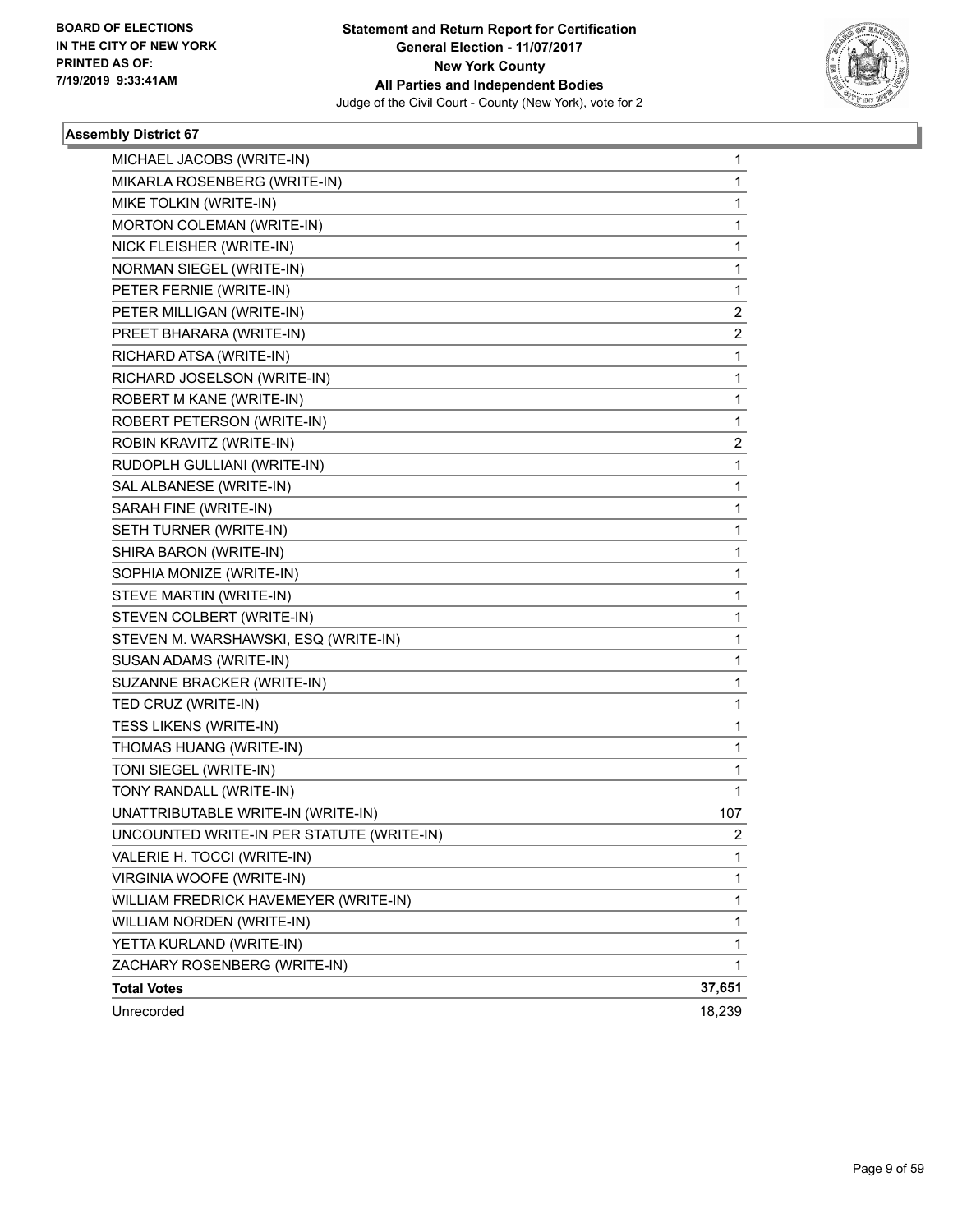BOARD OF ELECTIONS
IN THE CITY OF NEW YORK
PRINTED AS OF:
7/19/2019 9:33:41AM

**Statement and Return Report for Certification**
**General Election - 11/07/2017**
**New York County**
**All Parties and Independent Bodies**
Judge of the Civil Court - County (New York), vote for 2

### Assembly District 67

| | |
|---|---|
| MICHAEL JACOBS (WRITE-IN) | 1 |
| MIKARLA ROSENBERG (WRITE-IN) | 1 |
| MIKE TOLKIN (WRITE-IN) | 1 |
| MORTON COLEMAN (WRITE-IN) | 1 |
| NICK FLEISHER (WRITE-IN) | 1 |
| NORMAN SIEGEL (WRITE-IN) | 1 |
| PETER FERNIE (WRITE-IN) | 1 |
| PETER MILLIGAN (WRITE-IN) | 2 |
| PREET BHARARA (WRITE-IN) | 2 |
| RICHARD ATSA (WRITE-IN) | 1 |
| RICHARD JOSELSON (WRITE-IN) | 1 |
| ROBERT M KANE (WRITE-IN) | 1 |
| ROBERT PETERSON (WRITE-IN) | 1 |
| ROBIN KRAVITZ (WRITE-IN) | 2 |
| RUDOPLH GULLIANI (WRITE-IN) | 1 |
| SAL ALBANESE (WRITE-IN) | 1 |
| SARAH FINE (WRITE-IN) | 1 |
| SETH TURNER (WRITE-IN) | 1 |
| SHIRA BARON (WRITE-IN) | 1 |
| SOPHIA MONIZE (WRITE-IN) | 1 |
| STEVE MARTIN (WRITE-IN) | 1 |
| STEVEN COLBERT (WRITE-IN) | 1 |
| STEVEN M. WARSHAWSKI, ESQ (WRITE-IN) | 1 |
| SUSAN ADAMS (WRITE-IN) | 1 |
| SUZANNE BRACKER (WRITE-IN) | 1 |
| TED CRUZ (WRITE-IN) | 1 |
| TESS LIKENS (WRITE-IN) | 1 |
| THOMAS HUANG (WRITE-IN) | 1 |
| TONI SIEGEL (WRITE-IN) | 1 |
| TONY RANDALL (WRITE-IN) | 1 |
| UNATTRIBUTABLE WRITE-IN (WRITE-IN) | 107 |
| UNCOUNTED WRITE-IN PER STATUTE (WRITE-IN) | 2 |
| VALERIE H. TOCCI (WRITE-IN) | 1 |
| VIRGINIA WOOFE (WRITE-IN) | 1 |
| WILLIAM FREDRICK HAVEMEYER (WRITE-IN) | 1 |
| WILLIAM NORDEN (WRITE-IN) | 1 |
| YETTA KURLAND (WRITE-IN) | 1 |
| ZACHARY ROSENBERG (WRITE-IN) | 1 |
| **Total Votes** | **37,651** |
| Unrecorded | 18,239 |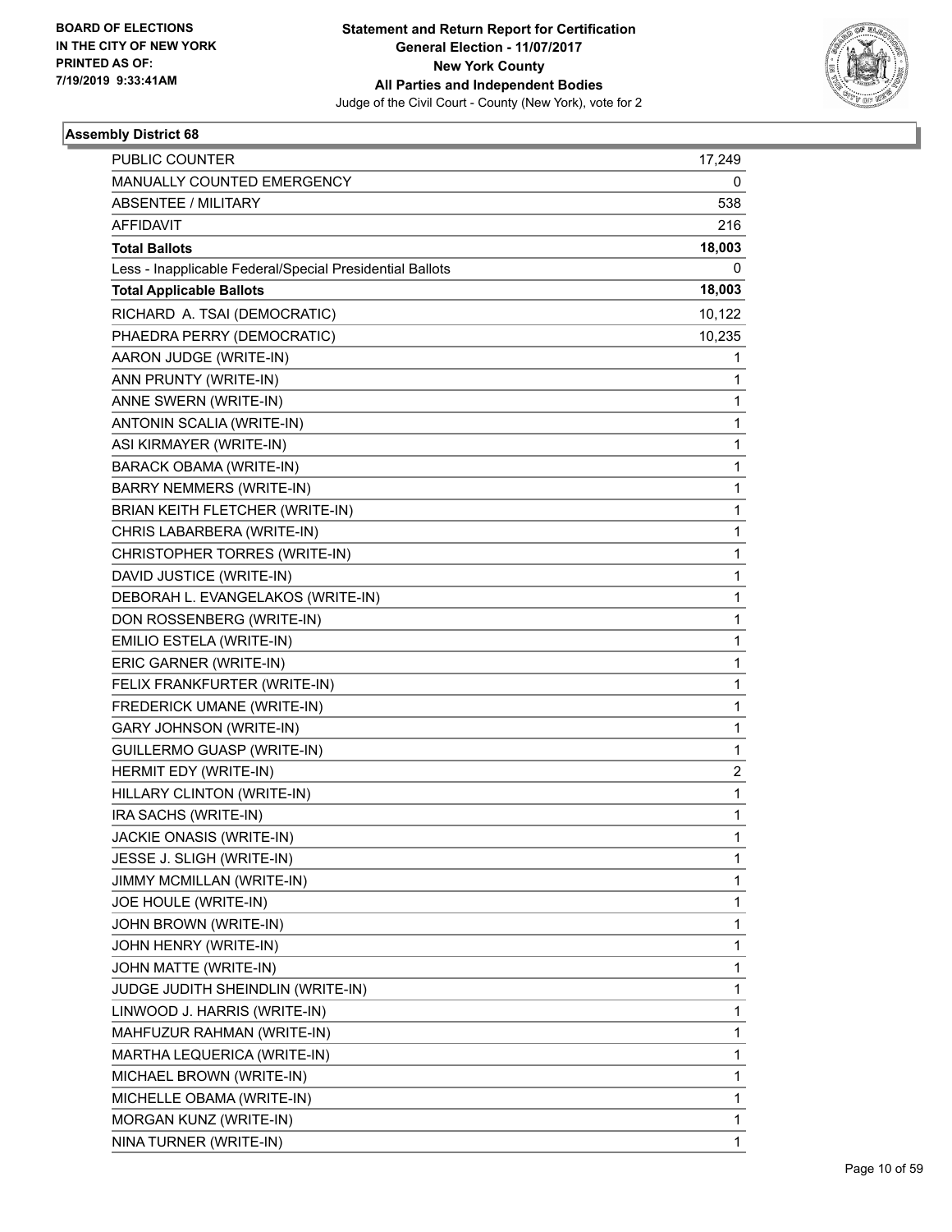BOARD OF ELECTIONS
IN THE CITY OF NEW YORK
PRINTED AS OF:
7/19/2019 9:33:41AM

**Statement and Return Report for Certification**
**General Election - 11/07/2017**
**New York County**
**All Parties and Independent Bodies**
Judge of the Civil Court - County (New York), vote for 2

### Assembly District 68

| | |
|---|---|
| PUBLIC COUNTER | 17,249 |
| MANUALLY COUNTED EMERGENCY | 0 |
| ABSENTEE / MILITARY | 538 |
| AFFIDAVIT | 216 |
| **Total Ballots** | **18,003** |
| Less - Inapplicable Federal/Special Presidential Ballots | 0 |
| **Total Applicable Ballots** | **18,003** |
| RICHARD A. TSAI (DEMOCRATIC) | 10,122 |
| PHAEDRA PERRY (DEMOCRATIC) | 10,235 |
| AARON JUDGE (WRITE-IN) | 1 |
| ANN PRUNTY (WRITE-IN) | 1 |
| ANNE SWERN (WRITE-IN) | 1 |
| ANTONIN SCALIA (WRITE-IN) | 1 |
| ASI KIRMAYER (WRITE-IN) | 1 |
| BARACK OBAMA (WRITE-IN) | 1 |
| BARRY NEMMERS (WRITE-IN) | 1 |
| BRIAN KEITH FLETCHER (WRITE-IN) | 1 |
| CHRIS LABARBERA (WRITE-IN) | 1 |
| CHRISTOPHER TORRES (WRITE-IN) | 1 |
| DAVID JUSTICE (WRITE-IN) | 1 |
| DEBORAH L. EVANGELAKOS (WRITE-IN) | 1 |
| DON ROSSENBERG (WRITE-IN) | 1 |
| EMILIO ESTELA (WRITE-IN) | 1 |
| ERIC GARNER (WRITE-IN) | 1 |
| FELIX FRANKFURTER (WRITE-IN) | 1 |
| FREDERICK UMANE (WRITE-IN) | 1 |
| GARY JOHNSON (WRITE-IN) | 1 |
| GUILLERMO GUASP (WRITE-IN) | 1 |
| HERMIT EDY (WRITE-IN) | 2 |
| HILLARY CLINTON (WRITE-IN) | 1 |
| IRA SACHS (WRITE-IN) | 1 |
| JACKIE ONASIS (WRITE-IN) | 1 |
| JESSE J. SLIGH (WRITE-IN) | 1 |
| JIMMY MCMILLAN (WRITE-IN) | 1 |
| JOE HOULE (WRITE-IN) | 1 |
| JOHN BROWN (WRITE-IN) | 1 |
| JOHN HENRY (WRITE-IN) | 1 |
| JOHN MATTE (WRITE-IN) | 1 |
| JUDGE JUDITH SHEINDLIN (WRITE-IN) | 1 |
| LINWOOD J. HARRIS (WRITE-IN) | 1 |
| MAHFUZUR RAHMAN (WRITE-IN) | 1 |
| MARTHA LEQUERICA (WRITE-IN) | 1 |
| MICHAEL BROWN (WRITE-IN) | 1 |
| MICHELLE OBAMA (WRITE-IN) | 1 |
| MORGAN KUNZ (WRITE-IN) | 1 |
| NINA TURNER (WRITE-IN) | 1 |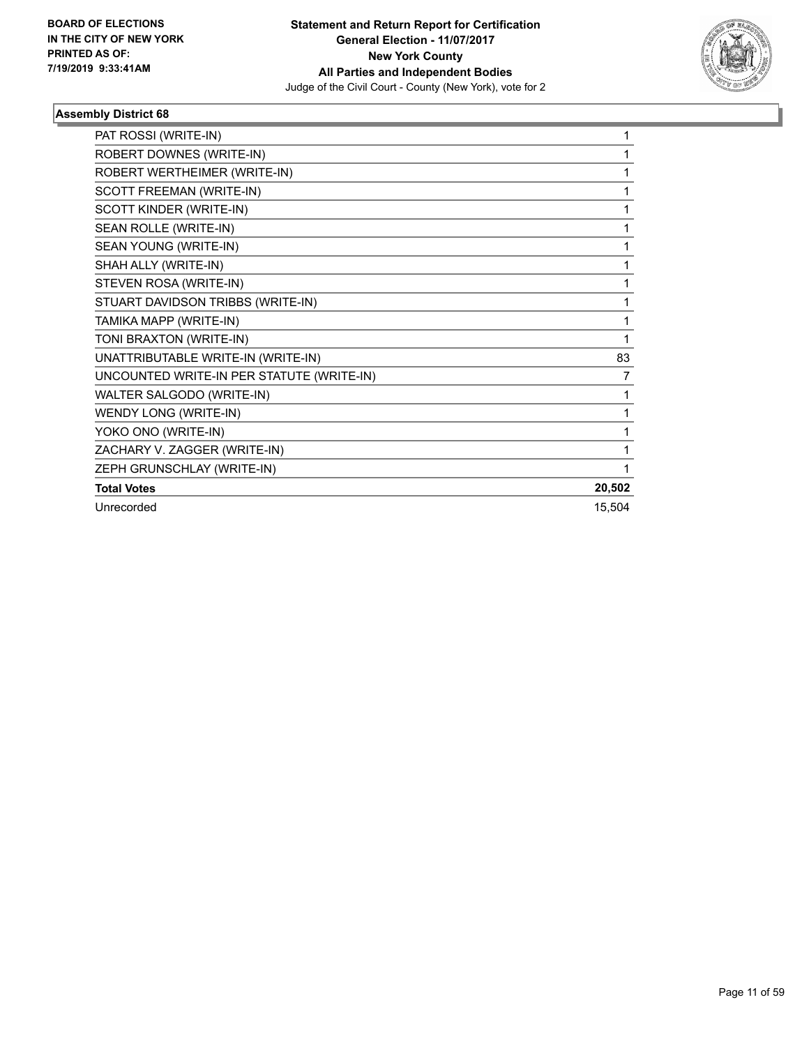BOARD OF ELECTIONS
IN THE CITY OF NEW YORK
PRINTED AS OF:
7/19/2019 9:33:41AM

**Statement and Return Report for Certification**
**General Election - 11/07/2017**
**New York County**
**All Parties and Independent Bodies**
Judge of the Civil Court - County (New York), vote for 2

### Assembly District 68

| | |
|---|---|
| PAT ROSSI (WRITE-IN) | 1 |
| ROBERT DOWNES (WRITE-IN) | 1 |
| ROBERT WERTHEIMER (WRITE-IN) | 1 |
| SCOTT FREEMAN (WRITE-IN) | 1 |
| SCOTT KINDER (WRITE-IN) | 1 |
| SEAN ROLLE (WRITE-IN) | 1 |
| SEAN YOUNG (WRITE-IN) | 1 |
| SHAH ALLY (WRITE-IN) | 1 |
| STEVEN ROSA (WRITE-IN) | 1 |
| STUART DAVIDSON TRIBBS (WRITE-IN) | 1 |
| TAMIKA MAPP (WRITE-IN) | 1 |
| TONI BRAXTON (WRITE-IN) | 1 |
| UNATTRIBUTABLE WRITE-IN (WRITE-IN) | 83 |
| UNCOUNTED WRITE-IN PER STATUTE (WRITE-IN) | 7 |
| WALTER SALGODO (WRITE-IN) | 1 |
| WENDY LONG (WRITE-IN) | 1 |
| YOKO ONO (WRITE-IN) | 1 |
| ZACHARY V. ZAGGER (WRITE-IN) | 1 |
| ZEPH GRUNSCHLAY (WRITE-IN) | 1 |
| **Total Votes** | **20,502** |
| Unrecorded | 15,504 |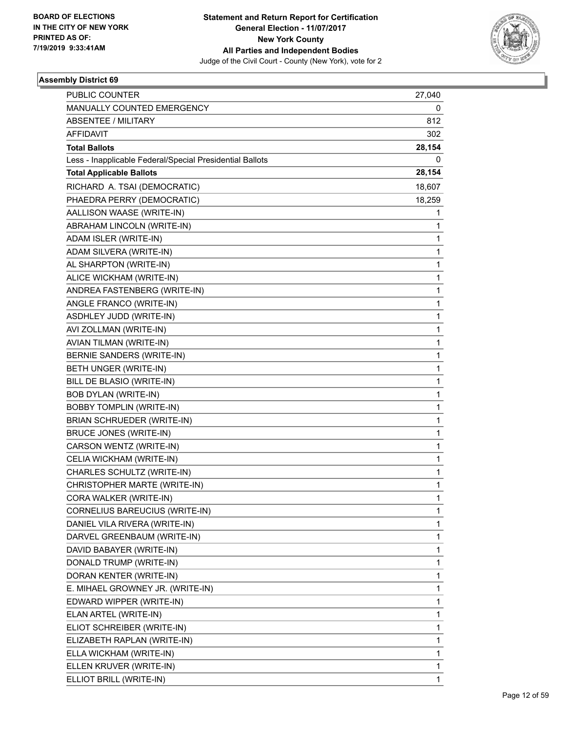BOARD OF ELECTIONS
IN THE CITY OF NEW YORK
PRINTED AS OF:
7/19/2019 9:33:41AM

**Statement and Return Report for Certification**
**General Election - 11/07/2017**
**New York County**
**All Parties and Independent Bodies**
Judge of the Civil Court - County (New York), vote for 2

### Assembly District 69

| | |
|---|---|
| PUBLIC COUNTER | 27,040 |
| MANUALLY COUNTED EMERGENCY | 0 |
| ABSENTEE / MILITARY | 812 |
| AFFIDAVIT | 302 |
| **Total Ballots** | **28,154** |
| Less - Inapplicable Federal/Special Presidential Ballots | 0 |
| **Total Applicable Ballots** | **28,154** |
| RICHARD A. TSAI (DEMOCRATIC) | 18,607 |
| PHAEDRA PERRY (DEMOCRATIC) | 18,259 |
| AALLISON WAASE (WRITE-IN) | 1 |
| ABRAHAM LINCOLN (WRITE-IN) | 1 |
| ADAM ISLER (WRITE-IN) | 1 |
| ADAM SILVERA (WRITE-IN) | 1 |
| AL SHARPTON (WRITE-IN) | 1 |
| ALICE WICKHAM (WRITE-IN) | 1 |
| ANDREA FASTENBERG (WRITE-IN) | 1 |
| ANGLE FRANCO (WRITE-IN) | 1 |
| ASDHLEY JUDD (WRITE-IN) | 1 |
| AVI ZOLLMAN (WRITE-IN) | 1 |
| AVIAN TILMAN (WRITE-IN) | 1 |
| BERNIE SANDERS (WRITE-IN) | 1 |
| BETH UNGER (WRITE-IN) | 1 |
| BILL DE BLASIO (WRITE-IN) | 1 |
| BOB DYLAN (WRITE-IN) | 1 |
| BOBBY TOMPLIN (WRITE-IN) | 1 |
| BRIAN SCHRUEDER (WRITE-IN) | 1 |
| BRUCE JONES (WRITE-IN) | 1 |
| CARSON WENTZ (WRITE-IN) | 1 |
| CELIA WICKHAM (WRITE-IN) | 1 |
| CHARLES SCHULTZ (WRITE-IN) | 1 |
| CHRISTOPHER MARTE (WRITE-IN) | 1 |
| CORA WALKER (WRITE-IN) | 1 |
| CORNELIUS BAREUCIUS (WRITE-IN) | 1 |
| DANIEL VILA RIVERA (WRITE-IN) | 1 |
| DARVEL GREENBAUM (WRITE-IN) | 1 |
| DAVID BABAYER (WRITE-IN) | 1 |
| DONALD TRUMP (WRITE-IN) | 1 |
| DORAN KENTER (WRITE-IN) | 1 |
| E. MIHAEL GROWNEY JR. (WRITE-IN) | 1 |
| EDWARD WIPPER (WRITE-IN) | 1 |
| ELAN ARTEL (WRITE-IN) | 1 |
| ELIOT SCHREIBER (WRITE-IN) | 1 |
| ELIZABETH RAPLAN (WRITE-IN) | 1 |
| ELLA WICKHAM (WRITE-IN) | 1 |
| ELLEN KRUVER (WRITE-IN) | 1 |
| ELLIOT BRILL (WRITE-IN) | 1 |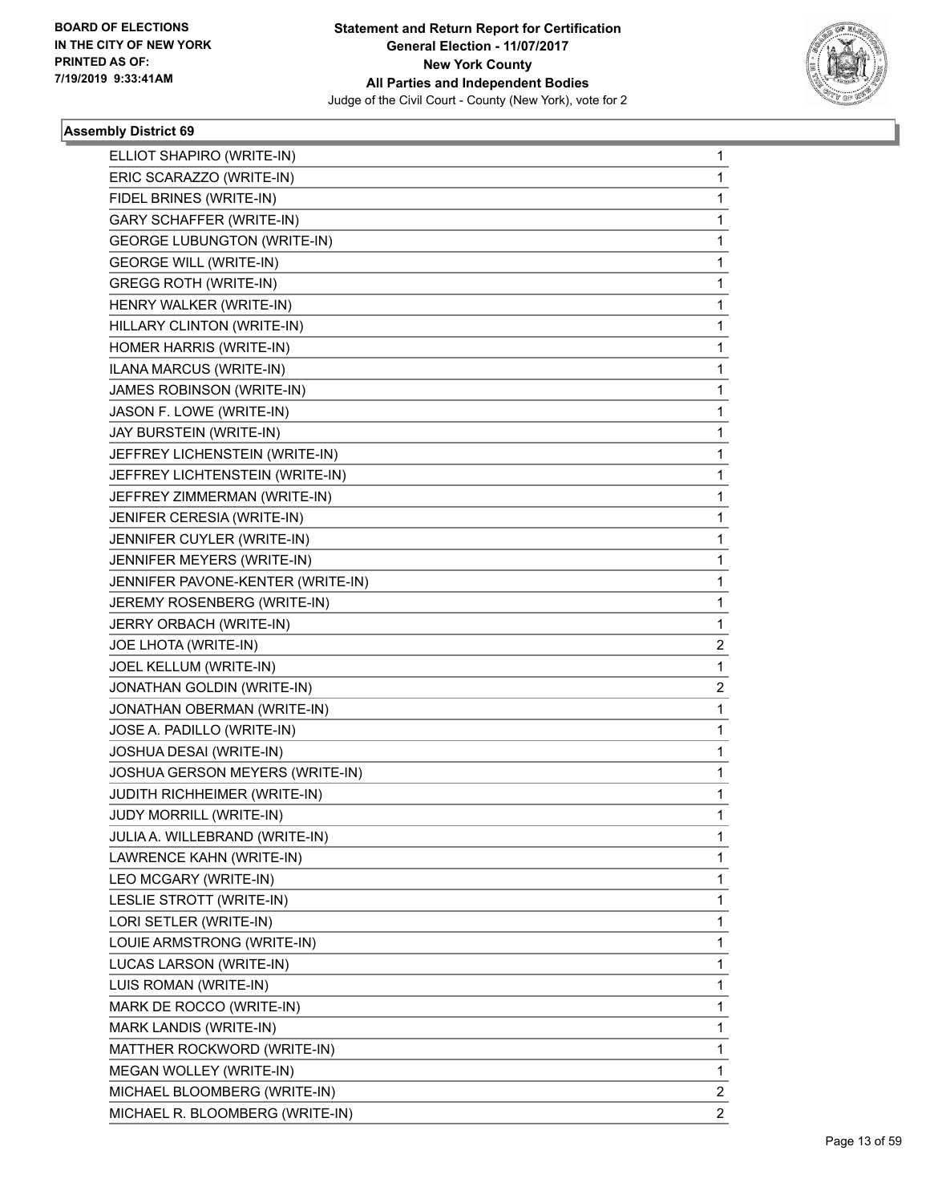**BOARD OF ELECTIONS IN THE CITY OF NEW YORK PRINTED AS OF: 7/19/2019 9:33:41AM**

**Statement and Return Report for Certification General Election - 11/07/2017 New York County All Parties and Independent Bodies**

Judge of the Civil Court - County (New York), vote for 2

### Assembly District 69

| | |
|---|---|
| ELLIOT SHAPIRO (WRITE-IN) | 1 |
| ERIC SCARAZZO (WRITE-IN) | 1 |
| FIDEL BRINES (WRITE-IN) | 1 |
| GARY SCHAFFER (WRITE-IN) | 1 |
| GEORGE LUBUNGTON (WRITE-IN) | 1 |
| GEORGE WILL (WRITE-IN) | 1 |
| GREGG ROTH (WRITE-IN) | 1 |
| HENRY WALKER (WRITE-IN) | 1 |
| HILLARY CLINTON (WRITE-IN) | 1 |
| HOMER HARRIS (WRITE-IN) | 1 |
| ILANA MARCUS (WRITE-IN) | 1 |
| JAMES ROBINSON (WRITE-IN) | 1 |
| JASON F. LOWE (WRITE-IN) | 1 |
| JAY BURSTEIN (WRITE-IN) | 1 |
| JEFFREY LICHENSTEIN (WRITE-IN) | 1 |
| JEFFREY LICHTENSTEIN (WRITE-IN) | 1 |
| JEFFREY ZIMMERMAN (WRITE-IN) | 1 |
| JENIFER CERESIA (WRITE-IN) | 1 |
| JENNIFER CUYLER (WRITE-IN) | 1 |
| JENNIFER MEYERS (WRITE-IN) | 1 |
| JENNIFER PAVONE-KENTER (WRITE-IN) | 1 |
| JEREMY ROSENBERG (WRITE-IN) | 1 |
| JERRY ORBACH (WRITE-IN) | 1 |
| JOE LHOTA (WRITE-IN) | 2 |
| JOEL KELLUM (WRITE-IN) | 1 |
| JONATHAN GOLDIN (WRITE-IN) | 2 |
| JONATHAN OBERMAN (WRITE-IN) | 1 |
| JOSE A. PADILLO (WRITE-IN) | 1 |
| JOSHUA DESAI (WRITE-IN) | 1 |
| JOSHUA GERSON MEYERS (WRITE-IN) | 1 |
| JUDITH RICHHEIMER (WRITE-IN) | 1 |
| JUDY MORRILL (WRITE-IN) | 1 |
| JULIA A. WILLEBRAND (WRITE-IN) | 1 |
| LAWRENCE KAHN (WRITE-IN) | 1 |
| LEO MCGARY (WRITE-IN) | 1 |
| LESLIE STROTT (WRITE-IN) | 1 |
| LORI SETLER (WRITE-IN) | 1 |
| LOUIE ARMSTRONG (WRITE-IN) | 1 |
| LUCAS LARSON (WRITE-IN) | 1 |
| LUIS ROMAN (WRITE-IN) | 1 |
| MARK DE ROCCO (WRITE-IN) | 1 |
| MARK LANDIS (WRITE-IN) | 1 |
| MATTHER ROCKWORD (WRITE-IN) | 1 |
| MEGAN WOLLEY (WRITE-IN) | 1 |
| MICHAEL BLOOMBERG (WRITE-IN) | 2 |
| MICHAEL R. BLOOMBERG (WRITE-IN) | 2 |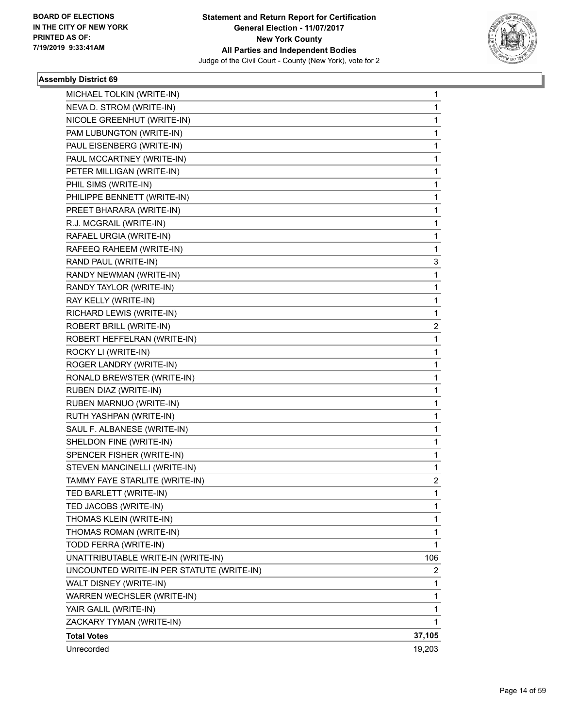**BOARD OF ELECTIONS IN THE CITY OF NEW YORK PRINTED AS OF: 7/19/2019 9:33:41AM**

**Statement and Return Report for Certification General Election - 11/07/2017 New York County All Parties and Independent Bodies**

Judge of the Civil Court - County (New York), vote for 2

### Assembly District 69

| | |
|---|---|
| MICHAEL TOLKIN (WRITE-IN) | 1 |
| NEVA D. STROM (WRITE-IN) | 1 |
| NICOLE GREENHUT (WRITE-IN) | 1 |
| PAM LUBUNGTON (WRITE-IN) | 1 |
| PAUL EISENBERG (WRITE-IN) | 1 |
| PAUL MCCARTNEY (WRITE-IN) | 1 |
| PETER MILLIGAN (WRITE-IN) | 1 |
| PHIL SIMS (WRITE-IN) | 1 |
| PHILIPPE BENNETT (WRITE-IN) | 1 |
| PREET BHARARA (WRITE-IN) | 1 |
| R.J. MCGRAIL (WRITE-IN) | 1 |
| RAFAEL URGIA (WRITE-IN) | 1 |
| RAFEEQ RAHEEM (WRITE-IN) | 1 |
| RAND PAUL (WRITE-IN) | 3 |
| RANDY NEWMAN (WRITE-IN) | 1 |
| RANDY TAYLOR (WRITE-IN) | 1 |
| RAY KELLY (WRITE-IN) | 1 |
| RICHARD LEWIS (WRITE-IN) | 1 |
| ROBERT BRILL (WRITE-IN) | 2 |
| ROBERT HEFFELRAN (WRITE-IN) | 1 |
| ROCKY LI (WRITE-IN) | 1 |
| ROGER LANDRY (WRITE-IN) | 1 |
| RONALD BREWSTER (WRITE-IN) | 1 |
| RUBEN DIAZ (WRITE-IN) | 1 |
| RUBEN MARNUO (WRITE-IN) | 1 |
| RUTH YASHPAN (WRITE-IN) | 1 |
| SAUL F. ALBANESE (WRITE-IN) | 1 |
| SHELDON FINE (WRITE-IN) | 1 |
| SPENCER FISHER (WRITE-IN) | 1 |
| STEVEN MANCINELLI (WRITE-IN) | 1 |
| TAMMY FAYE STARLITE (WRITE-IN) | 2 |
| TED BARLETT (WRITE-IN) | 1 |
| TED JACOBS (WRITE-IN) | 1 |
| THOMAS KLEIN (WRITE-IN) | 1 |
| THOMAS ROMAN (WRITE-IN) | 1 |
| TODD FERRA (WRITE-IN) | 1 |
| UNATTRIBUTABLE WRITE-IN (WRITE-IN) | 106 |
| UNCOUNTED WRITE-IN PER STATUTE (WRITE-IN) | 2 |
| WALT DISNEY (WRITE-IN) | 1 |
| WARREN WECHSLER (WRITE-IN) | 1 |
| YAIR GALIL (WRITE-IN) | 1 |
| ZACKARY TYMAN (WRITE-IN) | 1 |
| **Total Votes** | **37,105** |
| Unrecorded | 19,203 |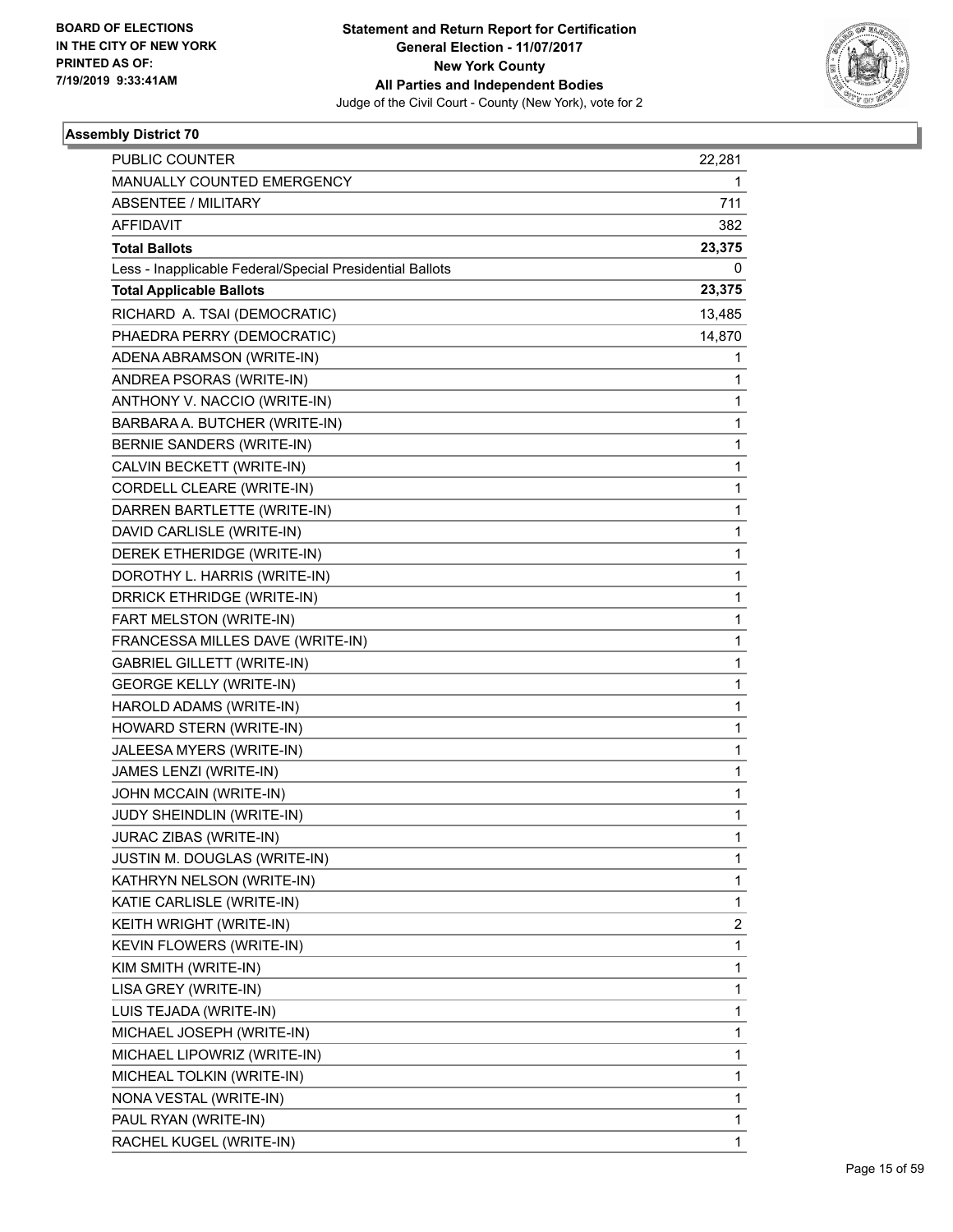BOARD OF ELECTIONS
IN THE CITY OF NEW YORK
PRINTED AS OF:
7/19/2019 9:33:41AM

**Statement and Return Report for Certification**
**General Election - 11/07/2017**
**New York County**
**All Parties and Independent Bodies**
Judge of the Civil Court - County (New York), vote for 2

**Assembly District 70**

| | |
|---|---|
| PUBLIC COUNTER | 22,281 |
| MANUALLY COUNTED EMERGENCY | 1 |
| ABSENTEE / MILITARY | 711 |
| AFFIDAVIT | 382 |
| **Total Ballots** | **23,375** |
| Less - Inapplicable Federal/Special Presidential Ballots | 0 |
| **Total Applicable Ballots** | **23,375** |
| RICHARD A. TSAI (DEMOCRATIC) | 13,485 |
| PHAEDRA PERRY (DEMOCRATIC) | 14,870 |
| ADENA ABRAMSON (WRITE-IN) | 1 |
| ANDREA PSORAS (WRITE-IN) | 1 |
| ANTHONY V. NACCIO (WRITE-IN) | 1 |
| BARBARA A. BUTCHER (WRITE-IN) | 1 |
| BERNIE SANDERS (WRITE-IN) | 1 |
| CALVIN BECKETT (WRITE-IN) | 1 |
| CORDELL CLEARE (WRITE-IN) | 1 |
| DARREN BARTLETTE (WRITE-IN) | 1 |
| DAVID CARLISLE (WRITE-IN) | 1 |
| DEREK ETHERIDGE (WRITE-IN) | 1 |
| DOROTHY L. HARRIS (WRITE-IN) | 1 |
| DRRICK ETHRIDGE (WRITE-IN) | 1 |
| FART MELSTON (WRITE-IN) | 1 |
| FRANCESSA MILLES DAVE (WRITE-IN) | 1 |
| GABRIEL GILLETT (WRITE-IN) | 1 |
| GEORGE KELLY (WRITE-IN) | 1 |
| HAROLD ADAMS (WRITE-IN) | 1 |
| HOWARD STERN (WRITE-IN) | 1 |
| JALEESA MYERS (WRITE-IN) | 1 |
| JAMES LENZI (WRITE-IN) | 1 |
| JOHN MCCAIN (WRITE-IN) | 1 |
| JUDY SHEINDLIN (WRITE-IN) | 1 |
| JURAC ZIBAS (WRITE-IN) | 1 |
| JUSTIN M. DOUGLAS (WRITE-IN) | 1 |
| KATHRYN NELSON (WRITE-IN) | 1 |
| KATIE CARLISLE (WRITE-IN) | 1 |
| KEITH WRIGHT (WRITE-IN) | 2 |
| KEVIN FLOWERS (WRITE-IN) | 1 |
| KIM SMITH (WRITE-IN) | 1 |
| LISA GREY (WRITE-IN) | 1 |
| LUIS TEJADA (WRITE-IN) | 1 |
| MICHAEL JOSEPH (WRITE-IN) | 1 |
| MICHAEL LIPOWRIZ (WRITE-IN) | 1 |
| MICHEAL TOLKIN (WRITE-IN) | 1 |
| NONA VESTAL (WRITE-IN) | 1 |
| PAUL RYAN (WRITE-IN) | 1 |
| RACHEL KUGEL (WRITE-IN) | 1 |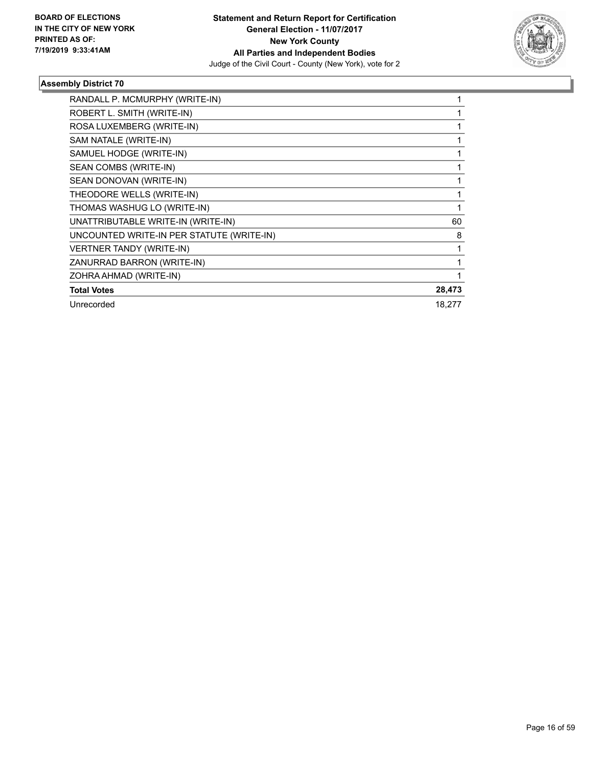BOARD OF ELECTIONS
IN THE CITY OF NEW YORK
PRINTED AS OF:
7/19/2019 9:33:41AM

**Statement and Return Report for Certification**
**General Election - 11/07/2017**
**New York County**
**All Parties and Independent Bodies**
Judge of the Civil Court - County (New York), vote for 2

### Assembly District 70

| | |
|---|---|
| RANDALL P. MCMURPHY (WRITE-IN) | 1 |
| ROBERT L. SMITH (WRITE-IN) | 1 |
| ROSA LUXEMBERG (WRITE-IN) | 1 |
| SAM NATALE (WRITE-IN) | 1 |
| SAMUEL HODGE (WRITE-IN) | 1 |
| SEAN COMBS (WRITE-IN) | 1 |
| SEAN DONOVAN (WRITE-IN) | 1 |
| THEODORE WELLS (WRITE-IN) | 1 |
| THOMAS WASHUG LO (WRITE-IN) | 1 |
| UNATTRIBUTABLE WRITE-IN (WRITE-IN) | 60 |
| UNCOUNTED WRITE-IN PER STATUTE (WRITE-IN) | 8 |
| VERTNER TANDY (WRITE-IN) | 1 |
| ZANURRAD BARRON (WRITE-IN) | 1 |
| ZOHRA AHMAD (WRITE-IN) | 1 |
| **Total Votes** | **28,473** |
| Unrecorded | 18,277 |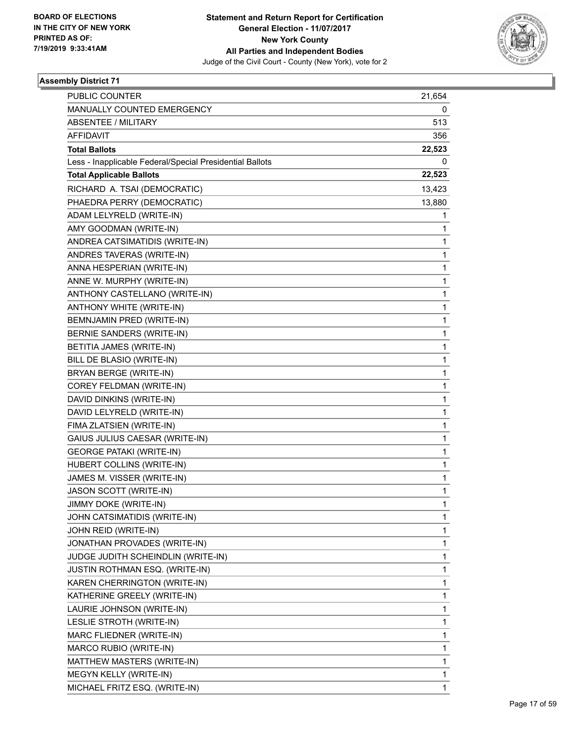BOARD OF ELECTIONS
IN THE CITY OF NEW YORK
PRINTED AS OF:
7/19/2019 9:33:41AM

**Statement and Return Report for Certification**
**General Election - 11/07/2017**
**New York County**
**All Parties and Independent Bodies**
Judge of the Civil Court - County (New York), vote for 2

### Assembly District 71

| | |
|---|---|
| PUBLIC COUNTER | 21,654 |
| MANUALLY COUNTED EMERGENCY | 0 |
| ABSENTEE / MILITARY | 513 |
| AFFIDAVIT | 356 |
| **Total Ballots** | **22,523** |
| Less - Inapplicable Federal/Special Presidential Ballots | 0 |
| **Total Applicable Ballots** | **22,523** |
| RICHARD A. TSAI (DEMOCRATIC) | 13,423 |
| PHAEDRA PERRY (DEMOCRATIC) | 13,880 |
| ADAM LELYRELD (WRITE-IN) | 1 |
| AMY GOODMAN (WRITE-IN) | 1 |
| ANDREA CATSIMATIDIS (WRITE-IN) | 1 |
| ANDRES TAVERAS (WRITE-IN) | 1 |
| ANNA HESPERIAN (WRITE-IN) | 1 |
| ANNE W. MURPHY (WRITE-IN) | 1 |
| ANTHONY CASTELLANO (WRITE-IN) | 1 |
| ANTHONY WHITE (WRITE-IN) | 1 |
| BEMNJAMIN PRED (WRITE-IN) | 1 |
| BERNIE SANDERS (WRITE-IN) | 1 |
| BETITIA JAMES (WRITE-IN) | 1 |
| BILL DE BLASIO (WRITE-IN) | 1 |
| BRYAN BERGE (WRITE-IN) | 1 |
| COREY FELDMAN (WRITE-IN) | 1 |
| DAVID DINKINS (WRITE-IN) | 1 |
| DAVID LELYRELD (WRITE-IN) | 1 |
| FIMA ZLATSIEN (WRITE-IN) | 1 |
| GAIUS JULIUS CAESAR (WRITE-IN) | 1 |
| GEORGE PATAKI (WRITE-IN) | 1 |
| HUBERT COLLINS (WRITE-IN) | 1 |
| JAMES M. VISSER (WRITE-IN) | 1 |
| JASON SCOTT (WRITE-IN) | 1 |
| JIMMY DOKE (WRITE-IN) | 1 |
| JOHN CATSIMATIDIS (WRITE-IN) | 1 |
| JOHN REID (WRITE-IN) | 1 |
| JONATHAN PROVADES (WRITE-IN) | 1 |
| JUDGE JUDITH SCHEINDLIN (WRITE-IN) | 1 |
| JUSTIN ROTHMAN ESQ. (WRITE-IN) | 1 |
| KAREN CHERRINGTON (WRITE-IN) | 1 |
| KATHERINE GREELY (WRITE-IN) | 1 |
| LAURIE JOHNSON (WRITE-IN) | 1 |
| LESLIE STROTH (WRITE-IN) | 1 |
| MARC FLIEDNER (WRITE-IN) | 1 |
| MARCO RUBIO (WRITE-IN) | 1 |
| MATTHEW MASTERS (WRITE-IN) | 1 |
| MEGYN KELLY (WRITE-IN) | 1 |
| MICHAEL FRITZ ESQ. (WRITE-IN) | 1 |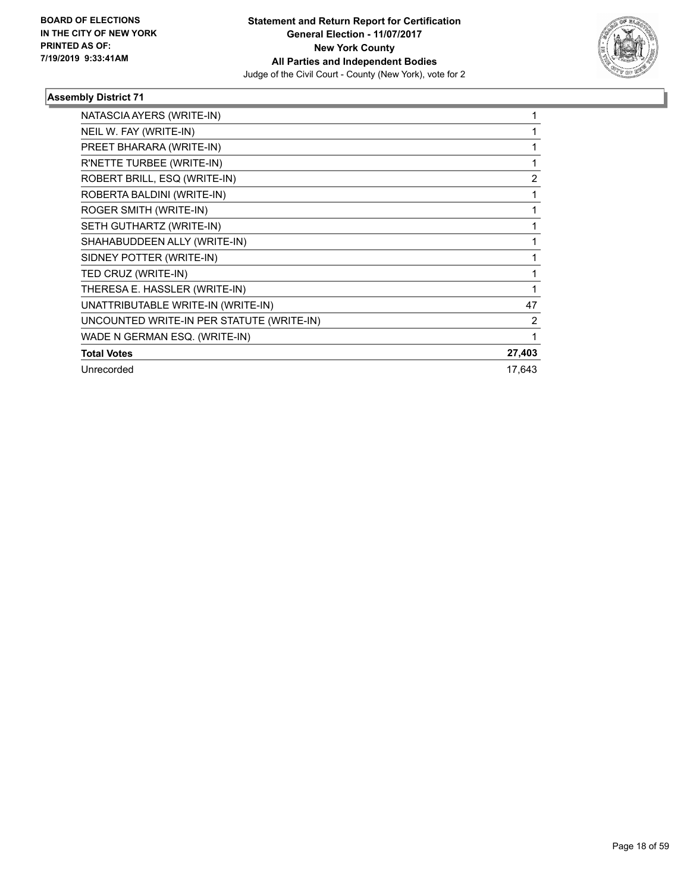BOARD OF ELECTIONS
IN THE CITY OF NEW YORK
PRINTED AS OF:
7/19/2019 9:33:41AM

**Statement and Return Report for Certification**
**General Election - 11/07/2017**
**New York County**
**All Parties and Independent Bodies**
Judge of the Civil Court - County (New York), vote for 2

### Assembly District 71

| | |
|---|---|
| NATASCIA AYERS (WRITE-IN) | 1 |
| NEIL W. FAY (WRITE-IN) | 1 |
| PREET BHARARA (WRITE-IN) | 1 |
| R'NETTE TURBEE (WRITE-IN) | 1 |
| ROBERT BRILL, ESQ (WRITE-IN) | 2 |
| ROBERTA BALDINI (WRITE-IN) | 1 |
| ROGER SMITH (WRITE-IN) | 1 |
| SETH GUTHARTZ (WRITE-IN) | 1 |
| SHAHABUDDEEN ALLY (WRITE-IN) | 1 |
| SIDNEY POTTER (WRITE-IN) | 1 |
| TED CRUZ (WRITE-IN) | 1 |
| THERESA E. HASSLER (WRITE-IN) | 1 |
| UNATTRIBUTABLE WRITE-IN (WRITE-IN) | 47 |
| UNCOUNTED WRITE-IN PER STATUTE (WRITE-IN) | 2 |
| WADE N GERMAN ESQ. (WRITE-IN) | 1 |
| **Total Votes** | **27,403** |
| Unrecorded | 17,643 |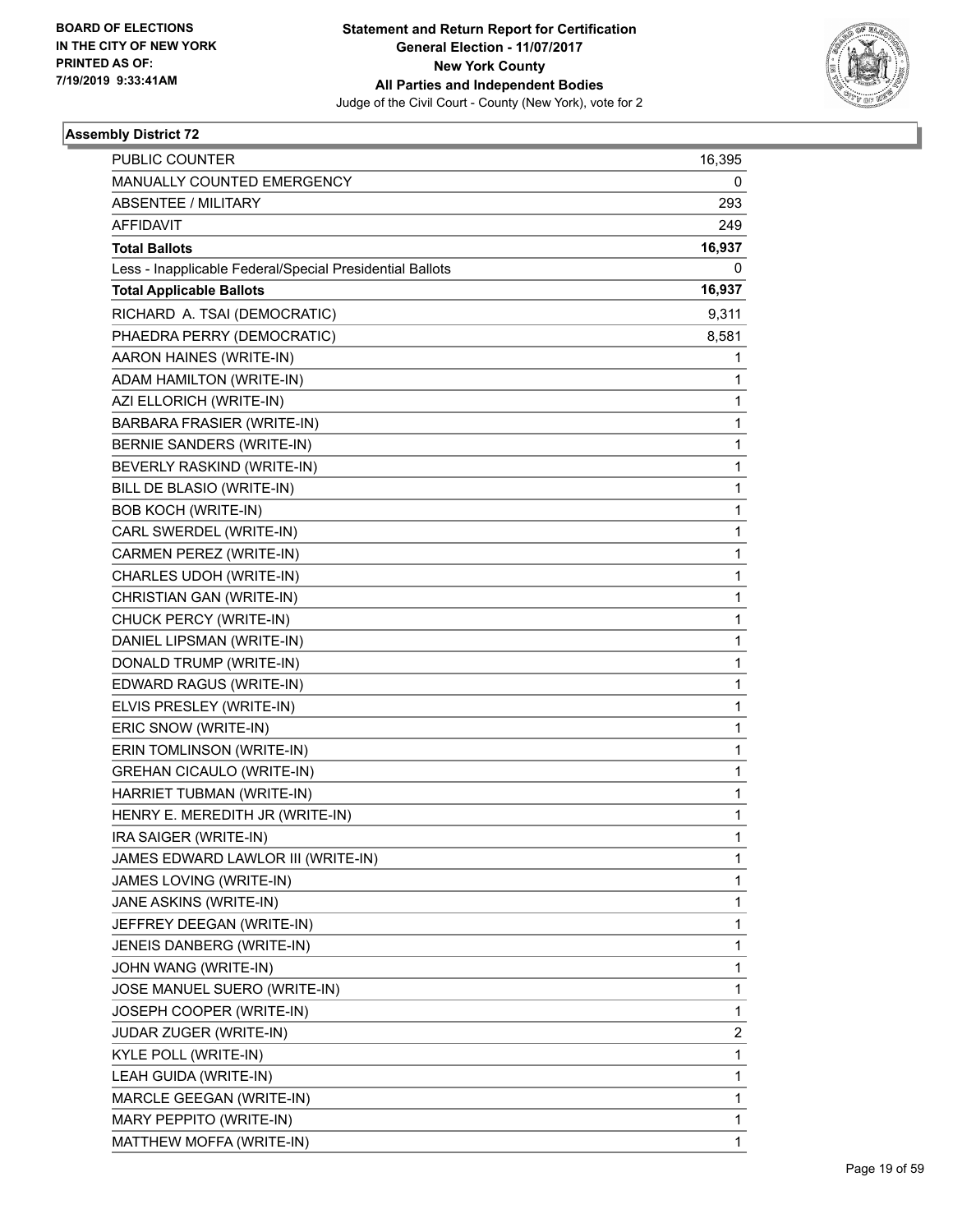BOARD OF ELECTIONS
IN THE CITY OF NEW YORK
PRINTED AS OF:
7/19/2019 9:33:41AM

**Statement and Return Report for Certification**
**General Election - 11/07/2017**
**New York County**
**All Parties and Independent Bodies**
Judge of the Civil Court - County (New York), vote for 2

### Assembly District 72

| | |
|---|---|
| PUBLIC COUNTER | 16,395 |
| MANUALLY COUNTED EMERGENCY | 0 |
| ABSENTEE / MILITARY | 293 |
| AFFIDAVIT | 249 |
| **Total Ballots** | **16,937** |
| Less - Inapplicable Federal/Special Presidential Ballots | 0 |
| **Total Applicable Ballots** | **16,937** |
| RICHARD A. TSAI (DEMOCRATIC) | 9,311 |
| PHAEDRA PERRY (DEMOCRATIC) | 8,581 |
| AARON HAINES (WRITE-IN) | 1 |
| ADAM HAMILTON (WRITE-IN) | 1 |
| AZI ELLORICH (WRITE-IN) | 1 |
| BARBARA FRASIER (WRITE-IN) | 1 |
| BERNIE SANDERS (WRITE-IN) | 1 |
| BEVERLY RASKIND (WRITE-IN) | 1 |
| BILL DE BLASIO (WRITE-IN) | 1 |
| BOB KOCH (WRITE-IN) | 1 |
| CARL SWERDEL (WRITE-IN) | 1 |
| CARMEN PEREZ (WRITE-IN) | 1 |
| CHARLES UDOH (WRITE-IN) | 1 |
| CHRISTIAN GAN (WRITE-IN) | 1 |
| CHUCK PERCY (WRITE-IN) | 1 |
| DANIEL LIPSMAN (WRITE-IN) | 1 |
| DONALD TRUMP (WRITE-IN) | 1 |
| EDWARD RAGUS (WRITE-IN) | 1 |
| ELVIS PRESLEY (WRITE-IN) | 1 |
| ERIC SNOW (WRITE-IN) | 1 |
| ERIN TOMLINSON (WRITE-IN) | 1 |
| GREHAN CICAULO (WRITE-IN) | 1 |
| HARRIET TUBMAN (WRITE-IN) | 1 |
| HENRY E. MEREDITH JR (WRITE-IN) | 1 |
| IRA SAIGER (WRITE-IN) | 1 |
| JAMES EDWARD LAWLOR III (WRITE-IN) | 1 |
| JAMES LOVING (WRITE-IN) | 1 |
| JANE ASKINS (WRITE-IN) | 1 |
| JEFFREY DEEGAN (WRITE-IN) | 1 |
| JENEIS DANBERG (WRITE-IN) | 1 |
| JOHN WANG (WRITE-IN) | 1 |
| JOSE MANUEL SUERO (WRITE-IN) | 1 |
| JOSEPH COOPER (WRITE-IN) | 1 |
| JUDAR ZUGER (WRITE-IN) | 2 |
| KYLE POLL (WRITE-IN) | 1 |
| LEAH GUIDA (WRITE-IN) | 1 |
| MARCLE GEEGAN (WRITE-IN) | 1 |
| MARY PEPPITO (WRITE-IN) | 1 |
| MATTHEW MOFFA (WRITE-IN) | 1 |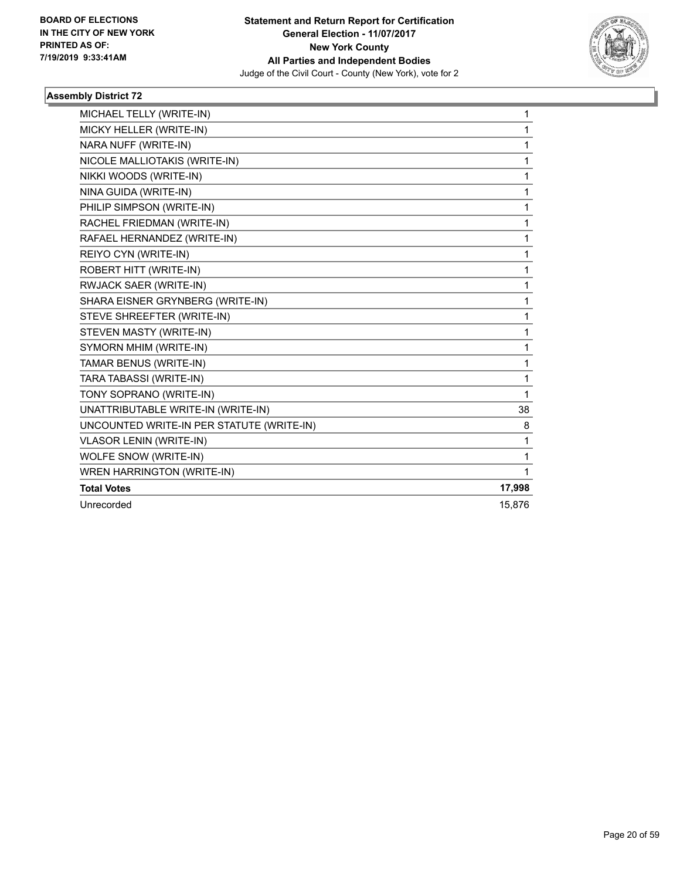**BOARD OF ELECTIONS IN THE CITY OF NEW YORK PRINTED AS OF: 7/19/2019 9:33:41AM**

**Statement and Return Report for Certification**
**General Election - 11/07/2017**
**New York County**
**All Parties and Independent Bodies**
Judge of the Civil Court - County (New York), vote for 2

### Assembly District 72

| | |
|---|---|
| MICHAEL TELLY (WRITE-IN) | 1 |
| MICKY HELLER (WRITE-IN) | 1 |
| NARA NUFF (WRITE-IN) | 1 |
| NICOLE MALLIOTAKIS (WRITE-IN) | 1 |
| NIKKI WOODS (WRITE-IN) | 1 |
| NINA GUIDA (WRITE-IN) | 1 |
| PHILIP SIMPSON (WRITE-IN) | 1 |
| RACHEL FRIEDMAN (WRITE-IN) | 1 |
| RAFAEL HERNANDEZ (WRITE-IN) | 1 |
| REIYO CYN (WRITE-IN) | 1 |
| ROBERT HITT (WRITE-IN) | 1 |
| RWJACK SAER (WRITE-IN) | 1 |
| SHARA EISNER GRYNBERG (WRITE-IN) | 1 |
| STEVE SHREEFTER (WRITE-IN) | 1 |
| STEVEN MASTY (WRITE-IN) | 1 |
| SYMORN MHIM (WRITE-IN) | 1 |
| TAMAR BENUS (WRITE-IN) | 1 |
| TARA TABASSI (WRITE-IN) | 1 |
| TONY SOPRANO (WRITE-IN) | 1 |
| UNATTRIBUTABLE WRITE-IN (WRITE-IN) | 38 |
| UNCOUNTED WRITE-IN PER STATUTE (WRITE-IN) | 8 |
| VLASOR LENIN (WRITE-IN) | 1 |
| WOLFE SNOW (WRITE-IN) | 1 |
| WREN HARRINGTON (WRITE-IN) | 1 |
| **Total Votes** | **17,998** |
| Unrecorded | 15,876 |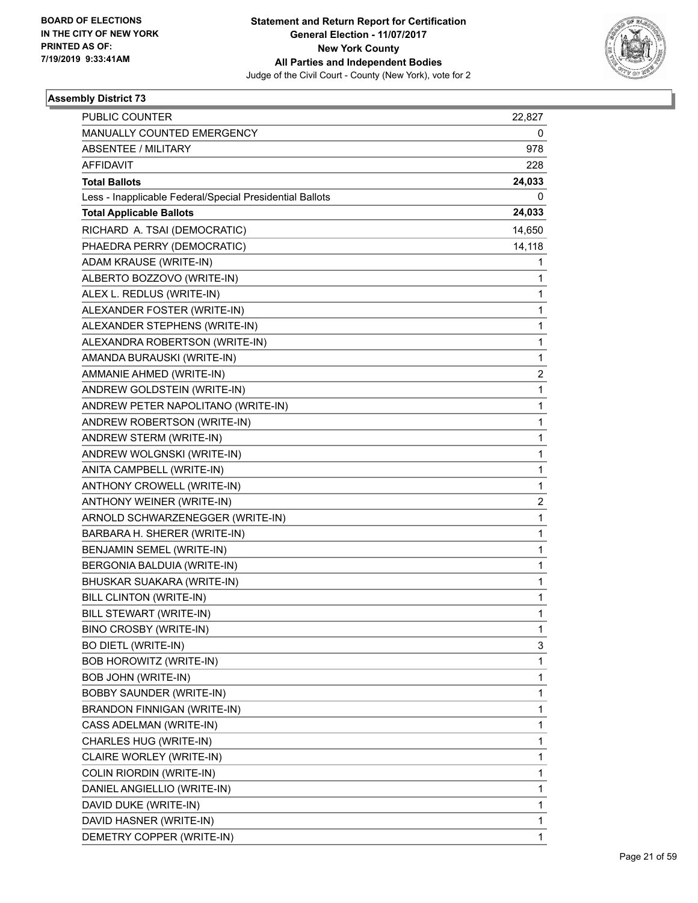BOARD OF ELECTIONS
IN THE CITY OF NEW YORK
PRINTED AS OF:
7/19/2019 9:33:41AM

**Statement and Return Report for Certification**
**General Election - 11/07/2017**
**New York County**
**All Parties and Independent Bodies**
Judge of the Civil Court - County (New York), vote for 2

### Assembly District 73

| | |
|---|---|
| PUBLIC COUNTER | 22,827 |
| MANUALLY COUNTED EMERGENCY | 0 |
| ABSENTEE / MILITARY | 978 |
| AFFIDAVIT | 228 |
| **Total Ballots** | **24,033** |
| Less - Inapplicable Federal/Special Presidential Ballots | 0 |
| **Total Applicable Ballots** | **24,033** |
| RICHARD A. TSAI (DEMOCRATIC) | 14,650 |
| PHAEDRA PERRY (DEMOCRATIC) | 14,118 |
| ADAM KRAUSE (WRITE-IN) | 1 |
| ALBERTO BOZZOVO (WRITE-IN) | 1 |
| ALEX L. REDLUS (WRITE-IN) | 1 |
| ALEXANDER FOSTER (WRITE-IN) | 1 |
| ALEXANDER STEPHENS (WRITE-IN) | 1 |
| ALEXANDRA ROBERTSON (WRITE-IN) | 1 |
| AMANDA BURAUSKI (WRITE-IN) | 1 |
| AMMANIE AHMED (WRITE-IN) | 2 |
| ANDREW GOLDSTEIN (WRITE-IN) | 1 |
| ANDREW PETER NAPOLITANO (WRITE-IN) | 1 |
| ANDREW ROBERTSON (WRITE-IN) | 1 |
| ANDREW STERM (WRITE-IN) | 1 |
| ANDREW WOLGNSKI (WRITE-IN) | 1 |
| ANITA CAMPBELL (WRITE-IN) | 1 |
| ANTHONY CROWELL (WRITE-IN) | 1 |
| ANTHONY WEINER (WRITE-IN) | 2 |
| ARNOLD SCHWARZENEGGER (WRITE-IN) | 1 |
| BARBARA H. SHERER (WRITE-IN) | 1 |
| BENJAMIN SEMEL (WRITE-IN) | 1 |
| BERGONIA BALDUIA (WRITE-IN) | 1 |
| BHUSKAR SUAKARA (WRITE-IN) | 1 |
| BILL CLINTON (WRITE-IN) | 1 |
| BILL STEWART (WRITE-IN) | 1 |
| BINO CROSBY (WRITE-IN) | 1 |
| BO DIETL (WRITE-IN) | 3 |
| BOB HOROWITZ (WRITE-IN) | 1 |
| BOB JOHN (WRITE-IN) | 1 |
| BOBBY SAUNDER (WRITE-IN) | 1 |
| BRANDON FINNIGAN (WRITE-IN) | 1 |
| CASS ADELMAN (WRITE-IN) | 1 |
| CHARLES HUG (WRITE-IN) | 1 |
| CLAIRE WORLEY (WRITE-IN) | 1 |
| COLIN RIORDIN (WRITE-IN) | 1 |
| DANIEL ANGIELLIO (WRITE-IN) | 1 |
| DAVID DUKE (WRITE-IN) | 1 |
| DAVID HASNER (WRITE-IN) | 1 |
| DEMETRY COPPER (WRITE-IN) | 1 |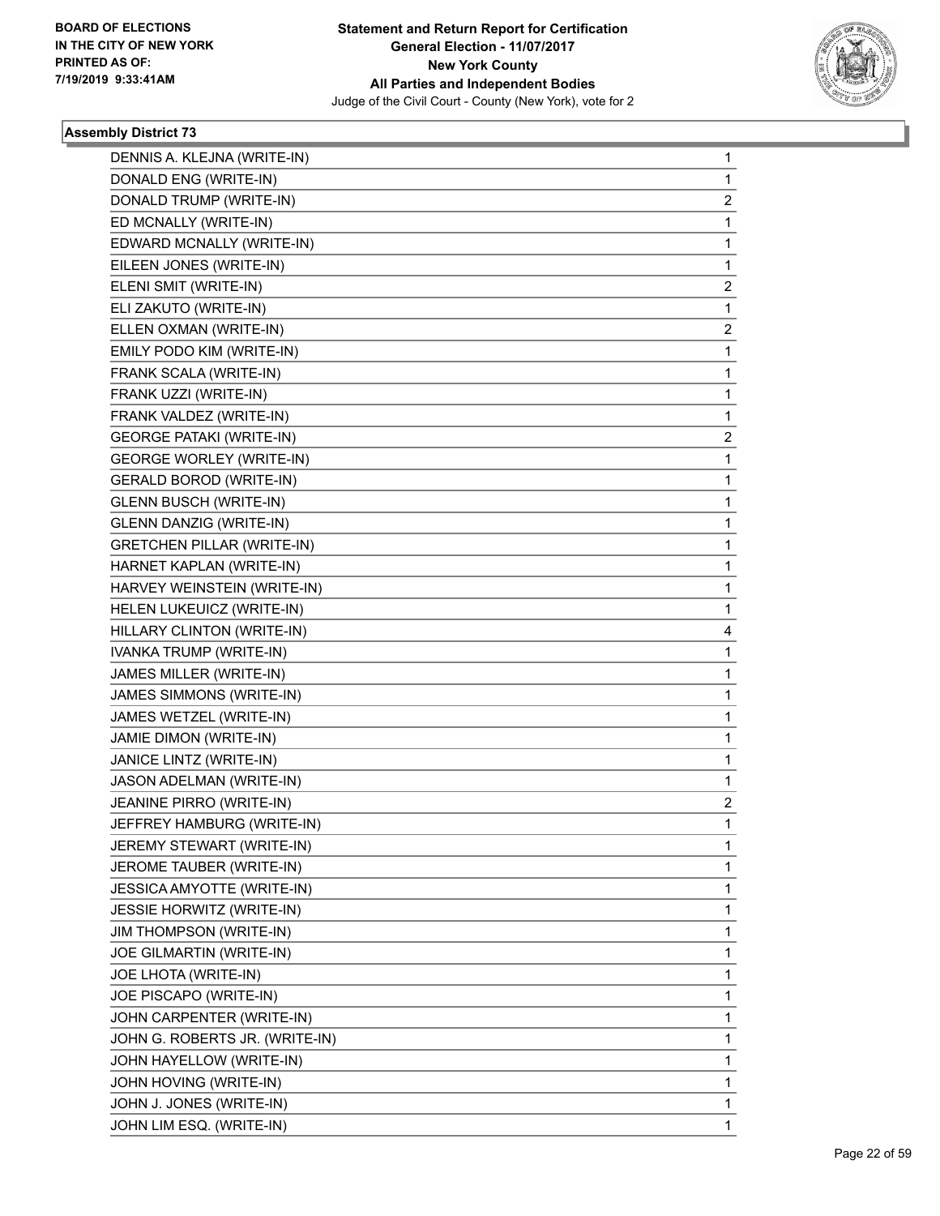**Assembly District 73**

| | |
|---|---|
| DENNIS A. KLEJNA (WRITE-IN) | 1 |
| DONALD ENG (WRITE-IN) | 1 |
| DONALD TRUMP (WRITE-IN) | 2 |
| ED MCNALLY (WRITE-IN) | 1 |
| EDWARD MCNALLY (WRITE-IN) | 1 |
| EILEEN JONES (WRITE-IN) | 1 |
| ELENI SMIT (WRITE-IN) | 2 |
| ELI ZAKUTO (WRITE-IN) | 1 |
| ELLEN OXMAN (WRITE-IN) | 2 |
| EMILY PODO KIM (WRITE-IN) | 1 |
| FRANK SCALA (WRITE-IN) | 1 |
| FRANK UZZI (WRITE-IN) | 1 |
| FRANK VALDEZ (WRITE-IN) | 1 |
| GEORGE PATAKI (WRITE-IN) | 2 |
| GEORGE WORLEY (WRITE-IN) | 1 |
| GERALD BOROD (WRITE-IN) | 1 |
| GLENN BUSCH (WRITE-IN) | 1 |
| GLENN DANZIG (WRITE-IN) | 1 |
| GRETCHEN PILLAR (WRITE-IN) | 1 |
| HARNET KAPLAN (WRITE-IN) | 1 |
| HARVEY WEINSTEIN (WRITE-IN) | 1 |
| HELEN LUKEUICZ (WRITE-IN) | 1 |
| HILLARY CLINTON (WRITE-IN) | 4 |
| IVANKA TRUMP (WRITE-IN) | 1 |
| JAMES MILLER (WRITE-IN) | 1 |
| JAMES SIMMONS (WRITE-IN) | 1 |
| JAMES WETZEL (WRITE-IN) | 1 |
| JAMIE DIMON (WRITE-IN) | 1 |
| JANICE LINTZ (WRITE-IN) | 1 |
| JASON ADELMAN (WRITE-IN) | 1 |
| JEANINE PIRRO (WRITE-IN) | 2 |
| JEFFREY HAMBURG (WRITE-IN) | 1 |
| JEREMY STEWART (WRITE-IN) | 1 |
| JEROME TAUBER (WRITE-IN) | 1 |
| JESSICA AMYOTTE (WRITE-IN) | 1 |
| JESSIE HORWITZ (WRITE-IN) | 1 |
| JIM THOMPSON (WRITE-IN) | 1 |
| JOE GILMARTIN (WRITE-IN) | 1 |
| JOE LHOTA (WRITE-IN) | 1 |
| JOE PISCAPO (WRITE-IN) | 1 |
| JOHN CARPENTER (WRITE-IN) | 1 |
| JOHN G. ROBERTS JR. (WRITE-IN) | 1 |
| JOHN HAYELLOW (WRITE-IN) | 1 |
| JOHN HOVING (WRITE-IN) | 1 |
| JOHN J. JONES (WRITE-IN) | 1 |
| JOHN LIM ESQ. (WRITE-IN) | 1 |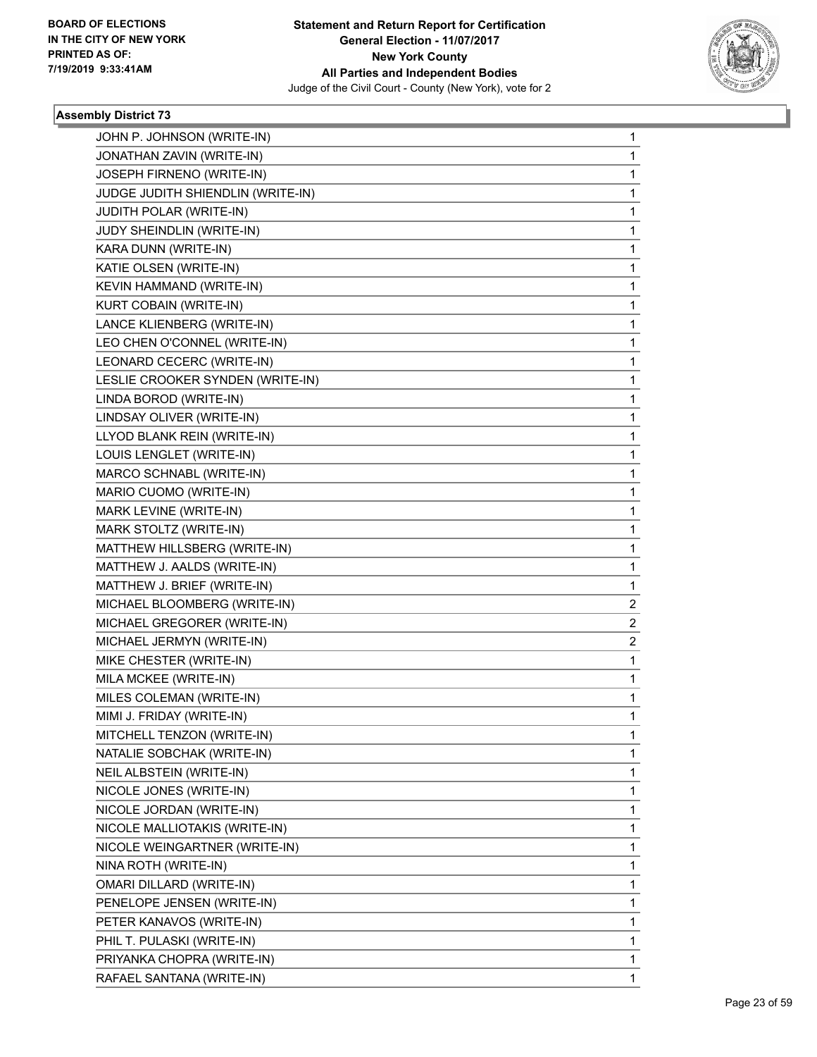BOARD OF ELECTIONS
IN THE CITY OF NEW YORK
PRINTED AS OF:
7/19/2019 9:33:41AM

**Statement and Return Report for Certification**
**General Election - 11/07/2017**
**New York County**
**All Parties and Independent Bodies**
Judge of the Civil Court - County (New York), vote for 2

### Assembly District 73

| | |
|---|---|
| JOHN P. JOHNSON (WRITE-IN) | 1 |
| JONATHAN ZAVIN (WRITE-IN) | 1 |
| JOSEPH FIRNENO (WRITE-IN) | 1 |
| JUDGE JUDITH SHIENDLIN (WRITE-IN) | 1 |
| JUDITH POLAR (WRITE-IN) | 1 |
| JUDY SHEINDLIN (WRITE-IN) | 1 |
| KARA DUNN (WRITE-IN) | 1 |
| KATIE OLSEN (WRITE-IN) | 1 |
| KEVIN HAMMAND (WRITE-IN) | 1 |
| KURT COBAIN (WRITE-IN) | 1 |
| LANCE KLIENBERG (WRITE-IN) | 1 |
| LEO CHEN O'CONNEL (WRITE-IN) | 1 |
| LEONARD CECERC (WRITE-IN) | 1 |
| LESLIE CROOKER SYNDEN (WRITE-IN) | 1 |
| LINDA BOROD (WRITE-IN) | 1 |
| LINDSAY OLIVER (WRITE-IN) | 1 |
| LLYOD BLANK REIN (WRITE-IN) | 1 |
| LOUIS LENGLET (WRITE-IN) | 1 |
| MARCO SCHNABL (WRITE-IN) | 1 |
| MARIO CUOMO (WRITE-IN) | 1 |
| MARK LEVINE (WRITE-IN) | 1 |
| MARK STOLTZ (WRITE-IN) | 1 |
| MATTHEW HILLSBERG (WRITE-IN) | 1 |
| MATTHEW J. AALDS (WRITE-IN) | 1 |
| MATTHEW J. BRIEF (WRITE-IN) | 1 |
| MICHAEL BLOOMBERG (WRITE-IN) | 2 |
| MICHAEL GREGORER (WRITE-IN) | 2 |
| MICHAEL JERMYN (WRITE-IN) | 2 |
| MIKE CHESTER (WRITE-IN) | 1 |
| MILA MCKEE (WRITE-IN) | 1 |
| MILES COLEMAN (WRITE-IN) | 1 |
| MIMI J. FRIDAY (WRITE-IN) | 1 |
| MITCHELL TENZON (WRITE-IN) | 1 |
| NATALIE SOBCHAK (WRITE-IN) | 1 |
| NEIL ALBSTEIN (WRITE-IN) | 1 |
| NICOLE JONES (WRITE-IN) | 1 |
| NICOLE JORDAN (WRITE-IN) | 1 |
| NICOLE MALLIOTAKIS (WRITE-IN) | 1 |
| NICOLE WEINGARTNER (WRITE-IN) | 1 |
| NINA ROTH (WRITE-IN) | 1 |
| OMARI DILLARD (WRITE-IN) | 1 |
| PENELOPE JENSEN (WRITE-IN) | 1 |
| PETER KANAVOS (WRITE-IN) | 1 |
| PHIL T. PULASKI (WRITE-IN) | 1 |
| PRIYANKA CHOPRA (WRITE-IN) | 1 |
| RAFAEL SANTANA (WRITE-IN) | 1 |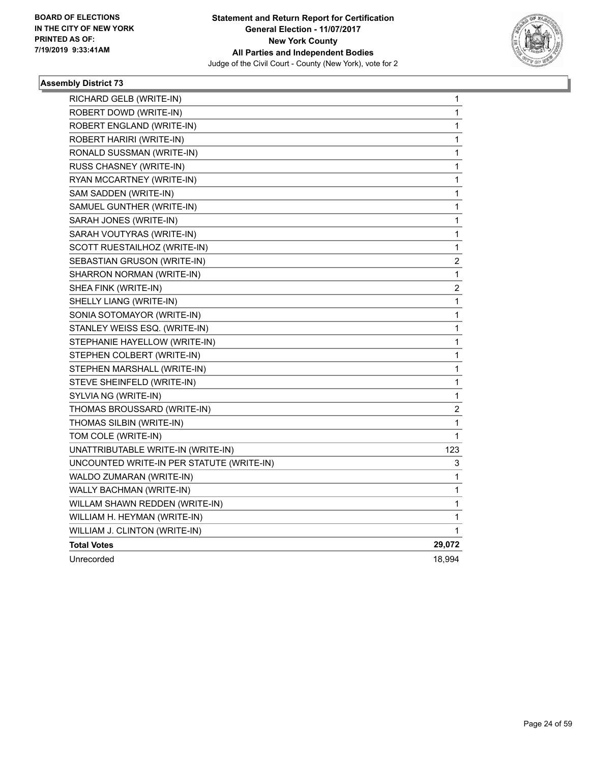**Assembly District 73**

| | |
|---|---|
| RICHARD GELB (WRITE-IN) | 1 |
| ROBERT DOWD (WRITE-IN) | 1 |
| ROBERT ENGLAND (WRITE-IN) | 1 |
| ROBERT HARIRI (WRITE-IN) | 1 |
| RONALD SUSSMAN (WRITE-IN) | 1 |
| RUSS CHASNEY (WRITE-IN) | 1 |
| RYAN MCCARTNEY (WRITE-IN) | 1 |
| SAM SADDEN (WRITE-IN) | 1 |
| SAMUEL GUNTHER (WRITE-IN) | 1 |
| SARAH JONES (WRITE-IN) | 1 |
| SARAH VOUTYRAS (WRITE-IN) | 1 |
| SCOTT RUESTAILHOZ (WRITE-IN) | 1 |
| SEBASTIAN GRUSON (WRITE-IN) | 2 |
| SHARRON NORMAN (WRITE-IN) | 1 |
| SHEA FINK (WRITE-IN) | 2 |
| SHELLY LIANG (WRITE-IN) | 1 |
| SONIA SOTOMAYOR (WRITE-IN) | 1 |
| STANLEY WEISS ESQ. (WRITE-IN) | 1 |
| STEPHANIE HAYELLOW (WRITE-IN) | 1 |
| STEPHEN COLBERT (WRITE-IN) | 1 |
| STEPHEN MARSHALL (WRITE-IN) | 1 |
| STEVE SHEINFELD (WRITE-IN) | 1 |
| SYLVIA NG (WRITE-IN) | 1 |
| THOMAS BROUSSARD (WRITE-IN) | 2 |
| THOMAS SILBIN (WRITE-IN) | 1 |
| TOM COLE (WRITE-IN) | 1 |
| UNATTRIBUTABLE WRITE-IN (WRITE-IN) | 123 |
| UNCOUNTED WRITE-IN PER STATUTE (WRITE-IN) | 3 |
| WALDO ZUMARAN (WRITE-IN) | 1 |
| WALLY BACHMAN (WRITE-IN) | 1 |
| WILLAM SHAWN REDDEN (WRITE-IN) | 1 |
| WILLIAM H. HEYMAN (WRITE-IN) | 1 |
| WILLIAM J. CLINTON (WRITE-IN) | 1 |
| **Total Votes** | **29,072** |
| Unrecorded | 18,994 |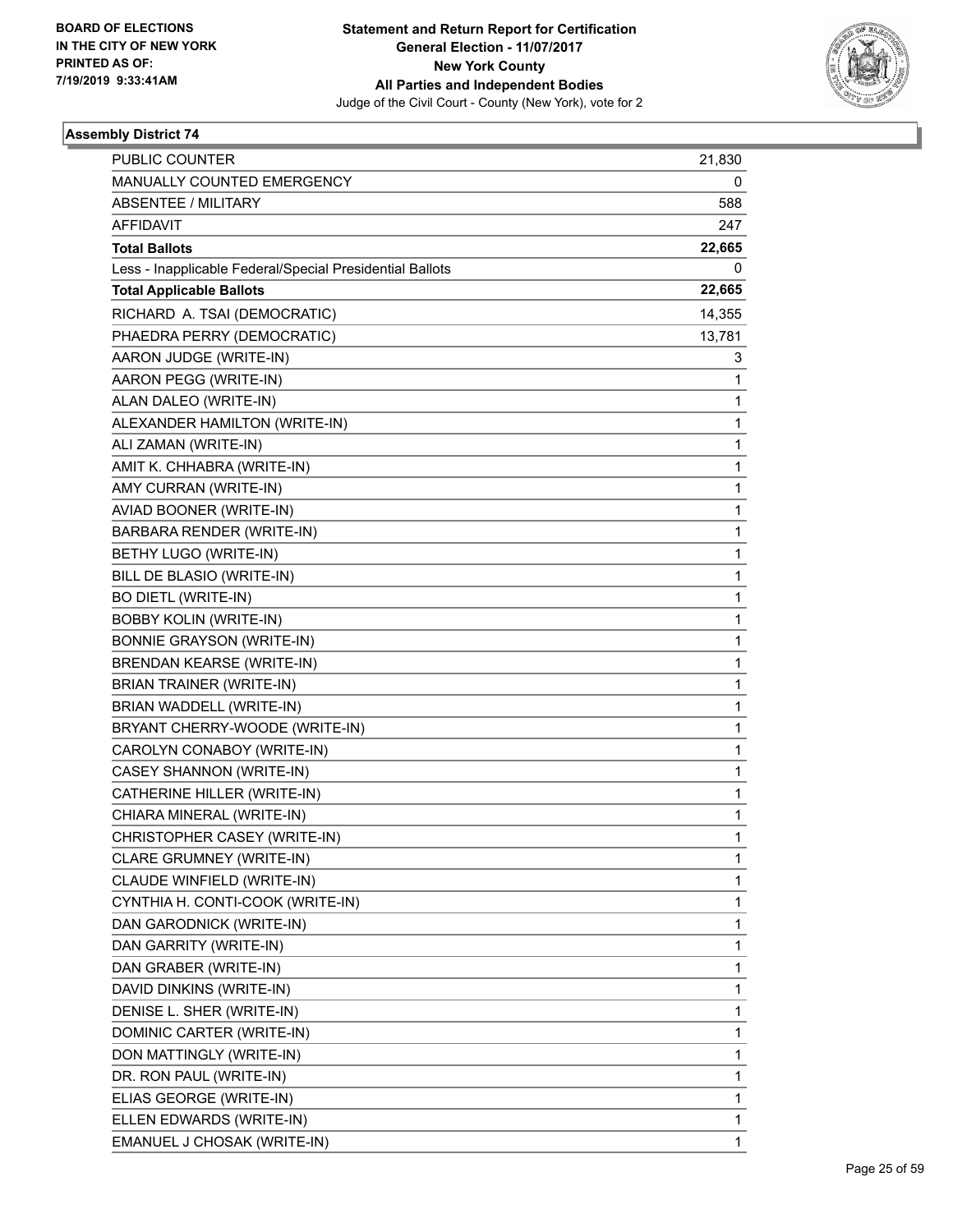BOARD OF ELECTIONS
IN THE CITY OF NEW YORK
PRINTED AS OF:
7/19/2019 9:33:41AM

**Statement and Return Report for Certification**
**General Election - 11/07/2017**
**New York County**
**All Parties and Independent Bodies**
Judge of the Civil Court - County (New York), vote for 2

### Assembly District 74

| | |
|---|---|
| PUBLIC COUNTER | 21,830 |
| MANUALLY COUNTED EMERGENCY | 0 |
| ABSENTEE / MILITARY | 588 |
| AFFIDAVIT | 247 |
| **Total Ballots** | **22,665** |
| Less - Inapplicable Federal/Special Presidential Ballots | 0 |
| **Total Applicable Ballots** | **22,665** |
| RICHARD A. TSAI (DEMOCRATIC) | 14,355 |
| PHAEDRA PERRY (DEMOCRATIC) | 13,781 |
| AARON JUDGE (WRITE-IN) | 3 |
| AARON PEGG (WRITE-IN) | 1 |
| ALAN DALEO (WRITE-IN) | 1 |
| ALEXANDER HAMILTON (WRITE-IN) | 1 |
| ALI ZAMAN (WRITE-IN) | 1 |
| AMIT K. CHHABRA (WRITE-IN) | 1 |
| AMY CURRAN (WRITE-IN) | 1 |
| AVIAD BOONER (WRITE-IN) | 1 |
| BARBARA RENDER (WRITE-IN) | 1 |
| BETHY LUGO (WRITE-IN) | 1 |
| BILL DE BLASIO (WRITE-IN) | 1 |
| BO DIETL (WRITE-IN) | 1 |
| BOBBY KOLIN (WRITE-IN) | 1 |
| BONNIE GRAYSON (WRITE-IN) | 1 |
| BRENDAN KEARSE (WRITE-IN) | 1 |
| BRIAN TRAINER (WRITE-IN) | 1 |
| BRIAN WADDELL (WRITE-IN) | 1 |
| BRYANT CHERRY-WOODE (WRITE-IN) | 1 |
| CAROLYN CONABOY (WRITE-IN) | 1 |
| CASEY SHANNON (WRITE-IN) | 1 |
| CATHERINE HILLER (WRITE-IN) | 1 |
| CHIARA MINERAL (WRITE-IN) | 1 |
| CHRISTOPHER CASEY (WRITE-IN) | 1 |
| CLARE GRUMNEY (WRITE-IN) | 1 |
| CLAUDE WINFIELD (WRITE-IN) | 1 |
| CYNTHIA H. CONTI-COOK (WRITE-IN) | 1 |
| DAN GARODNICK (WRITE-IN) | 1 |
| DAN GARRITY (WRITE-IN) | 1 |
| DAN GRABER (WRITE-IN) | 1 |
| DAVID DINKINS (WRITE-IN) | 1 |
| DENISE L. SHER (WRITE-IN) | 1 |
| DOMINIC CARTER (WRITE-IN) | 1 |
| DON MATTINGLY (WRITE-IN) | 1 |
| DR. RON PAUL (WRITE-IN) | 1 |
| ELIAS GEORGE (WRITE-IN) | 1 |
| ELLEN EDWARDS (WRITE-IN) | 1 |
| EMANUEL J CHOSAK (WRITE-IN) | 1 |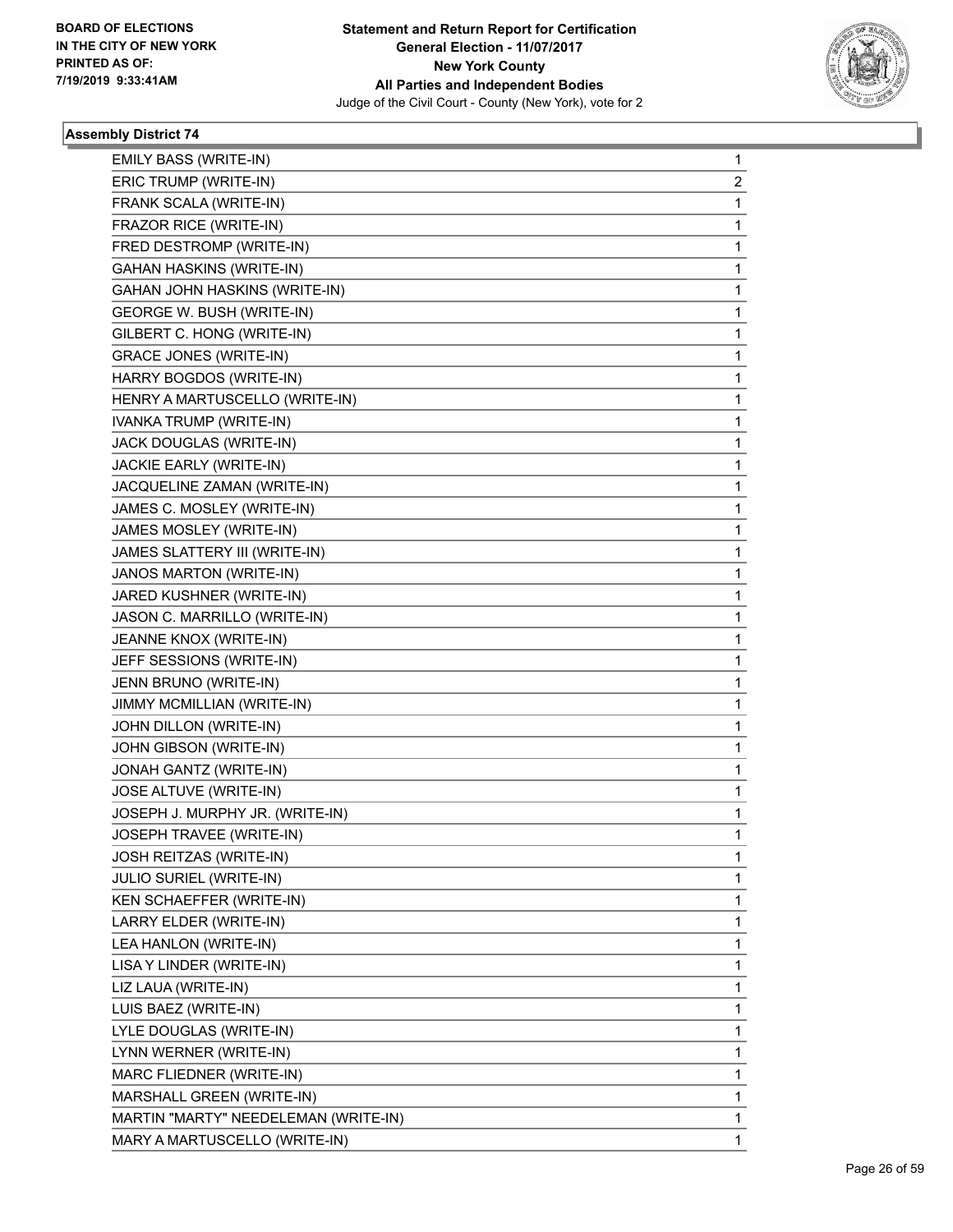**BOARD OF ELECTIONS IN THE CITY OF NEW YORK PRINTED AS OF: 7/19/2019 9:33:41AM**

**Statement and Return Report for Certification General Election - 11/07/2017 New York County All Parties and Independent Bodies**
Judge of the Civil Court - County (New York), vote for 2

### Assembly District 74

| | |
|---|---|
| EMILY BASS (WRITE-IN) | 1 |
| ERIC TRUMP (WRITE-IN) | 2 |
| FRANK SCALA (WRITE-IN) | 1 |
| FRAZOR RICE (WRITE-IN) | 1 |
| FRED DESTROMP (WRITE-IN) | 1 |
| GAHAN HASKINS (WRITE-IN) | 1 |
| GAHAN JOHN HASKINS (WRITE-IN) | 1 |
| GEORGE W. BUSH (WRITE-IN) | 1 |
| GILBERT C. HONG (WRITE-IN) | 1 |
| GRACE JONES (WRITE-IN) | 1 |
| HARRY BOGDOS (WRITE-IN) | 1 |
| HENRY A MARTUSCELLO (WRITE-IN) | 1 |
| IVANKA TRUMP (WRITE-IN) | 1 |
| JACK DOUGLAS (WRITE-IN) | 1 |
| JACKIE EARLY (WRITE-IN) | 1 |
| JACQUELINE ZAMAN (WRITE-IN) | 1 |
| JAMES C. MOSLEY (WRITE-IN) | 1 |
| JAMES MOSLEY (WRITE-IN) | 1 |
| JAMES SLATTERY III (WRITE-IN) | 1 |
| JANOS MARTON (WRITE-IN) | 1 |
| JARED KUSHNER (WRITE-IN) | 1 |
| JASON C. MARRILLO (WRITE-IN) | 1 |
| JEANNE KNOX (WRITE-IN) | 1 |
| JEFF SESSIONS (WRITE-IN) | 1 |
| JENN BRUNO (WRITE-IN) | 1 |
| JIMMY MCMILLIAN (WRITE-IN) | 1 |
| JOHN DILLON (WRITE-IN) | 1 |
| JOHN GIBSON (WRITE-IN) | 1 |
| JONAH GANTZ (WRITE-IN) | 1 |
| JOSE ALTUVE (WRITE-IN) | 1 |
| JOSEPH J. MURPHY JR. (WRITE-IN) | 1 |
| JOSEPH TRAVEE (WRITE-IN) | 1 |
| JOSH REITZAS (WRITE-IN) | 1 |
| JULIO SURIEL (WRITE-IN) | 1 |
| KEN SCHAEFFER (WRITE-IN) | 1 |
| LARRY ELDER (WRITE-IN) | 1 |
| LEA HANLON (WRITE-IN) | 1 |
| LISA Y LINDER (WRITE-IN) | 1 |
| LIZ LAUA (WRITE-IN) | 1 |
| LUIS BAEZ (WRITE-IN) | 1 |
| LYLE DOUGLAS (WRITE-IN) | 1 |
| LYNN WERNER (WRITE-IN) | 1 |
| MARC FLIEDNER (WRITE-IN) | 1 |
| MARSHALL GREEN (WRITE-IN) | 1 |
| MARTIN "MARTY" NEEDELEMAN (WRITE-IN) | 1 |
| MARY A MARTUSCELLO (WRITE-IN) | 1 |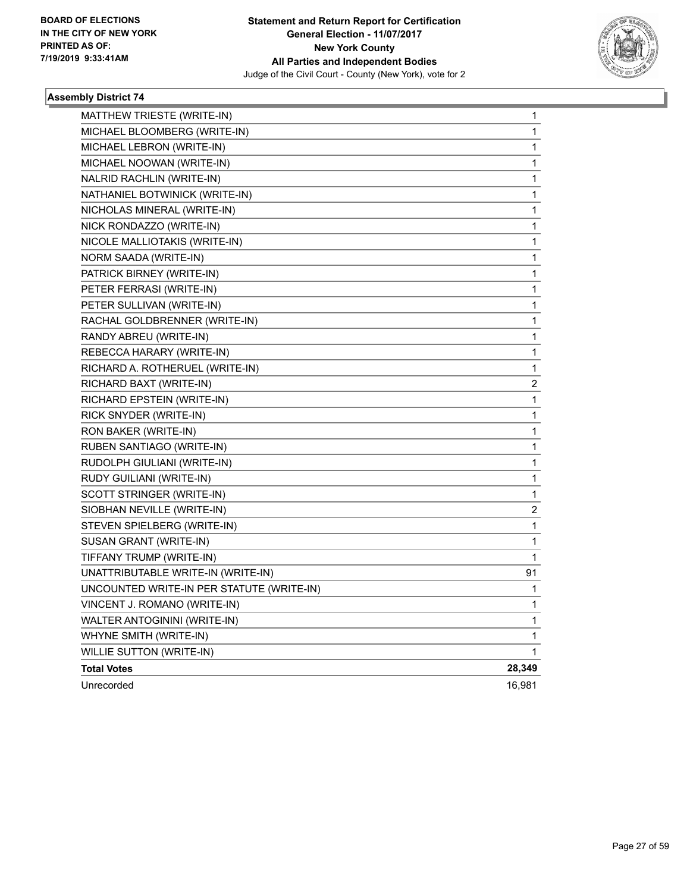BOARD OF ELECTIONS
IN THE CITY OF NEW YORK
PRINTED AS OF:
7/19/2019 9:33:41AM

**Statement and Return Report for Certification**
**General Election - 11/07/2017**
**New York County**
**All Parties and Independent Bodies**
Judge of the Civil Court - County (New York), vote for 2

### Assembly District 74

| | |
|---|---|
| MATTHEW TRIESTE (WRITE-IN) | 1 |
| MICHAEL BLOOMBERG (WRITE-IN) | 1 |
| MICHAEL LEBRON (WRITE-IN) | 1 |
| MICHAEL NOOWAN (WRITE-IN) | 1 |
| NALRID RACHLIN (WRITE-IN) | 1 |
| NATHANIEL BOTWINICK (WRITE-IN) | 1 |
| NICHOLAS MINERAL (WRITE-IN) | 1 |
| NICK RONDAZZO (WRITE-IN) | 1 |
| NICOLE MALLIOTAKIS (WRITE-IN) | 1 |
| NORM SAADA (WRITE-IN) | 1 |
| PATRICK BIRNEY (WRITE-IN) | 1 |
| PETER FERRASI (WRITE-IN) | 1 |
| PETER SULLIVAN (WRITE-IN) | 1 |
| RACHAL GOLDBRENNER (WRITE-IN) | 1 |
| RANDY ABREU (WRITE-IN) | 1 |
| REBECCA HARARY (WRITE-IN) | 1 |
| RICHARD A. ROTHERUEL (WRITE-IN) | 1 |
| RICHARD BAXT (WRITE-IN) | 2 |
| RICHARD EPSTEIN (WRITE-IN) | 1 |
| RICK SNYDER (WRITE-IN) | 1 |
| RON BAKER (WRITE-IN) | 1 |
| RUBEN SANTIAGO (WRITE-IN) | 1 |
| RUDOLPH GIULIANI (WRITE-IN) | 1 |
| RUDY GUILIANI (WRITE-IN) | 1 |
| SCOTT STRINGER (WRITE-IN) | 1 |
| SIOBHAN NEVILLE (WRITE-IN) | 2 |
| STEVEN SPIELBERG (WRITE-IN) | 1 |
| SUSAN GRANT (WRITE-IN) | 1 |
| TIFFANY TRUMP (WRITE-IN) | 1 |
| UNATTRIBUTABLE WRITE-IN (WRITE-IN) | 91 |
| UNCOUNTED WRITE-IN PER STATUTE (WRITE-IN) | 1 |
| VINCENT J. ROMANO (WRITE-IN) | 1 |
| WALTER ANTOGININI (WRITE-IN) | 1 |
| WHYNE SMITH (WRITE-IN) | 1 |
| WILLIE SUTTON (WRITE-IN) | 1 |
| **Total Votes** | **28,349** |
| Unrecorded | 16,981 |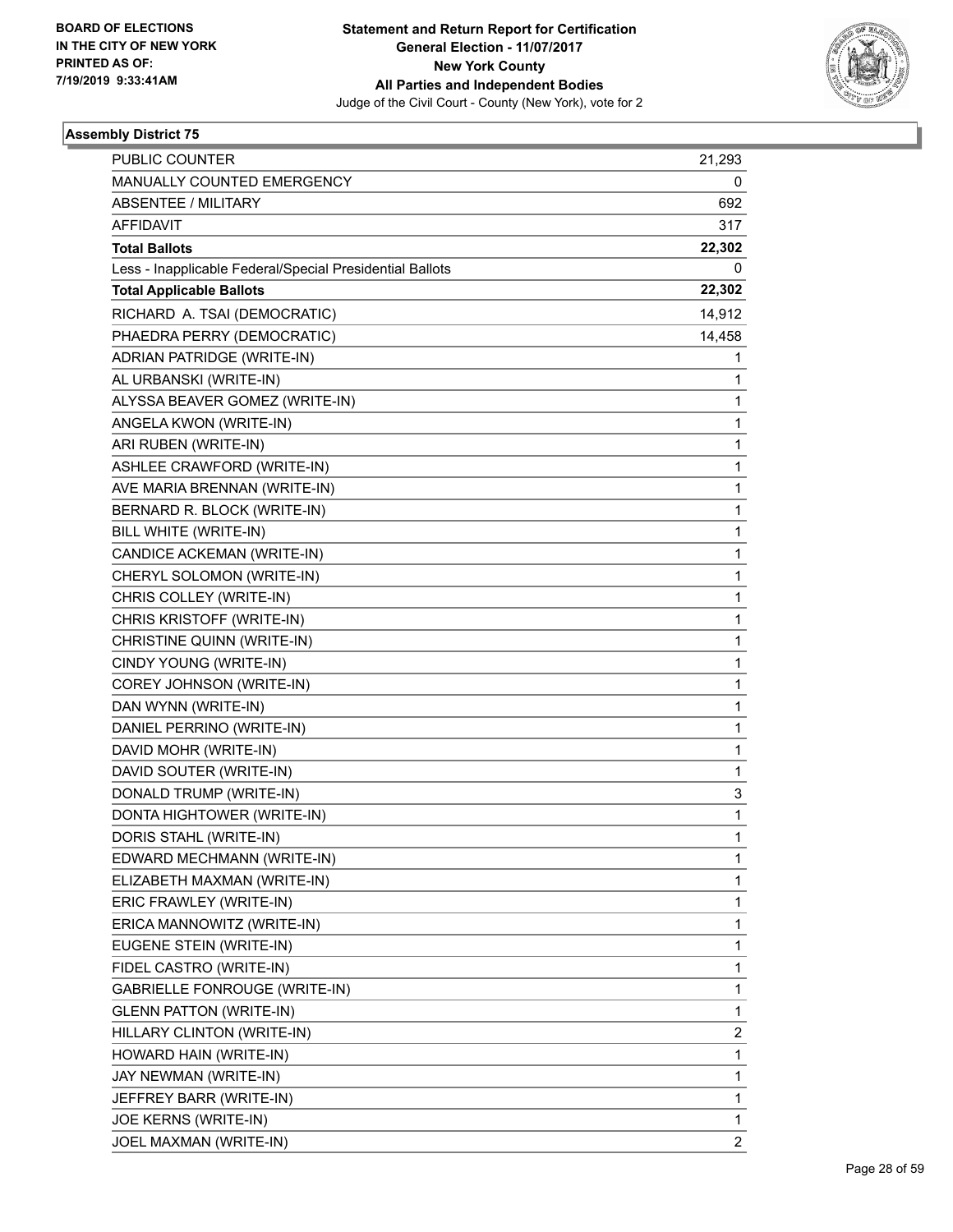**Assembly District 75**

| | |
|---|---|
| PUBLIC COUNTER | 21,293 |
| MANUALLY COUNTED EMERGENCY | 0 |
| ABSENTEE / MILITARY | 692 |
| AFFIDAVIT | 317 |
| **Total Ballots** | **22,302** |
| Less - Inapplicable Federal/Special Presidential Ballots | 0 |
| **Total Applicable Ballots** | **22,302** |
| RICHARD A. TSAI (DEMOCRATIC) | 14,912 |
| PHAEDRA PERRY (DEMOCRATIC) | 14,458 |
| ADRIAN PATRIDGE (WRITE-IN) | 1 |
| AL URBANSKI (WRITE-IN) | 1 |
| ALYSSA BEAVER GOMEZ (WRITE-IN) | 1 |
| ANGELA KWON (WRITE-IN) | 1 |
| ARI RUBEN (WRITE-IN) | 1 |
| ASHLEE CRAWFORD (WRITE-IN) | 1 |
| AVE MARIA BRENNAN (WRITE-IN) | 1 |
| BERNARD R. BLOCK (WRITE-IN) | 1 |
| BILL WHITE (WRITE-IN) | 1 |
| CANDICE ACKEMAN (WRITE-IN) | 1 |
| CHERYL SOLOMON (WRITE-IN) | 1 |
| CHRIS COLLEY (WRITE-IN) | 1 |
| CHRIS KRISTOFF (WRITE-IN) | 1 |
| CHRISTINE QUINN (WRITE-IN) | 1 |
| CINDY YOUNG (WRITE-IN) | 1 |
| COREY JOHNSON (WRITE-IN) | 1 |
| DAN WYNN (WRITE-IN) | 1 |
| DANIEL PERRINO (WRITE-IN) | 1 |
| DAVID MOHR (WRITE-IN) | 1 |
| DAVID SOUTER (WRITE-IN) | 1 |
| DONALD TRUMP (WRITE-IN) | 3 |
| DONTA HIGHTOWER (WRITE-IN) | 1 |
| DORIS STAHL (WRITE-IN) | 1 |
| EDWARD MECHMANN (WRITE-IN) | 1 |
| ELIZABETH MAXMAN (WRITE-IN) | 1 |
| ERIC FRAWLEY (WRITE-IN) | 1 |
| ERICA MANNOWITZ (WRITE-IN) | 1 |
| EUGENE STEIN (WRITE-IN) | 1 |
| FIDEL CASTRO (WRITE-IN) | 1 |
| GABRIELLE FONROUGE (WRITE-IN) | 1 |
| GLENN PATTON (WRITE-IN) | 1 |
| HILLARY CLINTON (WRITE-IN) | 2 |
| HOWARD HAIN (WRITE-IN) | 1 |
| JAY NEWMAN (WRITE-IN) | 1 |
| JEFFREY BARR (WRITE-IN) | 1 |
| JOE KERNS (WRITE-IN) | 1 |
| JOEL MAXMAN (WRITE-IN) | 2 |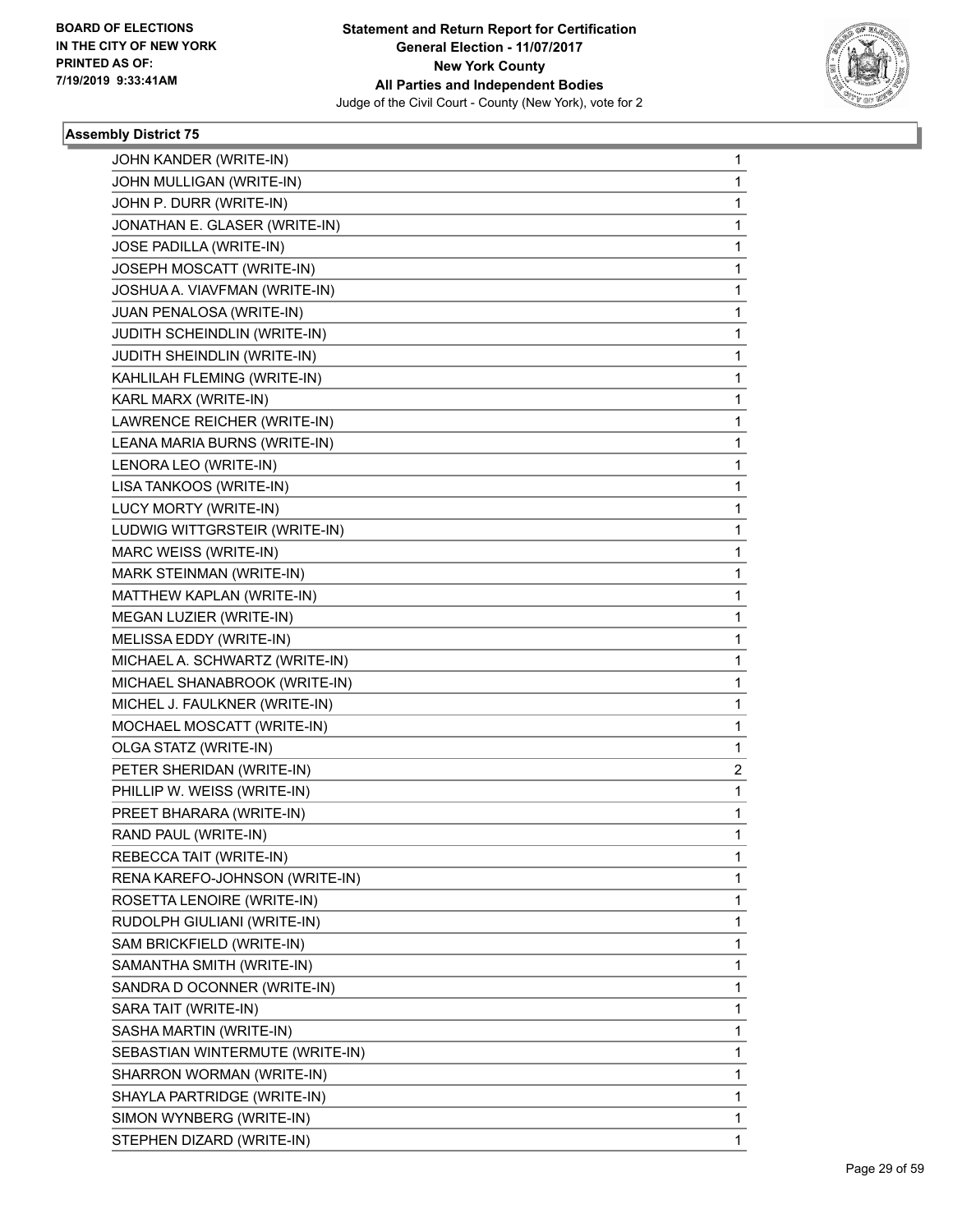**Assembly District 75**

| | |
|---|---|
| JOHN KANDER (WRITE-IN) | 1 |
| JOHN MULLIGAN (WRITE-IN) | 1 |
| JOHN P. DURR (WRITE-IN) | 1 |
| JONATHAN E. GLASER (WRITE-IN) | 1 |
| JOSE PADILLA (WRITE-IN) | 1 |
| JOSEPH MOSCATT (WRITE-IN) | 1 |
| JOSHUA A. VIAVFMAN (WRITE-IN) | 1 |
| JUAN PENALOSA (WRITE-IN) | 1 |
| JUDITH SCHEINDLIN (WRITE-IN) | 1 |
| JUDITH SHEINDLIN (WRITE-IN) | 1 |
| KAHLILAH FLEMING (WRITE-IN) | 1 |
| KARL MARX (WRITE-IN) | 1 |
| LAWRENCE REICHER (WRITE-IN) | 1 |
| LEANA MARIA BURNS (WRITE-IN) | 1 |
| LENORA LEO (WRITE-IN) | 1 |
| LISA TANKOOS (WRITE-IN) | 1 |
| LUCY MORTY (WRITE-IN) | 1 |
| LUDWIG WITTGRSTEIR (WRITE-IN) | 1 |
| MARC WEISS (WRITE-IN) | 1 |
| MARK STEINMAN (WRITE-IN) | 1 |
| MATTHEW KAPLAN (WRITE-IN) | 1 |
| MEGAN LUZIER (WRITE-IN) | 1 |
| MELISSA EDDY (WRITE-IN) | 1 |
| MICHAEL A. SCHWARTZ (WRITE-IN) | 1 |
| MICHAEL SHANABROOK (WRITE-IN) | 1 |
| MICHEL J. FAULKNER (WRITE-IN) | 1 |
| MOCHAEL MOSCATT (WRITE-IN) | 1 |
| OLGA STATZ (WRITE-IN) | 1 |
| PETER SHERIDAN (WRITE-IN) | 2 |
| PHILLIP W. WEISS (WRITE-IN) | 1 |
| PREET BHARARA (WRITE-IN) | 1 |
| RAND PAUL (WRITE-IN) | 1 |
| REBECCA TAIT (WRITE-IN) | 1 |
| RENA KAREFO-JOHNSON (WRITE-IN) | 1 |
| ROSETTA LENOIRE (WRITE-IN) | 1 |
| RUDOLPH GIULIANI (WRITE-IN) | 1 |
| SAM BRICKFIELD (WRITE-IN) | 1 |
| SAMANTHA SMITH (WRITE-IN) | 1 |
| SANDRA D OCONNER (WRITE-IN) | 1 |
| SARA TAIT (WRITE-IN) | 1 |
| SASHA MARTIN (WRITE-IN) | 1 |
| SEBASTIAN WINTERMUTE (WRITE-IN) | 1 |
| SHARRON WORMAN (WRITE-IN) | 1 |
| SHAYLA PARTRIDGE (WRITE-IN) | 1 |
| SIMON WYNBERG (WRITE-IN) | 1 |
| STEPHEN DIZARD (WRITE-IN) | 1 |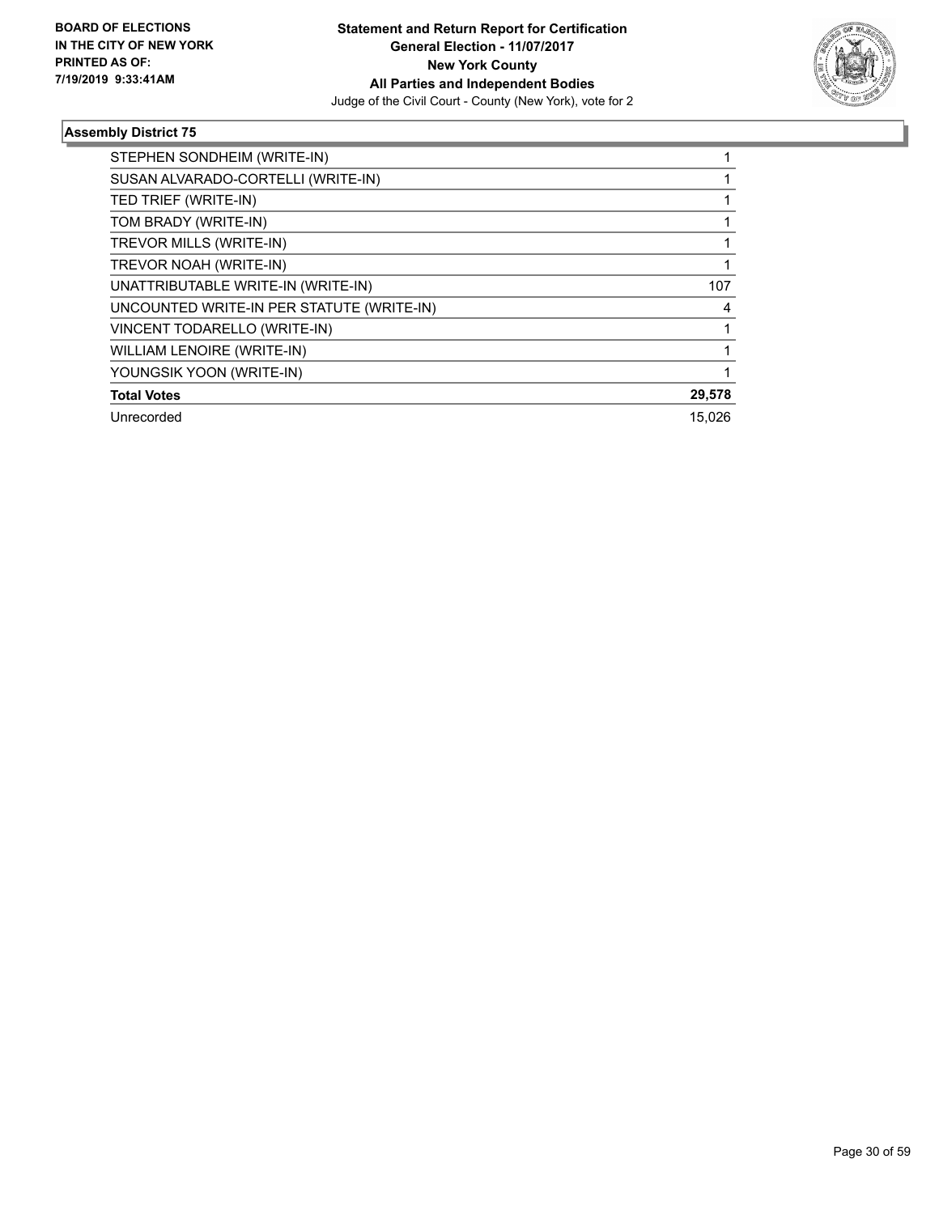**Statement and Return Report for Certification**
**General Election - 11/07/2017**
**New York County**
**All Parties and Independent Bodies**
Judge of the Civil Court - County (New York), vote for 2

BOARD OF ELECTIONS IN THE CITY OF NEW YORK PRINTED AS OF: 7/19/2019 9:33:41AM

## Assembly District 75

| | |
|---|---|
| STEPHEN SONDHEIM (WRITE-IN) | 1 |
| SUSAN ALVARADO-CORTELLI (WRITE-IN) | 1 |
| TED TRIEF (WRITE-IN) | 1 |
| TOM BRADY (WRITE-IN) | 1 |
| TREVOR MILLS (WRITE-IN) | 1 |
| TREVOR NOAH (WRITE-IN) | 1 |
| UNATTRIBUTABLE WRITE-IN (WRITE-IN) | 107 |
| UNCOUNTED WRITE-IN PER STATUTE (WRITE-IN) | 4 |
| VINCENT TODARELLO (WRITE-IN) | 1 |
| WILLIAM LENOIRE (WRITE-IN) | 1 |
| YOUNGSIK YOON (WRITE-IN) | 1 |
| **Total Votes** | **29,578** |
| Unrecorded | 15,026 |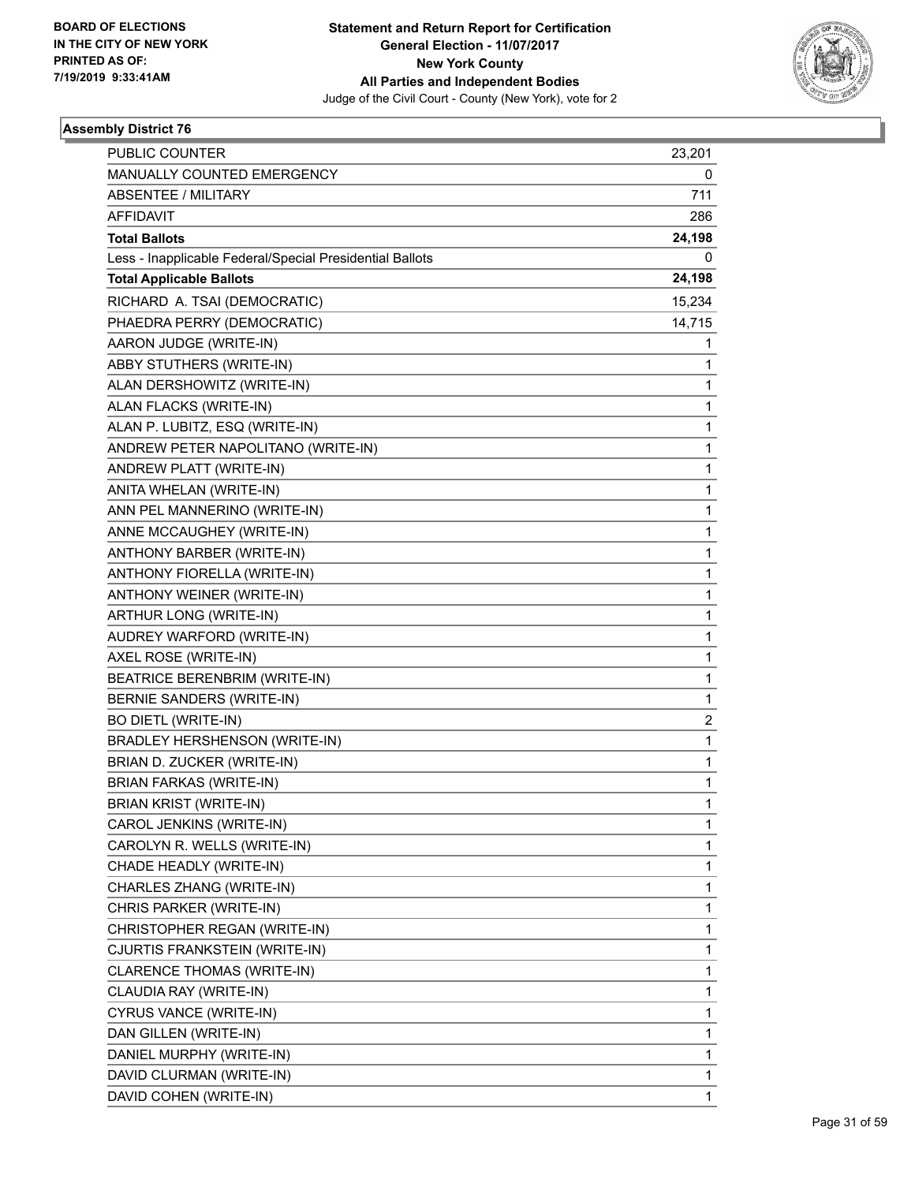BOARD OF ELECTIONS
IN THE CITY OF NEW YORK
PRINTED AS OF:
7/19/2019 9:33:41AM

**Statement and Return Report for Certification**
**General Election - 11/07/2017**
**New York County**
**All Parties and Independent Bodies**
Judge of the Civil Court - County (New York), vote for 2

### Assembly District 76

| | |
|---|---|
| PUBLIC COUNTER | 23,201 |
| MANUALLY COUNTED EMERGENCY | 0 |
| ABSENTEE / MILITARY | 711 |
| AFFIDAVIT | 286 |
| **Total Ballots** | **24,198** |
| Less - Inapplicable Federal/Special Presidential Ballots | 0 |
| **Total Applicable Ballots** | **24,198** |
| RICHARD A. TSAI (DEMOCRATIC) | 15,234 |
| PHAEDRA PERRY (DEMOCRATIC) | 14,715 |
| AARON JUDGE (WRITE-IN) | 1 |
| ABBY STUTHERS (WRITE-IN) | 1 |
| ALAN DERSHOWITZ (WRITE-IN) | 1 |
| ALAN FLACKS (WRITE-IN) | 1 |
| ALAN P. LUBITZ, ESQ (WRITE-IN) | 1 |
| ANDREW PETER NAPOLITANO (WRITE-IN) | 1 |
| ANDREW PLATT (WRITE-IN) | 1 |
| ANITA WHELAN (WRITE-IN) | 1 |
| ANN PEL MANNERINO (WRITE-IN) | 1 |
| ANNE MCCAUGHEY (WRITE-IN) | 1 |
| ANTHONY BARBER (WRITE-IN) | 1 |
| ANTHONY FIORELLA (WRITE-IN) | 1 |
| ANTHONY WEINER (WRITE-IN) | 1 |
| ARTHUR LONG (WRITE-IN) | 1 |
| AUDREY WARFORD (WRITE-IN) | 1 |
| AXEL ROSE (WRITE-IN) | 1 |
| BEATRICE BERENBRIM (WRITE-IN) | 1 |
| BERNIE SANDERS (WRITE-IN) | 1 |
| BO DIETL (WRITE-IN) | 2 |
| BRADLEY HERSHENSON (WRITE-IN) | 1 |
| BRIAN D. ZUCKER (WRITE-IN) | 1 |
| BRIAN FARKAS (WRITE-IN) | 1 |
| BRIAN KRIST (WRITE-IN) | 1 |
| CAROL JENKINS (WRITE-IN) | 1 |
| CAROLYN R. WELLS (WRITE-IN) | 1 |
| CHADE HEADLY (WRITE-IN) | 1 |
| CHARLES ZHANG (WRITE-IN) | 1 |
| CHRIS PARKER (WRITE-IN) | 1 |
| CHRISTOPHER REGAN (WRITE-IN) | 1 |
| CJURTIS FRANKSTEIN (WRITE-IN) | 1 |
| CLARENCE THOMAS (WRITE-IN) | 1 |
| CLAUDIA RAY (WRITE-IN) | 1 |
| CYRUS VANCE (WRITE-IN) | 1 |
| DAN GILLEN (WRITE-IN) | 1 |
| DANIEL MURPHY (WRITE-IN) | 1 |
| DAVID CLURMAN (WRITE-IN) | 1 |
| DAVID COHEN (WRITE-IN) | 1 |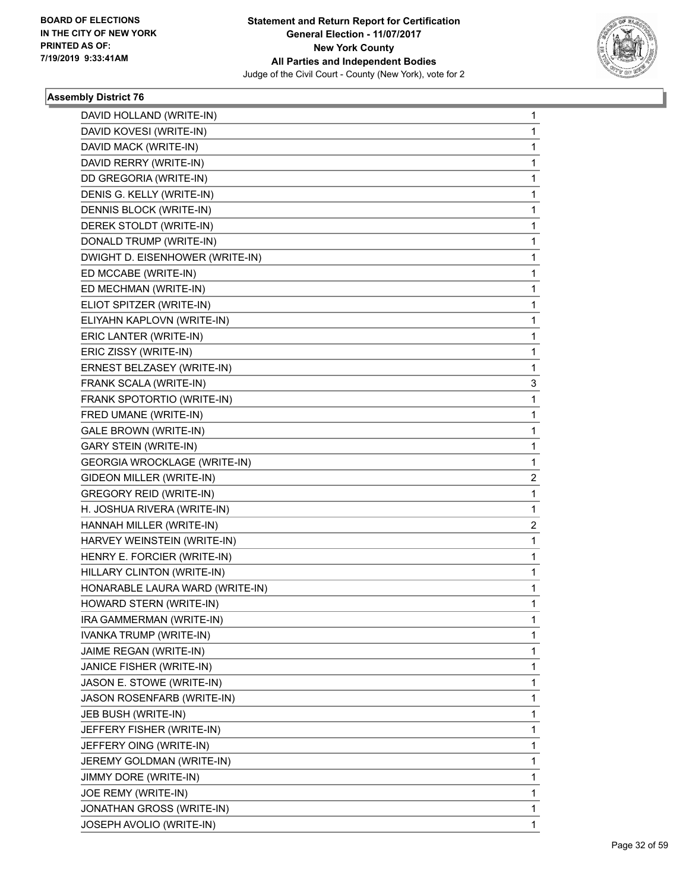BOARD OF ELECTIONS
IN THE CITY OF NEW YORK
PRINTED AS OF:
7/19/2019 9:33:41AM

**Statement and Return Report for Certification**
**General Election - 11/07/2017**
**New York County**
**All Parties and Independent Bodies**
Judge of the Civil Court - County (New York), vote for 2

### Assembly District 76

| | |
|---|---|
| DAVID HOLLAND (WRITE-IN) | 1 |
| DAVID KOVESI (WRITE-IN) | 1 |
| DAVID MACK (WRITE-IN) | 1 |
| DAVID RERRY (WRITE-IN) | 1 |
| DD GREGORIA (WRITE-IN) | 1 |
| DENIS G. KELLY (WRITE-IN) | 1 |
| DENNIS BLOCK (WRITE-IN) | 1 |
| DEREK STOLDT (WRITE-IN) | 1 |
| DONALD TRUMP (WRITE-IN) | 1 |
| DWIGHT D. EISENHOWER (WRITE-IN) | 1 |
| ED MCCABE (WRITE-IN) | 1 |
| ED MECHMAN (WRITE-IN) | 1 |
| ELIOT SPITZER (WRITE-IN) | 1 |
| ELIYAHN KAPLOVN (WRITE-IN) | 1 |
| ERIC LANTER (WRITE-IN) | 1 |
| ERIC ZISSY (WRITE-IN) | 1 |
| ERNEST BELZASEY (WRITE-IN) | 1 |
| FRANK SCALA (WRITE-IN) | 3 |
| FRANK SPOTORTIO (WRITE-IN) | 1 |
| FRED UMANE (WRITE-IN) | 1 |
| GALE BROWN (WRITE-IN) | 1 |
| GARY STEIN (WRITE-IN) | 1 |
| GEORGIA WROCKLAGE (WRITE-IN) | 1 |
| GIDEON MILLER (WRITE-IN) | 2 |
| GREGORY REID (WRITE-IN) | 1 |
| H. JOSHUA RIVERA (WRITE-IN) | 1 |
| HANNAH MILLER (WRITE-IN) | 2 |
| HARVEY WEINSTEIN (WRITE-IN) | 1 |
| HENRY E. FORCIER (WRITE-IN) | 1 |
| HILLARY CLINTON (WRITE-IN) | 1 |
| HONARABLE LAURA WARD (WRITE-IN) | 1 |
| HOWARD STERN (WRITE-IN) | 1 |
| IRA GAMMERMAN (WRITE-IN) | 1 |
| IVANKA TRUMP (WRITE-IN) | 1 |
| JAIME REGAN (WRITE-IN) | 1 |
| JANICE FISHER (WRITE-IN) | 1 |
| JASON E. STOWE (WRITE-IN) | 1 |
| JASON ROSENFARB (WRITE-IN) | 1 |
| JEB BUSH (WRITE-IN) | 1 |
| JEFFERY FISHER (WRITE-IN) | 1 |
| JEFFERY OING (WRITE-IN) | 1 |
| JEREMY GOLDMAN (WRITE-IN) | 1 |
| JIMMY DORE (WRITE-IN) | 1 |
| JOE REMY (WRITE-IN) | 1 |
| JONATHAN GROSS (WRITE-IN) | 1 |
| JOSEPH AVOLIO (WRITE-IN) | 1 |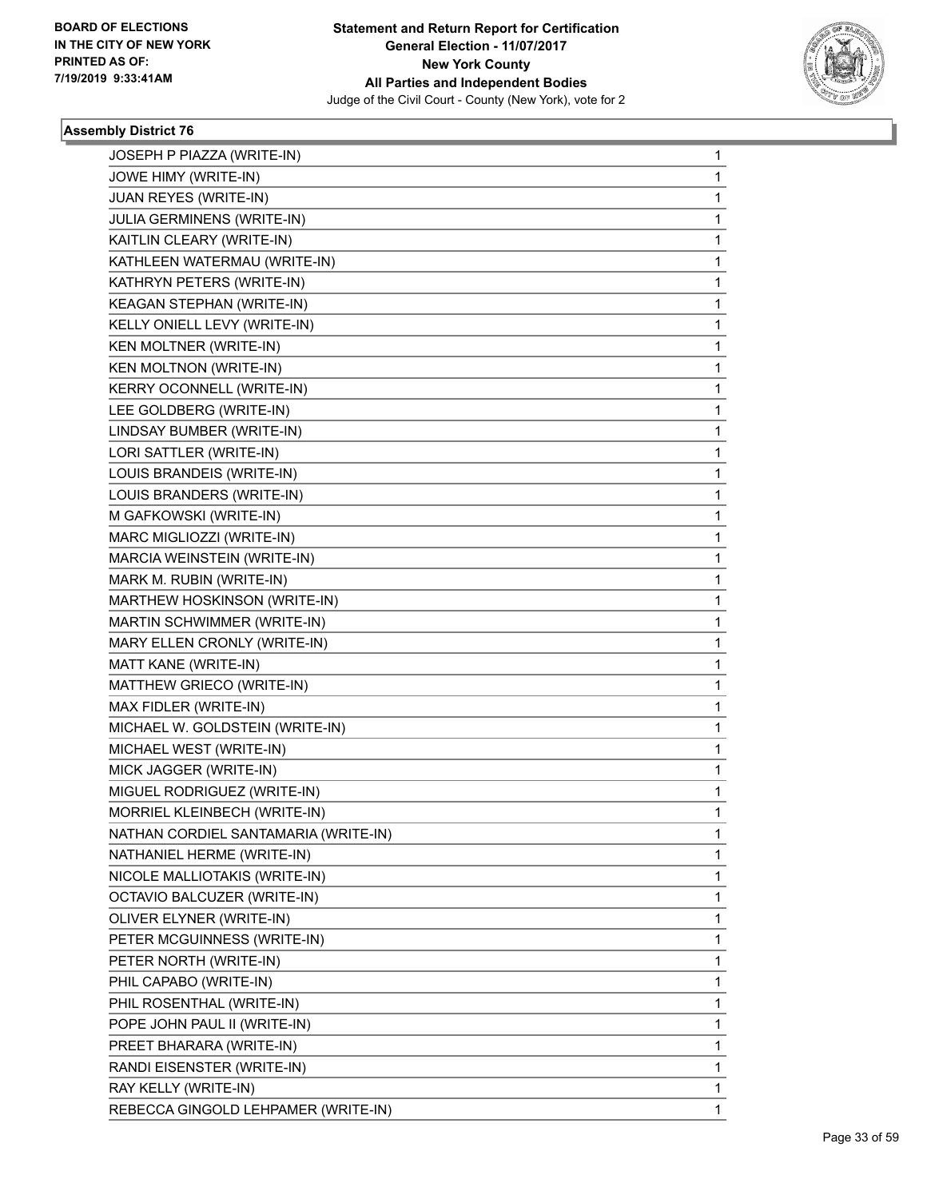**BOARD OF ELECTIONS IN THE CITY OF NEW YORK PRINTED AS OF: 7/19/2019 9:33:41AM**

**Statement and Return Report for Certification General Election - 11/07/2017 New York County All Parties and Independent Bodies**

Judge of the Civil Court - County (New York), vote for 2

### Assembly District 76

| | |
|---|---|
| JOSEPH P PIAZZA (WRITE-IN) | 1 |
| JOWE HIMY (WRITE-IN) | 1 |
| JUAN REYES (WRITE-IN) | 1 |
| JULIA GERMINENS (WRITE-IN) | 1 |
| KAITLIN CLEARY (WRITE-IN) | 1 |
| KATHLEEN WATERMAU (WRITE-IN) | 1 |
| KATHRYN PETERS (WRITE-IN) | 1 |
| KEAGAN STEPHAN (WRITE-IN) | 1 |
| KELLY ONIELL LEVY (WRITE-IN) | 1 |
| KEN MOLTNER (WRITE-IN) | 1 |
| KEN MOLTNON (WRITE-IN) | 1 |
| KERRY OCONNELL (WRITE-IN) | 1 |
| LEE GOLDBERG (WRITE-IN) | 1 |
| LINDSAY BUMBER (WRITE-IN) | 1 |
| LORI SATTLER (WRITE-IN) | 1 |
| LOUIS BRANDEIS (WRITE-IN) | 1 |
| LOUIS BRANDERS (WRITE-IN) | 1 |
| M GAFKOWSKI (WRITE-IN) | 1 |
| MARC MIGLIOZZI (WRITE-IN) | 1 |
| MARCIA WEINSTEIN (WRITE-IN) | 1 |
| MARK M. RUBIN (WRITE-IN) | 1 |
| MARTHEW HOSKINSON (WRITE-IN) | 1 |
| MARTIN SCHWIMMER (WRITE-IN) | 1 |
| MARY ELLEN CRONLY (WRITE-IN) | 1 |
| MATT KANE (WRITE-IN) | 1 |
| MATTHEW GRIECO (WRITE-IN) | 1 |
| MAX FIDLER (WRITE-IN) | 1 |
| MICHAEL W. GOLDSTEIN (WRITE-IN) | 1 |
| MICHAEL WEST (WRITE-IN) | 1 |
| MICK JAGGER (WRITE-IN) | 1 |
| MIGUEL RODRIGUEZ (WRITE-IN) | 1 |
| MORRIEL KLEINBECH (WRITE-IN) | 1 |
| NATHAN CORDIEL SANTAMARIA (WRITE-IN) | 1 |
| NATHANIEL HERME (WRITE-IN) | 1 |
| NICOLE MALLIOTAKIS (WRITE-IN) | 1 |
| OCTAVIO BALCUZER (WRITE-IN) | 1 |
| OLIVER ELYNER (WRITE-IN) | 1 |
| PETER MCGUINNESS (WRITE-IN) | 1 |
| PETER NORTH (WRITE-IN) | 1 |
| PHIL CAPABO (WRITE-IN) | 1 |
| PHIL ROSENTHAL (WRITE-IN) | 1 |
| POPE JOHN PAUL II (WRITE-IN) | 1 |
| PREET BHARARA (WRITE-IN) | 1 |
| RANDI EISENSTER (WRITE-IN) | 1 |
| RAY KELLY (WRITE-IN) | 1 |
| REBECCA GINGOLD LEHPAMER (WRITE-IN) | 1 |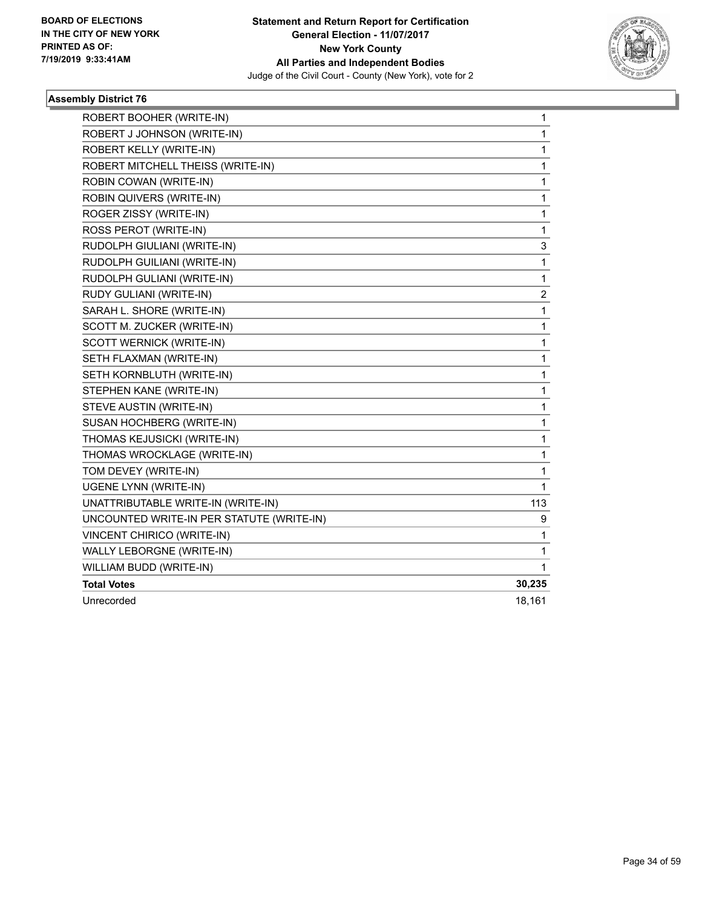BOARD OF ELECTIONS
IN THE CITY OF NEW YORK
PRINTED AS OF:
7/19/2019 9:33:41AM

**Statement and Return Report for Certification**
**General Election - 11/07/2017**
**New York County**
**All Parties and Independent Bodies**
Judge of the Civil Court - County (New York), vote for 2

### Assembly District 76

| | |
|---|---|
| ROBERT BOOHER (WRITE-IN) | 1 |
| ROBERT J JOHNSON (WRITE-IN) | 1 |
| ROBERT KELLY (WRITE-IN) | 1 |
| ROBERT MITCHELL THEISS (WRITE-IN) | 1 |
| ROBIN COWAN (WRITE-IN) | 1 |
| ROBIN QUIVERS (WRITE-IN) | 1 |
| ROGER ZISSY (WRITE-IN) | 1 |
| ROSS PEROT (WRITE-IN) | 1 |
| RUDOLPH GIULIANI (WRITE-IN) | 3 |
| RUDOLPH GUILIANI (WRITE-IN) | 1 |
| RUDOLPH GULIANI (WRITE-IN) | 1 |
| RUDY GULIANI (WRITE-IN) | 2 |
| SARAH L. SHORE (WRITE-IN) | 1 |
| SCOTT M. ZUCKER (WRITE-IN) | 1 |
| SCOTT WERNICK (WRITE-IN) | 1 |
| SETH FLAXMAN (WRITE-IN) | 1 |
| SETH KORNBLUTH (WRITE-IN) | 1 |
| STEPHEN KANE (WRITE-IN) | 1 |
| STEVE AUSTIN (WRITE-IN) | 1 |
| SUSAN HOCHBERG (WRITE-IN) | 1 |
| THOMAS KEJUSICKI (WRITE-IN) | 1 |
| THOMAS WROCKLAGE (WRITE-IN) | 1 |
| TOM DEVEY (WRITE-IN) | 1 |
| UGENE LYNN (WRITE-IN) | 1 |
| UNATTRIBUTABLE WRITE-IN (WRITE-IN) | 113 |
| UNCOUNTED WRITE-IN PER STATUTE (WRITE-IN) | 9 |
| VINCENT CHIRICO (WRITE-IN) | 1 |
| WALLY LEBORGNE (WRITE-IN) | 1 |
| WILLIAM BUDD (WRITE-IN) | 1 |
| **Total Votes** | **30,235** |
| Unrecorded | 18,161 |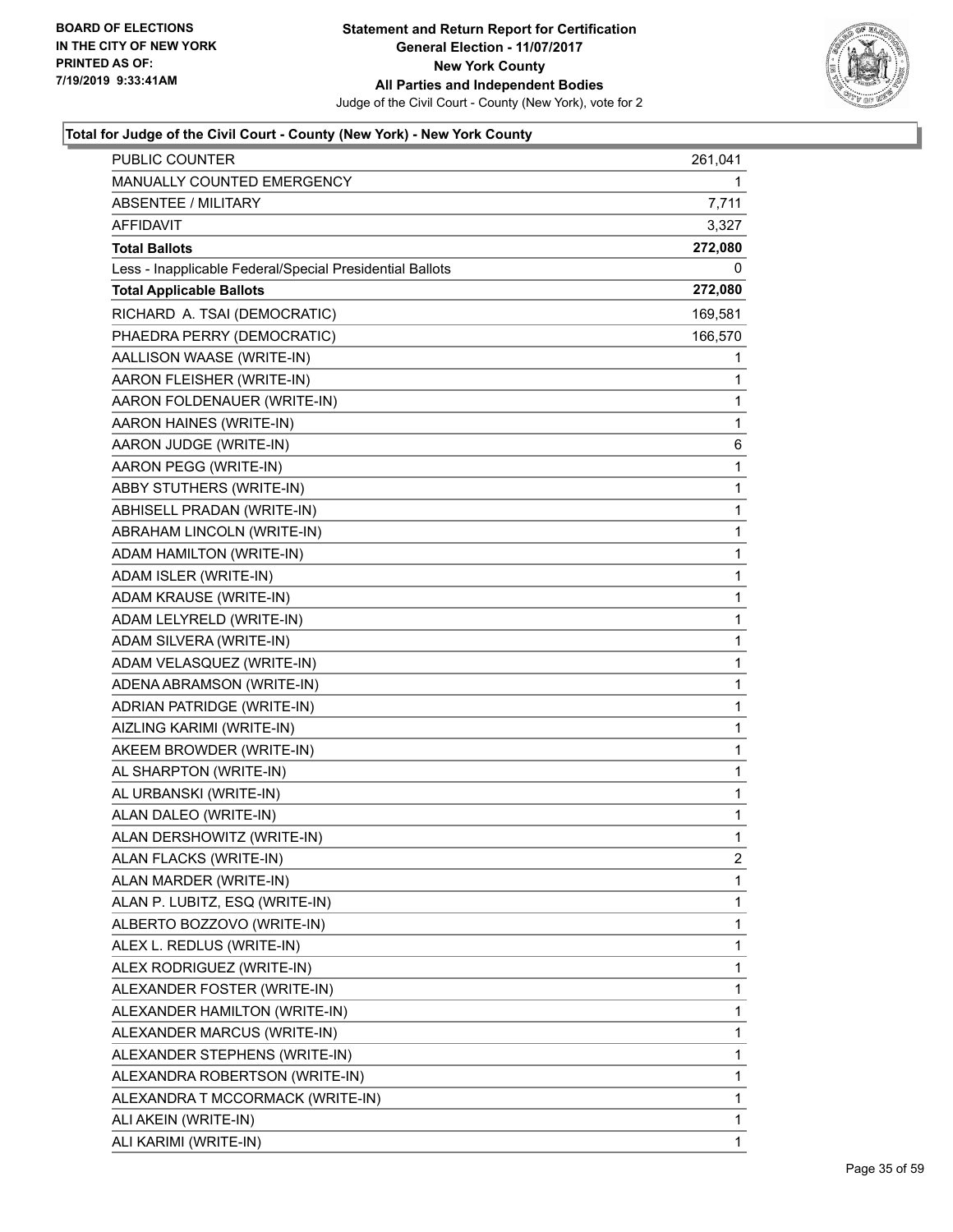**Statement and Return Report for Certification**
**General Election - 11/07/2017**
**New York County**
**All Parties and Independent Bodies**
Judge of the Civil Court - County (New York), vote for 2

BOARD OF ELECTIONS
IN THE CITY OF NEW YORK
PRINTED AS OF:
7/19/2019 9:33:41AM

### Total for Judge of the Civil Court - County (New York) - New York County

| | |
|---|---|
| PUBLIC COUNTER | 261,041 |
| MANUALLY COUNTED EMERGENCY | 1 |
| ABSENTEE / MILITARY | 7,711 |
| AFFIDAVIT | 3,327 |
| **Total Ballots** | **272,080** |
| Less - Inapplicable Federal/Special Presidential Ballots | 0 |
| **Total Applicable Ballots** | **272,080** |
| RICHARD A. TSAI (DEMOCRATIC) | 169,581 |
| PHAEDRA PERRY (DEMOCRATIC) | 166,570 |
| AALLISON WAASE (WRITE-IN) | 1 |
| AARON FLEISHER (WRITE-IN) | 1 |
| AARON FOLDENAUER (WRITE-IN) | 1 |
| AARON HAINES (WRITE-IN) | 1 |
| AARON JUDGE (WRITE-IN) | 6 |
| AARON PEGG (WRITE-IN) | 1 |
| ABBY STUTHERS (WRITE-IN) | 1 |
| ABHISELL PRADAN (WRITE-IN) | 1 |
| ABRAHAM LINCOLN (WRITE-IN) | 1 |
| ADAM HAMILTON (WRITE-IN) | 1 |
| ADAM ISLER (WRITE-IN) | 1 |
| ADAM KRAUSE (WRITE-IN) | 1 |
| ADAM LELYRELD (WRITE-IN) | 1 |
| ADAM SILVERA (WRITE-IN) | 1 |
| ADAM VELASQUEZ (WRITE-IN) | 1 |
| ADENA ABRAMSON (WRITE-IN) | 1 |
| ADRIAN PATRIDGE (WRITE-IN) | 1 |
| AIZLING KARIMI (WRITE-IN) | 1 |
| AKEEM BROWDER (WRITE-IN) | 1 |
| AL SHARPTON (WRITE-IN) | 1 |
| AL URBANSKI (WRITE-IN) | 1 |
| ALAN DALEO (WRITE-IN) | 1 |
| ALAN DERSHOWITZ (WRITE-IN) | 1 |
| ALAN FLACKS (WRITE-IN) | 2 |
| ALAN MARDER (WRITE-IN) | 1 |
| ALAN P. LUBITZ, ESQ (WRITE-IN) | 1 |
| ALBERTO BOZZOVO (WRITE-IN) | 1 |
| ALEX L. REDLUS (WRITE-IN) | 1 |
| ALEX RODRIGUEZ (WRITE-IN) | 1 |
| ALEXANDER FOSTER (WRITE-IN) | 1 |
| ALEXANDER HAMILTON (WRITE-IN) | 1 |
| ALEXANDER MARCUS (WRITE-IN) | 1 |
| ALEXANDER STEPHENS (WRITE-IN) | 1 |
| ALEXANDRA ROBERTSON (WRITE-IN) | 1 |
| ALEXANDRA T MCCORMACK (WRITE-IN) | 1 |
| ALI AKEIN (WRITE-IN) | 1 |
| ALI KARIMI (WRITE-IN) | 1 |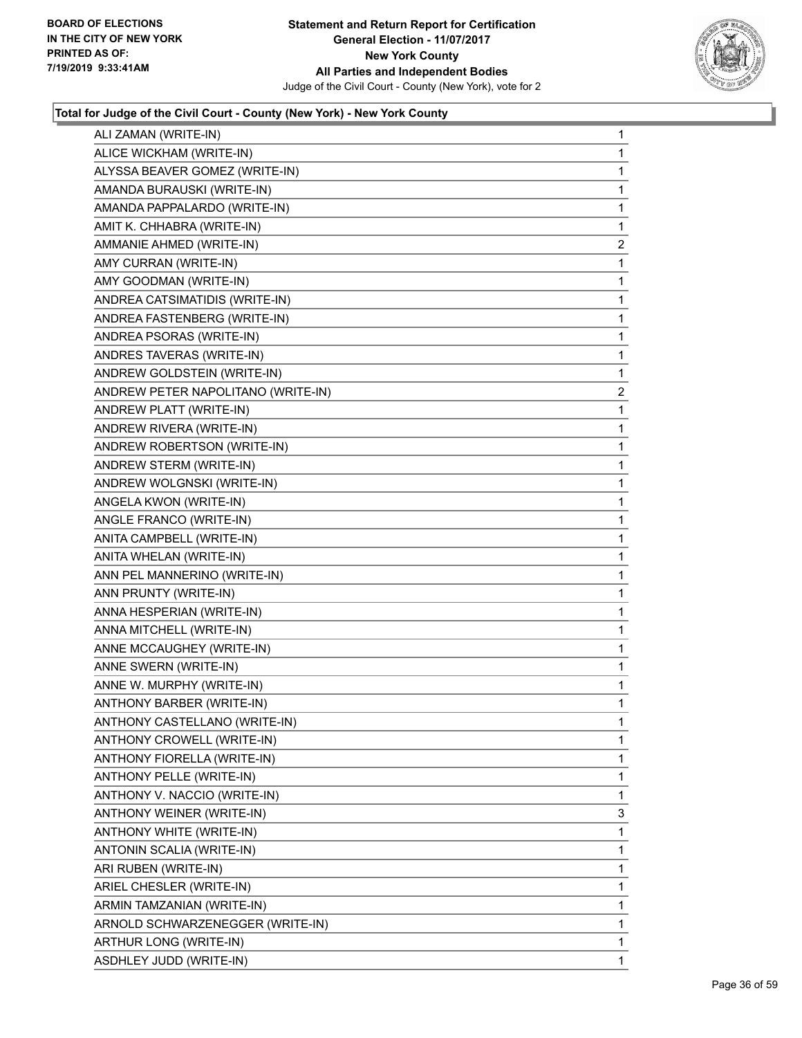**BOARD OF ELECTIONS IN THE CITY OF NEW YORK PRINTED AS OF: 7/19/2019 9:33:41AM**

**Statement and Return Report for Certification General Election - 11/07/2017 New York County All Parties and Independent Bodies**
Judge of the Civil Court - County (New York), vote for 2

### Total for Judge of the Civil Court - County (New York) - New York County

| | |
|---|---|
| ALI ZAMAN (WRITE-IN) | 1 |
| ALICE WICKHAM (WRITE-IN) | 1 |
| ALYSSA BEAVER GOMEZ (WRITE-IN) | 1 |
| AMANDA BURAUSKI (WRITE-IN) | 1 |
| AMANDA PAPPALARDO (WRITE-IN) | 1 |
| AMIT K. CHHABRA (WRITE-IN) | 1 |
| AMMANIE AHMED (WRITE-IN) | 2 |
| AMY CURRAN (WRITE-IN) | 1 |
| AMY GOODMAN (WRITE-IN) | 1 |
| ANDREA CATSIMATIDIS (WRITE-IN) | 1 |
| ANDREA FASTENBERG (WRITE-IN) | 1 |
| ANDREA PSORAS (WRITE-IN) | 1 |
| ANDRES TAVERAS (WRITE-IN) | 1 |
| ANDREW GOLDSTEIN (WRITE-IN) | 1 |
| ANDREW PETER NAPOLITANO (WRITE-IN) | 2 |
| ANDREW PLATT (WRITE-IN) | 1 |
| ANDREW RIVERA (WRITE-IN) | 1 |
| ANDREW ROBERTSON (WRITE-IN) | 1 |
| ANDREW STERM (WRITE-IN) | 1 |
| ANDREW WOLGNSKI (WRITE-IN) | 1 |
| ANGELA KWON (WRITE-IN) | 1 |
| ANGLE FRANCO (WRITE-IN) | 1 |
| ANITA CAMPBELL (WRITE-IN) | 1 |
| ANITA WHELAN (WRITE-IN) | 1 |
| ANN PEL MANNERINO (WRITE-IN) | 1 |
| ANN PRUNTY (WRITE-IN) | 1 |
| ANNA HESPERIAN (WRITE-IN) | 1 |
| ANNA MITCHELL (WRITE-IN) | 1 |
| ANNE MCCAUGHEY (WRITE-IN) | 1 |
| ANNE SWERN (WRITE-IN) | 1 |
| ANNE W. MURPHY (WRITE-IN) | 1 |
| ANTHONY BARBER (WRITE-IN) | 1 |
| ANTHONY CASTELLANO (WRITE-IN) | 1 |
| ANTHONY CROWELL (WRITE-IN) | 1 |
| ANTHONY FIORELLA (WRITE-IN) | 1 |
| ANTHONY PELLE (WRITE-IN) | 1 |
| ANTHONY V. NACCIO (WRITE-IN) | 1 |
| ANTHONY WEINER (WRITE-IN) | 3 |
| ANTHONY WHITE (WRITE-IN) | 1 |
| ANTONIN SCALIA (WRITE-IN) | 1 |
| ARI RUBEN (WRITE-IN) | 1 |
| ARIEL CHESLER (WRITE-IN) | 1 |
| ARMIN TAMZANIAN (WRITE-IN) | 1 |
| ARNOLD SCHWARZENEGGER (WRITE-IN) | 1 |
| ARTHUR LONG (WRITE-IN) | 1 |
| ASDHLEY JUDD (WRITE-IN) | 1 |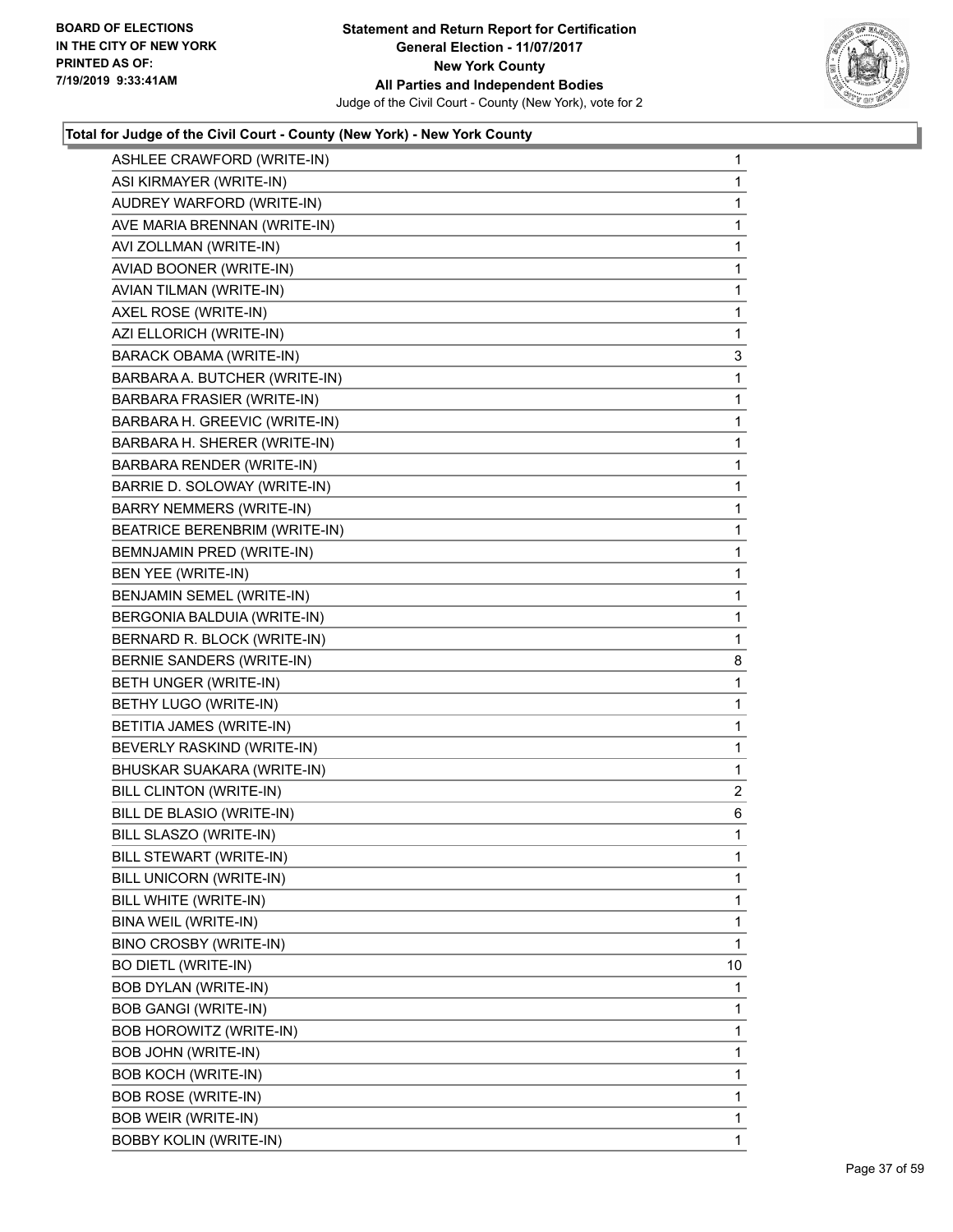### Total for Judge of the Civil Court - County (New York) - New York County

| | |
|---|---|
| ASHLEE CRAWFORD (WRITE-IN) | 1 |
| ASI KIRMAYER (WRITE-IN) | 1 |
| AUDREY WARFORD (WRITE-IN) | 1 |
| AVE MARIA BRENNAN (WRITE-IN) | 1 |
| AVI ZOLLMAN (WRITE-IN) | 1 |
| AVIAD BOONER (WRITE-IN) | 1 |
| AVIAN TILMAN (WRITE-IN) | 1 |
| AXEL ROSE (WRITE-IN) | 1 |
| AZI ELLORICH (WRITE-IN) | 1 |
| BARACK OBAMA (WRITE-IN) | 3 |
| BARBARA A. BUTCHER (WRITE-IN) | 1 |
| BARBARA FRASIER (WRITE-IN) | 1 |
| BARBARA H. GREEVIC (WRITE-IN) | 1 |
| BARBARA H. SHERER (WRITE-IN) | 1 |
| BARBARA RENDER (WRITE-IN) | 1 |
| BARRIE D. SOLOWAY (WRITE-IN) | 1 |
| BARRY NEMMERS (WRITE-IN) | 1 |
| BEATRICE BERENBRIM (WRITE-IN) | 1 |
| BEMNJAMIN PRED (WRITE-IN) | 1 |
| BEN YEE (WRITE-IN) | 1 |
| BENJAMIN SEMEL (WRITE-IN) | 1 |
| BERGONIA BALDUIA (WRITE-IN) | 1 |
| BERNARD R. BLOCK (WRITE-IN) | 1 |
| BERNIE SANDERS (WRITE-IN) | 8 |
| BETH UNGER (WRITE-IN) | 1 |
| BETHY LUGO (WRITE-IN) | 1 |
| BETITIA JAMES (WRITE-IN) | 1 |
| BEVERLY RASKIND (WRITE-IN) | 1 |
| BHUSKAR SUAKARA (WRITE-IN) | 1 |
| BILL CLINTON (WRITE-IN) | 2 |
| BILL DE BLASIO (WRITE-IN) | 6 |
| BILL SLASZO (WRITE-IN) | 1 |
| BILL STEWART (WRITE-IN) | 1 |
| BILL UNICORN (WRITE-IN) | 1 |
| BILL WHITE (WRITE-IN) | 1 |
| BINA WEIL (WRITE-IN) | 1 |
| BINO CROSBY (WRITE-IN) | 1 |
| BO DIETL (WRITE-IN) | 10 |
| BOB DYLAN (WRITE-IN) | 1 |
| BOB GANGI (WRITE-IN) | 1 |
| BOB HOROWITZ (WRITE-IN) | 1 |
| BOB JOHN (WRITE-IN) | 1 |
| BOB KOCH (WRITE-IN) | 1 |
| BOB ROSE (WRITE-IN) | 1 |
| BOB WEIR (WRITE-IN) | 1 |
| BOBBY KOLIN (WRITE-IN) | 1 |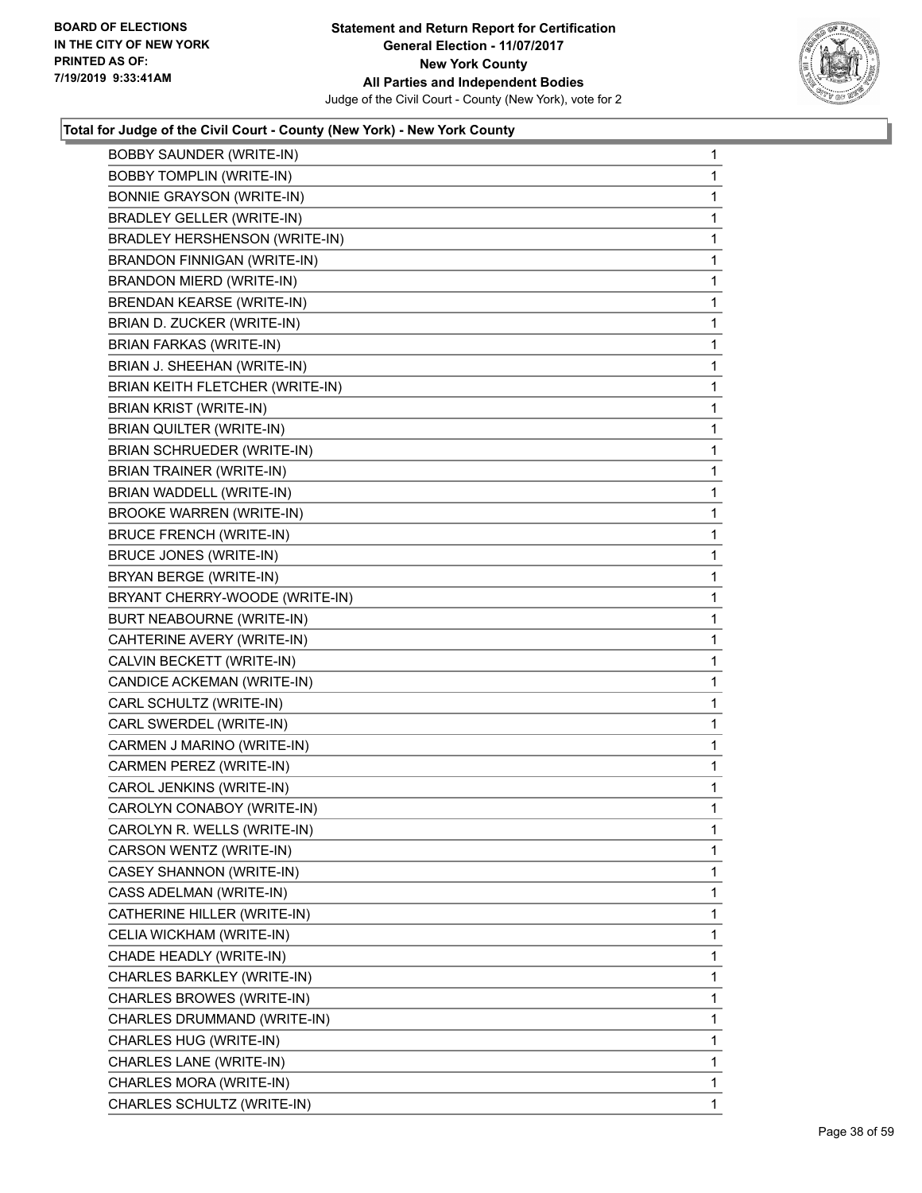### Total for Judge of the Civil Court - County (New York) - New York County

| | |
|---|---|
| BOBBY SAUNDER (WRITE-IN) | 1 |
| BOBBY TOMPLIN (WRITE-IN) | 1 |
| BONNIE GRAYSON (WRITE-IN) | 1 |
| BRADLEY GELLER (WRITE-IN) | 1 |
| BRADLEY HERSHENSON (WRITE-IN) | 1 |
| BRANDON FINNIGAN (WRITE-IN) | 1 |
| BRANDON MIERD (WRITE-IN) | 1 |
| BRENDAN KEARSE (WRITE-IN) | 1 |
| BRIAN D. ZUCKER (WRITE-IN) | 1 |
| BRIAN FARKAS (WRITE-IN) | 1 |
| BRIAN J. SHEEHAN (WRITE-IN) | 1 |
| BRIAN KEITH FLETCHER (WRITE-IN) | 1 |
| BRIAN KRIST (WRITE-IN) | 1 |
| BRIAN QUILTER (WRITE-IN) | 1 |
| BRIAN SCHRUEDER (WRITE-IN) | 1 |
| BRIAN TRAINER (WRITE-IN) | 1 |
| BRIAN WADDELL (WRITE-IN) | 1 |
| BROOKE WARREN (WRITE-IN) | 1 |
| BRUCE FRENCH (WRITE-IN) | 1 |
| BRUCE JONES (WRITE-IN) | 1 |
| BRYAN BERGE (WRITE-IN) | 1 |
| BRYANT CHERRY-WOODE (WRITE-IN) | 1 |
| BURT NEABOURNE (WRITE-IN) | 1 |
| CAHTERINE AVERY (WRITE-IN) | 1 |
| CALVIN BECKETT (WRITE-IN) | 1 |
| CANDICE ACKEMAN (WRITE-IN) | 1 |
| CARL SCHULTZ (WRITE-IN) | 1 |
| CARL SWERDEL (WRITE-IN) | 1 |
| CARMEN J MARINO (WRITE-IN) | 1 |
| CARMEN PEREZ (WRITE-IN) | 1 |
| CAROL JENKINS (WRITE-IN) | 1 |
| CAROLYN CONABOY (WRITE-IN) | 1 |
| CAROLYN R. WELLS (WRITE-IN) | 1 |
| CARSON WENTZ (WRITE-IN) | 1 |
| CASEY SHANNON (WRITE-IN) | 1 |
| CASS ADELMAN (WRITE-IN) | 1 |
| CATHERINE HILLER (WRITE-IN) | 1 |
| CELIA WICKHAM (WRITE-IN) | 1 |
| CHADE HEADLY (WRITE-IN) | 1 |
| CHARLES BARKLEY (WRITE-IN) | 1 |
| CHARLES BROWES (WRITE-IN) | 1 |
| CHARLES DRUMMAND (WRITE-IN) | 1 |
| CHARLES HUG (WRITE-IN) | 1 |
| CHARLES LANE (WRITE-IN) | 1 |
| CHARLES MORA (WRITE-IN) | 1 |
| CHARLES SCHULTZ (WRITE-IN) | 1 |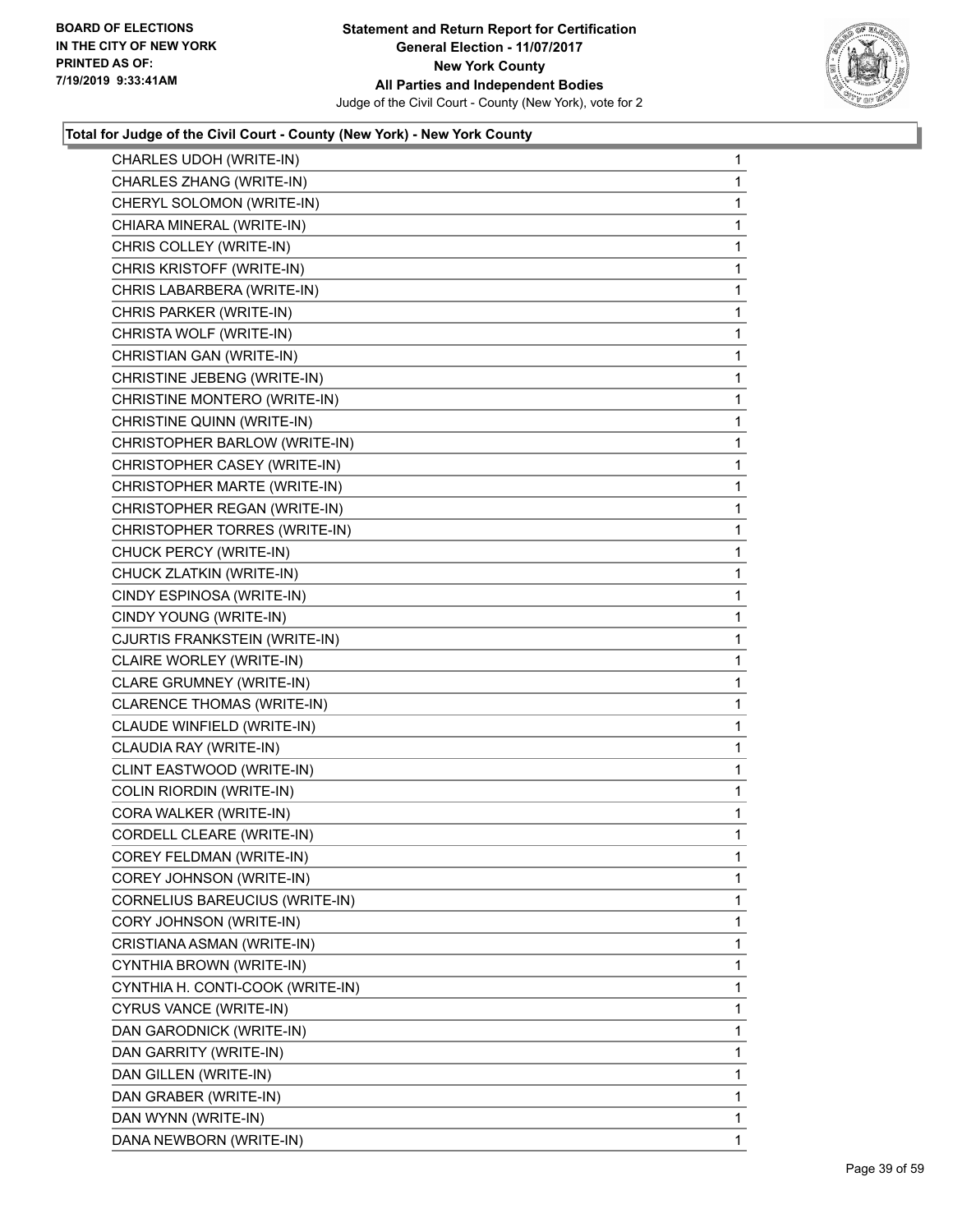BOARD OF ELECTIONS
IN THE CITY OF NEW YORK
PRINTED AS OF:
7/19/2019 9:33:41AM

**Statement and Return Report for Certification**
**General Election - 11/07/2017**
**New York County**
**All Parties and Independent Bodies**
Judge of the Civil Court - County (New York), vote for 2

**Total for Judge of the Civil Court - County (New York) - New York County**

| | |
|---|---|
| CHARLES UDOH (WRITE-IN) | 1 |
| CHARLES ZHANG (WRITE-IN) | 1 |
| CHERYL SOLOMON (WRITE-IN) | 1 |
| CHIARA MINERAL (WRITE-IN) | 1 |
| CHRIS COLLEY (WRITE-IN) | 1 |
| CHRIS KRISTOFF (WRITE-IN) | 1 |
| CHRIS LABARBERA (WRITE-IN) | 1 |
| CHRIS PARKER (WRITE-IN) | 1 |
| CHRISTA WOLF (WRITE-IN) | 1 |
| CHRISTIAN GAN (WRITE-IN) | 1 |
| CHRISTINE JEBENG (WRITE-IN) | 1 |
| CHRISTINE MONTERO (WRITE-IN) | 1 |
| CHRISTINE QUINN (WRITE-IN) | 1 |
| CHRISTOPHER BARLOW (WRITE-IN) | 1 |
| CHRISTOPHER CASEY (WRITE-IN) | 1 |
| CHRISTOPHER MARTE (WRITE-IN) | 1 |
| CHRISTOPHER REGAN (WRITE-IN) | 1 |
| CHRISTOPHER TORRES (WRITE-IN) | 1 |
| CHUCK PERCY (WRITE-IN) | 1 |
| CHUCK ZLATKIN (WRITE-IN) | 1 |
| CINDY ESPINOSA (WRITE-IN) | 1 |
| CINDY YOUNG (WRITE-IN) | 1 |
| CJURTIS FRANKSTEIN (WRITE-IN) | 1 |
| CLAIRE WORLEY (WRITE-IN) | 1 |
| CLARE GRUMNEY (WRITE-IN) | 1 |
| CLARENCE THOMAS (WRITE-IN) | 1 |
| CLAUDE WINFIELD (WRITE-IN) | 1 |
| CLAUDIA RAY (WRITE-IN) | 1 |
| CLINT EASTWOOD (WRITE-IN) | 1 |
| COLIN RIORDIN (WRITE-IN) | 1 |
| CORA WALKER (WRITE-IN) | 1 |
| CORDELL CLEARE (WRITE-IN) | 1 |
| COREY FELDMAN (WRITE-IN) | 1 |
| COREY JOHNSON (WRITE-IN) | 1 |
| CORNELIUS BAREUCIUS (WRITE-IN) | 1 |
| CORY JOHNSON (WRITE-IN) | 1 |
| CRISTIANA ASMAN (WRITE-IN) | 1 |
| CYNTHIA BROWN (WRITE-IN) | 1 |
| CYNTHIA H. CONTI-COOK (WRITE-IN) | 1 |
| CYRUS VANCE (WRITE-IN) | 1 |
| DAN GARODNICK (WRITE-IN) | 1 |
| DAN GARRITY (WRITE-IN) | 1 |
| DAN GILLEN (WRITE-IN) | 1 |
| DAN GRABER (WRITE-IN) | 1 |
| DAN WYNN (WRITE-IN) | 1 |
| DANA NEWBORN (WRITE-IN) | 1 |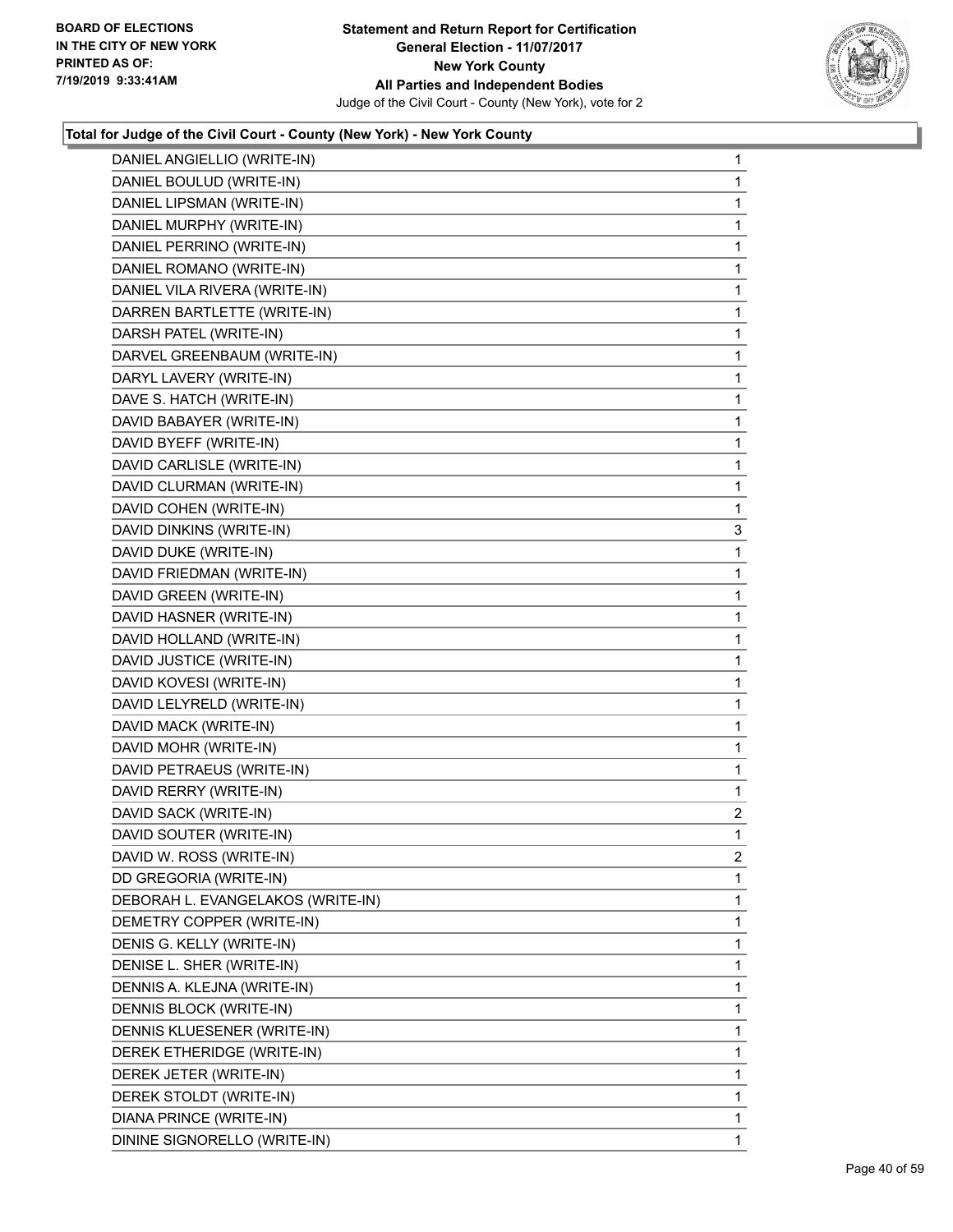**Total for Judge of the Civil Court - County (New York) - New York County**

| | |
|---|---|
| DANIEL ANGIELLIO (WRITE-IN) | 1 |
| DANIEL BOULUD (WRITE-IN) | 1 |
| DANIEL LIPSMAN (WRITE-IN) | 1 |
| DANIEL MURPHY (WRITE-IN) | 1 |
| DANIEL PERRINO (WRITE-IN) | 1 |
| DANIEL ROMANO (WRITE-IN) | 1 |
| DANIEL VILA RIVERA (WRITE-IN) | 1 |
| DARREN BARTLETTE (WRITE-IN) | 1 |
| DARSH PATEL (WRITE-IN) | 1 |
| DARVEL GREENBAUM (WRITE-IN) | 1 |
| DARYL LAVERY (WRITE-IN) | 1 |
| DAVE S. HATCH (WRITE-IN) | 1 |
| DAVID BABAYER (WRITE-IN) | 1 |
| DAVID BYEFF (WRITE-IN) | 1 |
| DAVID CARLISLE (WRITE-IN) | 1 |
| DAVID CLURMAN (WRITE-IN) | 1 |
| DAVID COHEN (WRITE-IN) | 1 |
| DAVID DINKINS (WRITE-IN) | 3 |
| DAVID DUKE (WRITE-IN) | 1 |
| DAVID FRIEDMAN (WRITE-IN) | 1 |
| DAVID GREEN (WRITE-IN) | 1 |
| DAVID HASNER (WRITE-IN) | 1 |
| DAVID HOLLAND (WRITE-IN) | 1 |
| DAVID JUSTICE (WRITE-IN) | 1 |
| DAVID KOVESI (WRITE-IN) | 1 |
| DAVID LELYRELD (WRITE-IN) | 1 |
| DAVID MACK (WRITE-IN) | 1 |
| DAVID MOHR (WRITE-IN) | 1 |
| DAVID PETRAEUS (WRITE-IN) | 1 |
| DAVID RERRY (WRITE-IN) | 1 |
| DAVID SACK (WRITE-IN) | 2 |
| DAVID SOUTER (WRITE-IN) | 1 |
| DAVID W. ROSS (WRITE-IN) | 2 |
| DD GREGORIA (WRITE-IN) | 1 |
| DEBORAH L. EVANGELAKOS (WRITE-IN) | 1 |
| DEMETRY COPPER (WRITE-IN) | 1 |
| DENIS G. KELLY (WRITE-IN) | 1 |
| DENISE L. SHER (WRITE-IN) | 1 |
| DENNIS A. KLEJNA (WRITE-IN) | 1 |
| DENNIS BLOCK (WRITE-IN) | 1 |
| DENNIS KLUESENER (WRITE-IN) | 1 |
| DEREK ETHERIDGE (WRITE-IN) | 1 |
| DEREK JETER (WRITE-IN) | 1 |
| DEREK STOLDT (WRITE-IN) | 1 |
| DIANA PRINCE (WRITE-IN) | 1 |
| DININE SIGNORELLO (WRITE-IN) | 1 |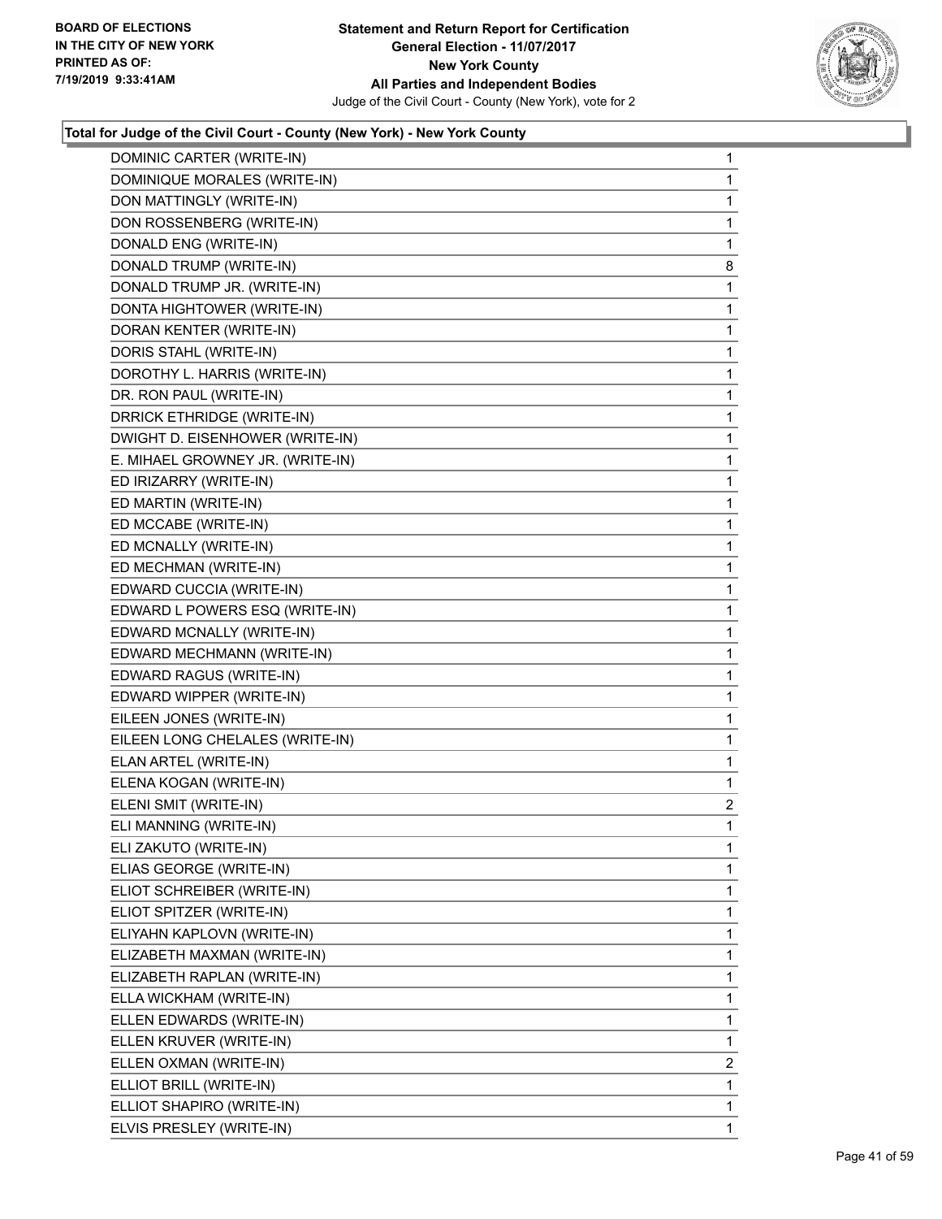**BOARD OF ELECTIONS IN THE CITY OF NEW YORK PRINTED AS OF: 7/19/2019 9:33:41AM**

**Statement and Return Report for Certification General Election - 11/07/2017 New York County All Parties and Independent Bodies**

Judge of the Civil Court - County (New York), vote for 2

### Total for Judge of the Civil Court - County (New York) - New York County

| | |
|---|---|
| DOMINIC CARTER (WRITE-IN) | 1 |
| DOMINIQUE MORALES (WRITE-IN) | 1 |
| DON MATTINGLY (WRITE-IN) | 1 |
| DON ROSSENBERG (WRITE-IN) | 1 |
| DONALD ENG (WRITE-IN) | 1 |
| DONALD TRUMP (WRITE-IN) | 8 |
| DONALD TRUMP JR. (WRITE-IN) | 1 |
| DONTA HIGHTOWER (WRITE-IN) | 1 |
| DORAN KENTER (WRITE-IN) | 1 |
| DORIS STAHL (WRITE-IN) | 1 |
| DOROTHY L. HARRIS (WRITE-IN) | 1 |
| DR. RON PAUL (WRITE-IN) | 1 |
| DRRICK ETHRIDGE (WRITE-IN) | 1 |
| DWIGHT D. EISENHOWER (WRITE-IN) | 1 |
| E. MIHAEL GROWNEY JR. (WRITE-IN) | 1 |
| ED IRIZARRY (WRITE-IN) | 1 |
| ED MARTIN (WRITE-IN) | 1 |
| ED MCCABE (WRITE-IN) | 1 |
| ED MCNALLY (WRITE-IN) | 1 |
| ED MECHMAN (WRITE-IN) | 1 |
| EDWARD CUCCIA (WRITE-IN) | 1 |
| EDWARD L POWERS ESQ (WRITE-IN) | 1 |
| EDWARD MCNALLY (WRITE-IN) | 1 |
| EDWARD MECHMANN (WRITE-IN) | 1 |
| EDWARD RAGUS (WRITE-IN) | 1 |
| EDWARD WIPPER (WRITE-IN) | 1 |
| EILEEN JONES (WRITE-IN) | 1 |
| EILEEN LONG CHELALES (WRITE-IN) | 1 |
| ELAN ARTEL (WRITE-IN) | 1 |
| ELENA KOGAN (WRITE-IN) | 1 |
| ELENI SMIT (WRITE-IN) | 2 |
| ELI MANNING (WRITE-IN) | 1 |
| ELI ZAKUTO (WRITE-IN) | 1 |
| ELIAS GEORGE (WRITE-IN) | 1 |
| ELIOT SCHREIBER (WRITE-IN) | 1 |
| ELIOT SPITZER (WRITE-IN) | 1 |
| ELIYAHN KAPLOVN (WRITE-IN) | 1 |
| ELIZABETH MAXMAN (WRITE-IN) | 1 |
| ELIZABETH RAPLAN (WRITE-IN) | 1 |
| ELLA WICKHAM (WRITE-IN) | 1 |
| ELLEN EDWARDS (WRITE-IN) | 1 |
| ELLEN KRUVER (WRITE-IN) | 1 |
| ELLEN OXMAN (WRITE-IN) | 2 |
| ELLIOT BRILL (WRITE-IN) | 1 |
| ELLIOT SHAPIRO (WRITE-IN) | 1 |
| ELVIS PRESLEY (WRITE-IN) | 1 |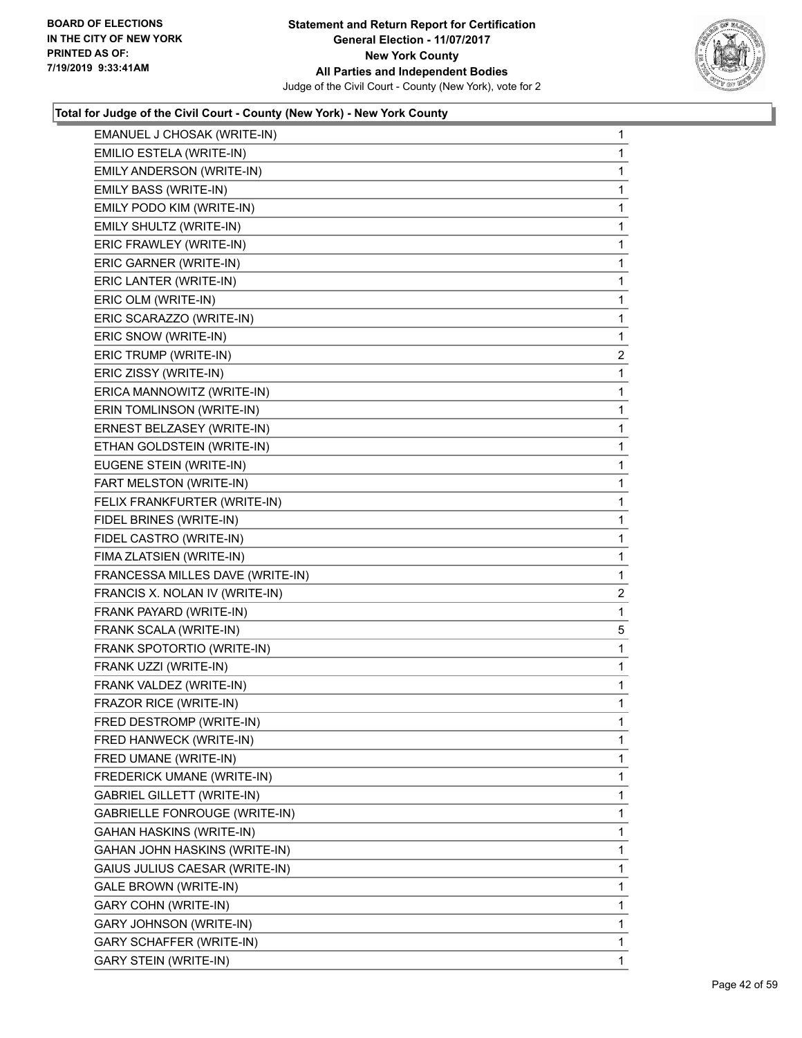**Total for Judge of the Civil Court - County (New York) - New York County**

| | |
|---|---|
| EMANUEL J CHOSAK (WRITE-IN) | 1 |
| EMILIO ESTELA (WRITE-IN) | 1 |
| EMILY ANDERSON (WRITE-IN) | 1 |
| EMILY BASS (WRITE-IN) | 1 |
| EMILY PODO KIM (WRITE-IN) | 1 |
| EMILY SHULTZ (WRITE-IN) | 1 |
| ERIC FRAWLEY (WRITE-IN) | 1 |
| ERIC GARNER (WRITE-IN) | 1 |
| ERIC LANTER (WRITE-IN) | 1 |
| ERIC OLM (WRITE-IN) | 1 |
| ERIC SCARAZZO (WRITE-IN) | 1 |
| ERIC SNOW (WRITE-IN) | 1 |
| ERIC TRUMP (WRITE-IN) | 2 |
| ERIC ZISSY (WRITE-IN) | 1 |
| ERICA MANNOWITZ (WRITE-IN) | 1 |
| ERIN TOMLINSON (WRITE-IN) | 1 |
| ERNEST BELZASEY (WRITE-IN) | 1 |
| ETHAN GOLDSTEIN (WRITE-IN) | 1 |
| EUGENE STEIN (WRITE-IN) | 1 |
| FART MELSTON (WRITE-IN) | 1 |
| FELIX FRANKFURTER (WRITE-IN) | 1 |
| FIDEL BRINES (WRITE-IN) | 1 |
| FIDEL CASTRO (WRITE-IN) | 1 |
| FIMA ZLATSIEN (WRITE-IN) | 1 |
| FRANCESSA MILLES DAVE (WRITE-IN) | 1 |
| FRANCIS X. NOLAN IV (WRITE-IN) | 2 |
| FRANK PAYARD (WRITE-IN) | 1 |
| FRANK SCALA (WRITE-IN) | 5 |
| FRANK SPOTORTIO (WRITE-IN) | 1 |
| FRANK UZZI (WRITE-IN) | 1 |
| FRANK VALDEZ (WRITE-IN) | 1 |
| FRAZOR RICE (WRITE-IN) | 1 |
| FRED DESTROMP (WRITE-IN) | 1 |
| FRED HANWECK (WRITE-IN) | 1 |
| FRED UMANE (WRITE-IN) | 1 |
| FREDERICK UMANE (WRITE-IN) | 1 |
| GABRIEL GILLETT (WRITE-IN) | 1 |
| GABRIELLE FONROUGE (WRITE-IN) | 1 |
| GAHAN HASKINS (WRITE-IN) | 1 |
| GAHAN JOHN HASKINS (WRITE-IN) | 1 |
| GAIUS JULIUS CAESAR (WRITE-IN) | 1 |
| GALE BROWN (WRITE-IN) | 1 |
| GARY COHN (WRITE-IN) | 1 |
| GARY JOHNSON (WRITE-IN) | 1 |
| GARY SCHAFFER (WRITE-IN) | 1 |
| GARY STEIN (WRITE-IN) | 1 |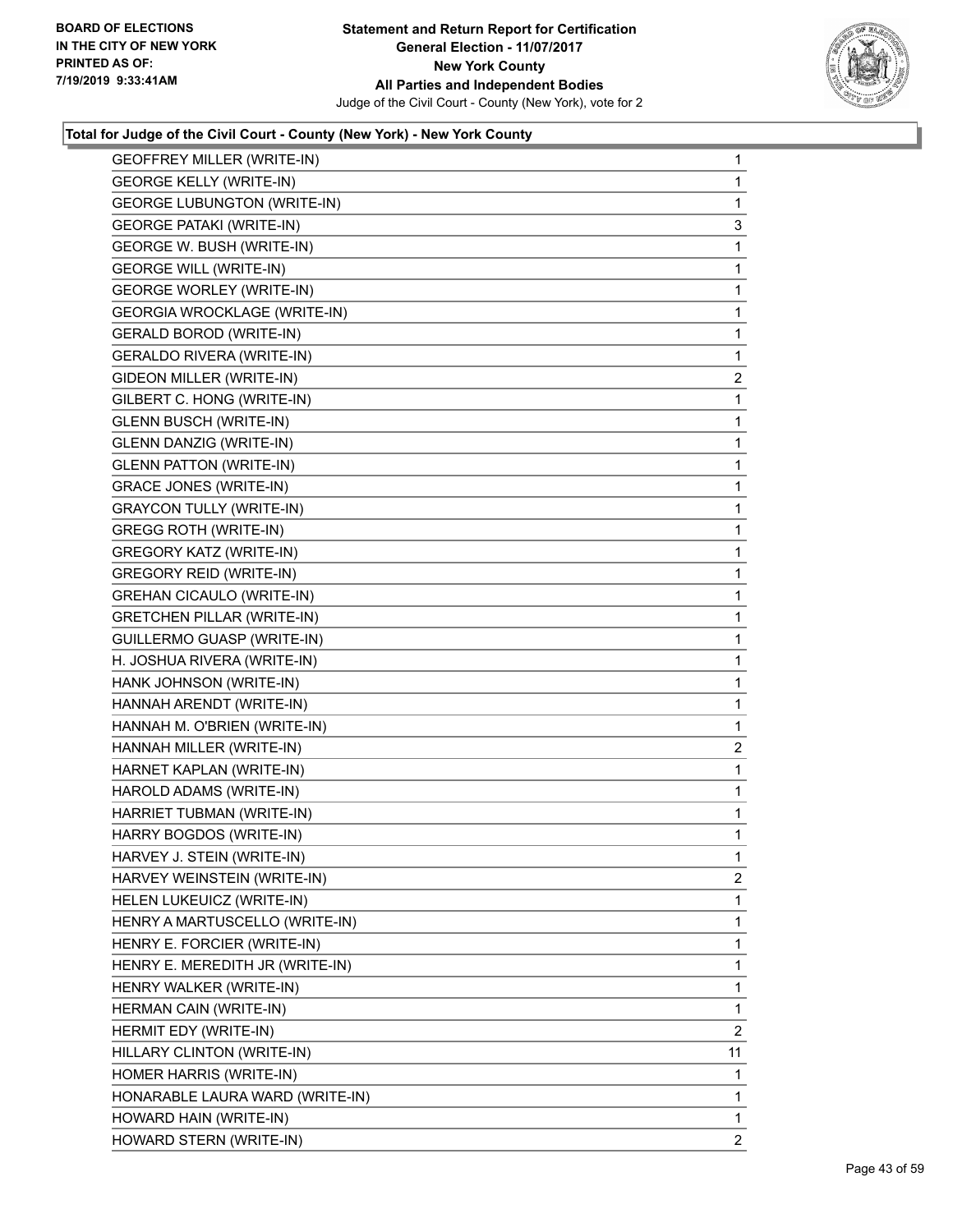**Total for Judge of the Civil Court - County (New York) - New York County**

| Candidate | Votes |
|---|---|
| GEOFFREY MILLER (WRITE-IN) | 1 |
| GEORGE KELLY (WRITE-IN) | 1 |
| GEORGE LUBUNGTON (WRITE-IN) | 1 |
| GEORGE PATAKI (WRITE-IN) | 3 |
| GEORGE W. BUSH (WRITE-IN) | 1 |
| GEORGE WILL (WRITE-IN) | 1 |
| GEORGE WORLEY (WRITE-IN) | 1 |
| GEORGIA WROCKLAGE (WRITE-IN) | 1 |
| GERALD BOROD (WRITE-IN) | 1 |
| GERALDO RIVERA (WRITE-IN) | 1 |
| GIDEON MILLER (WRITE-IN) | 2 |
| GILBERT C. HONG (WRITE-IN) | 1 |
| GLENN BUSCH (WRITE-IN) | 1 |
| GLENN DANZIG (WRITE-IN) | 1 |
| GLENN PATTON (WRITE-IN) | 1 |
| GRACE JONES (WRITE-IN) | 1 |
| GRAYCON TULLY (WRITE-IN) | 1 |
| GREGG ROTH (WRITE-IN) | 1 |
| GREGORY KATZ (WRITE-IN) | 1 |
| GREGORY REID (WRITE-IN) | 1 |
| GREHAN CICAULO (WRITE-IN) | 1 |
| GRETCHEN PILLAR (WRITE-IN) | 1 |
| GUILLERMO GUASP (WRITE-IN) | 1 |
| H. JOSHUA RIVERA (WRITE-IN) | 1 |
| HANK JOHNSON (WRITE-IN) | 1 |
| HANNAH ARENDT (WRITE-IN) | 1 |
| HANNAH M. O'BRIEN (WRITE-IN) | 1 |
| HANNAH MILLER (WRITE-IN) | 2 |
| HARNET KAPLAN (WRITE-IN) | 1 |
| HAROLD ADAMS (WRITE-IN) | 1 |
| HARRIET TUBMAN (WRITE-IN) | 1 |
| HARRY BOGDOS (WRITE-IN) | 1 |
| HARVEY J. STEIN (WRITE-IN) | 1 |
| HARVEY WEINSTEIN (WRITE-IN) | 2 |
| HELEN LUKEUICZ (WRITE-IN) | 1 |
| HENRY A MARTUSCELLO (WRITE-IN) | 1 |
| HENRY E. FORCIER (WRITE-IN) | 1 |
| HENRY E. MEREDITH JR (WRITE-IN) | 1 |
| HENRY WALKER (WRITE-IN) | 1 |
| HERMAN CAIN (WRITE-IN) | 1 |
| HERMIT EDY (WRITE-IN) | 2 |
| HILLARY CLINTON (WRITE-IN) | 11 |
| HOMER HARRIS (WRITE-IN) | 1 |
| HONARABLE LAURA WARD (WRITE-IN) | 1 |
| HOWARD HAIN (WRITE-IN) | 1 |
| HOWARD STERN (WRITE-IN) | 2 |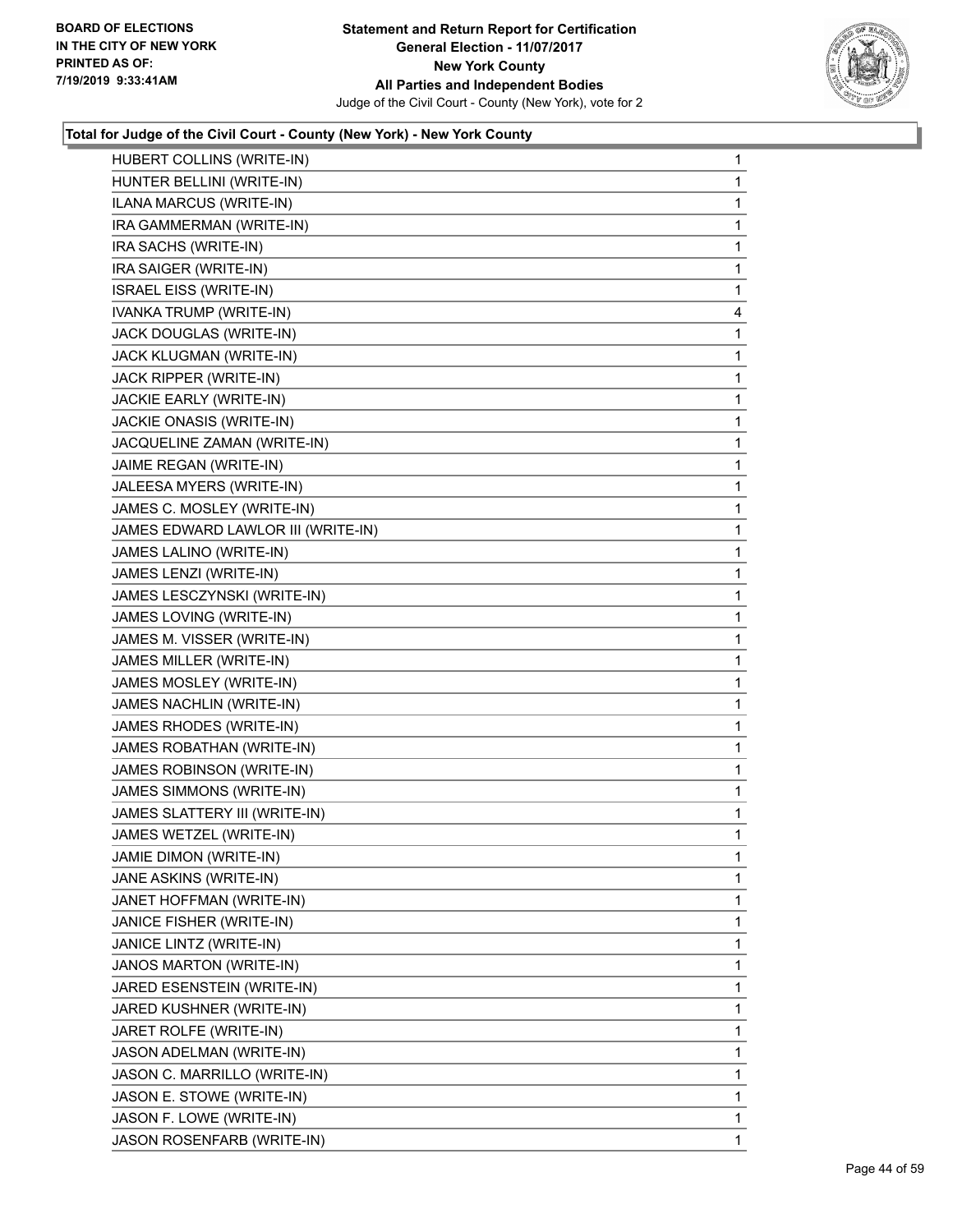**Total for Judge of the Civil Court - County (New York) - New York County**

| | |
|---|---|
| HUBERT COLLINS (WRITE-IN) | 1 |
| HUNTER BELLINI (WRITE-IN) | 1 |
| ILANA MARCUS (WRITE-IN) | 1 |
| IRA GAMMERMAN (WRITE-IN) | 1 |
| IRA SACHS (WRITE-IN) | 1 |
| IRA SAIGER (WRITE-IN) | 1 |
| ISRAEL EISS (WRITE-IN) | 1 |
| IVANKA TRUMP (WRITE-IN) | 4 |
| JACK DOUGLAS (WRITE-IN) | 1 |
| JACK KLUGMAN (WRITE-IN) | 1 |
| JACK RIPPER (WRITE-IN) | 1 |
| JACKIE EARLY (WRITE-IN) | 1 |
| JACKIE ONASIS (WRITE-IN) | 1 |
| JACQUELINE ZAMAN (WRITE-IN) | 1 |
| JAIME REGAN (WRITE-IN) | 1 |
| JALEESA MYERS (WRITE-IN) | 1 |
| JAMES C. MOSLEY (WRITE-IN) | 1 |
| JAMES EDWARD LAWLOR III (WRITE-IN) | 1 |
| JAMES LALINO (WRITE-IN) | 1 |
| JAMES LENZI (WRITE-IN) | 1 |
| JAMES LESCZYNSKI (WRITE-IN) | 1 |
| JAMES LOVING (WRITE-IN) | 1 |
| JAMES M. VISSER (WRITE-IN) | 1 |
| JAMES MILLER (WRITE-IN) | 1 |
| JAMES MOSLEY (WRITE-IN) | 1 |
| JAMES NACHLIN (WRITE-IN) | 1 |
| JAMES RHODES (WRITE-IN) | 1 |
| JAMES ROBATHAN (WRITE-IN) | 1 |
| JAMES ROBINSON (WRITE-IN) | 1 |
| JAMES SIMMONS (WRITE-IN) | 1 |
| JAMES SLATTERY III (WRITE-IN) | 1 |
| JAMES WETZEL (WRITE-IN) | 1 |
| JAMIE DIMON (WRITE-IN) | 1 |
| JANE ASKINS (WRITE-IN) | 1 |
| JANET HOFFMAN (WRITE-IN) | 1 |
| JANICE FISHER (WRITE-IN) | 1 |
| JANICE LINTZ (WRITE-IN) | 1 |
| JANOS MARTON (WRITE-IN) | 1 |
| JARED ESENSTEIN (WRITE-IN) | 1 |
| JARED KUSHNER (WRITE-IN) | 1 |
| JARET ROLFE (WRITE-IN) | 1 |
| JASON ADELMAN (WRITE-IN) | 1 |
| JASON C. MARRILLO (WRITE-IN) | 1 |
| JASON E. STOWE (WRITE-IN) | 1 |
| JASON F. LOWE (WRITE-IN) | 1 |
| JASON ROSENFARB (WRITE-IN) | 1 |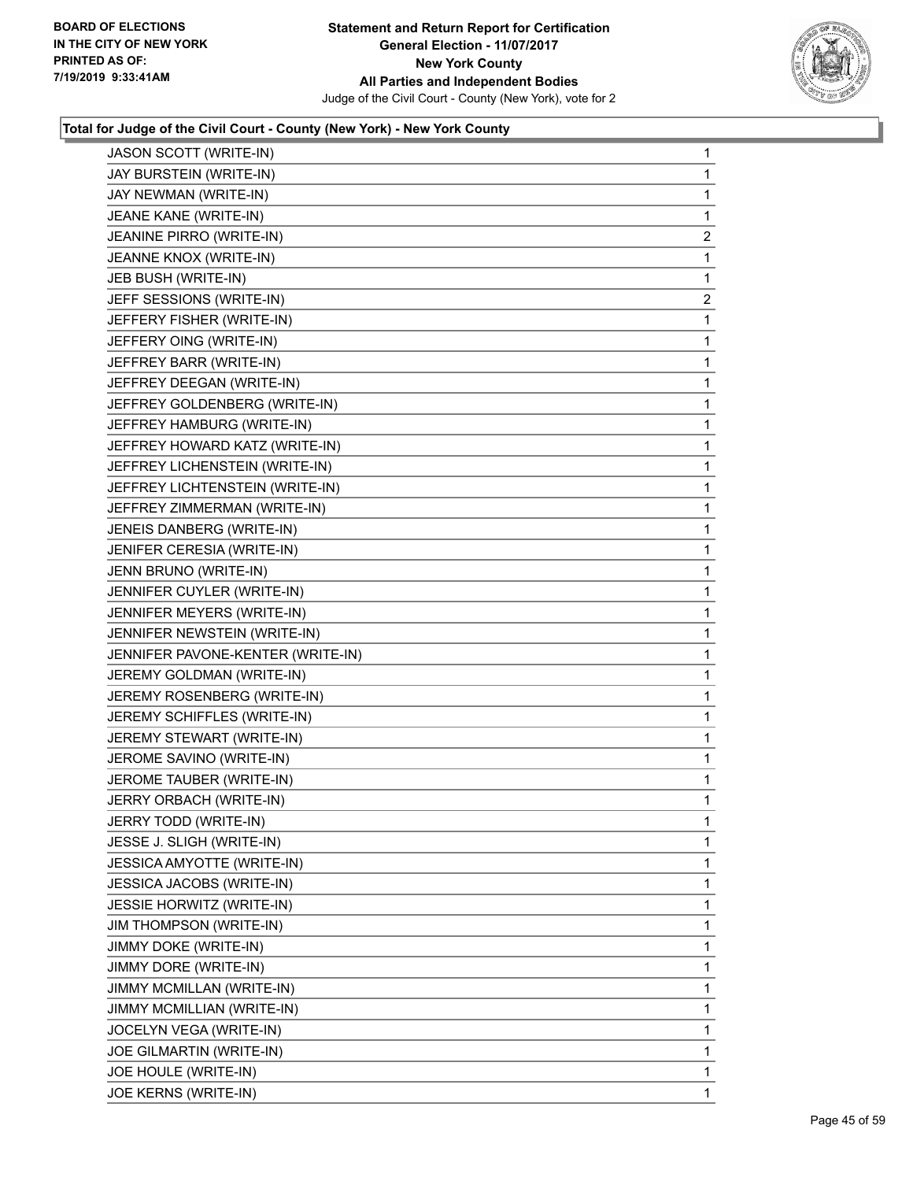**BOARD OF ELECTIONS IN THE CITY OF NEW YORK PRINTED AS OF: 7/19/2019 9:33:41AM**

**Statement and Return Report for Certification General Election - 11/07/2017 New York County All Parties and Independent Bodies**

Judge of the Civil Court - County (New York), vote for 2

### Total for Judge of the Civil Court - County (New York) - New York County

| | |
|---|---|
| JASON SCOTT (WRITE-IN) | 1 |
| JAY BURSTEIN (WRITE-IN) | 1 |
| JAY NEWMAN (WRITE-IN) | 1 |
| JEANE KANE (WRITE-IN) | 1 |
| JEANINE PIRRO (WRITE-IN) | 2 |
| JEANNE KNOX (WRITE-IN) | 1 |
| JEB BUSH (WRITE-IN) | 1 |
| JEFF SESSIONS (WRITE-IN) | 2 |
| JEFFERY FISHER (WRITE-IN) | 1 |
| JEFFERY OING (WRITE-IN) | 1 |
| JEFFREY BARR (WRITE-IN) | 1 |
| JEFFREY DEEGAN (WRITE-IN) | 1 |
| JEFFREY GOLDENBERG (WRITE-IN) | 1 |
| JEFFREY HAMBURG (WRITE-IN) | 1 |
| JEFFREY HOWARD KATZ (WRITE-IN) | 1 |
| JEFFREY LICHENSTEIN (WRITE-IN) | 1 |
| JEFFREY LICHTENSTEIN (WRITE-IN) | 1 |
| JEFFREY ZIMMERMAN (WRITE-IN) | 1 |
| JENEIS DANBERG (WRITE-IN) | 1 |
| JENIFER CERESIA (WRITE-IN) | 1 |
| JENN BRUNO (WRITE-IN) | 1 |
| JENNIFER CUYLER (WRITE-IN) | 1 |
| JENNIFER MEYERS (WRITE-IN) | 1 |
| JENNIFER NEWSTEIN (WRITE-IN) | 1 |
| JENNIFER PAVONE-KENTER (WRITE-IN) | 1 |
| JEREMY GOLDMAN (WRITE-IN) | 1 |
| JEREMY ROSENBERG (WRITE-IN) | 1 |
| JEREMY SCHIFFLES (WRITE-IN) | 1 |
| JEREMY STEWART (WRITE-IN) | 1 |
| JEROME SAVINO (WRITE-IN) | 1 |
| JEROME TAUBER (WRITE-IN) | 1 |
| JERRY ORBACH (WRITE-IN) | 1 |
| JERRY TODD (WRITE-IN) | 1 |
| JESSE J. SLIGH (WRITE-IN) | 1 |
| JESSICA AMYOTTE (WRITE-IN) | 1 |
| JESSICA JACOBS (WRITE-IN) | 1 |
| JESSIE HORWITZ (WRITE-IN) | 1 |
| JIM THOMPSON (WRITE-IN) | 1 |
| JIMMY DOKE (WRITE-IN) | 1 |
| JIMMY DORE (WRITE-IN) | 1 |
| JIMMY MCMILLAN (WRITE-IN) | 1 |
| JIMMY MCMILLIAN (WRITE-IN) | 1 |
| JOCELYN VEGA (WRITE-IN) | 1 |
| JOE GILMARTIN (WRITE-IN) | 1 |
| JOE HOULE (WRITE-IN) | 1 |
| JOE KERNS (WRITE-IN) | 1 |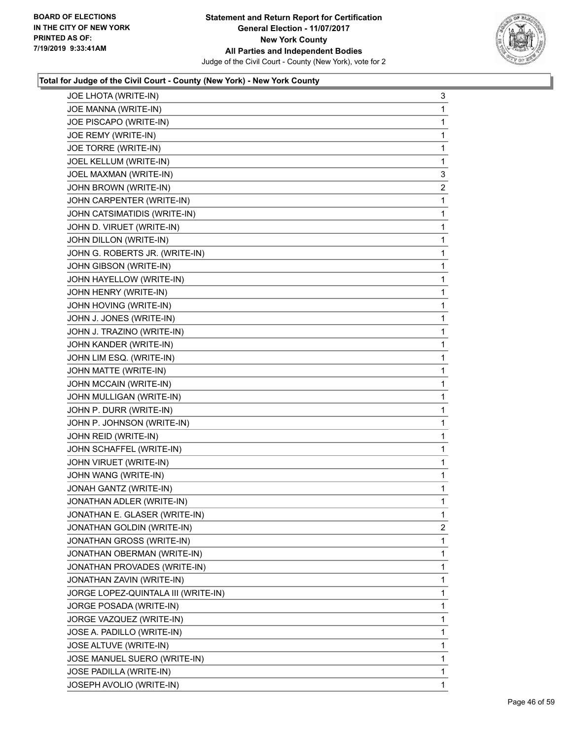**Total for Judge of the Civil Court - County (New York) - New York County**

| | |
|---|---|
| JOE LHOTA (WRITE-IN) | 3 |
| JOE MANNA (WRITE-IN) | 1 |
| JOE PISCAPO (WRITE-IN) | 1 |
| JOE REMY (WRITE-IN) | 1 |
| JOE TORRE (WRITE-IN) | 1 |
| JOEL KELLUM (WRITE-IN) | 1 |
| JOEL MAXMAN (WRITE-IN) | 3 |
| JOHN BROWN (WRITE-IN) | 2 |
| JOHN CARPENTER (WRITE-IN) | 1 |
| JOHN CATSIMATIDIS (WRITE-IN) | 1 |
| JOHN D. VIRUET (WRITE-IN) | 1 |
| JOHN DILLON (WRITE-IN) | 1 |
| JOHN G. ROBERTS JR. (WRITE-IN) | 1 |
| JOHN GIBSON (WRITE-IN) | 1 |
| JOHN HAYELLOW (WRITE-IN) | 1 |
| JOHN HENRY (WRITE-IN) | 1 |
| JOHN HOVING (WRITE-IN) | 1 |
| JOHN J. JONES (WRITE-IN) | 1 |
| JOHN J. TRAZINO (WRITE-IN) | 1 |
| JOHN KANDER (WRITE-IN) | 1 |
| JOHN LIM ESQ. (WRITE-IN) | 1 |
| JOHN MATTE (WRITE-IN) | 1 |
| JOHN MCCAIN (WRITE-IN) | 1 |
| JOHN MULLIGAN (WRITE-IN) | 1 |
| JOHN P. DURR (WRITE-IN) | 1 |
| JOHN P. JOHNSON (WRITE-IN) | 1 |
| JOHN REID (WRITE-IN) | 1 |
| JOHN SCHAFFEL (WRITE-IN) | 1 |
| JOHN VIRUET (WRITE-IN) | 1 |
| JOHN WANG (WRITE-IN) | 1 |
| JONAH GANTZ (WRITE-IN) | 1 |
| JONATHAN ADLER (WRITE-IN) | 1 |
| JONATHAN E. GLASER (WRITE-IN) | 1 |
| JONATHAN GOLDIN (WRITE-IN) | 2 |
| JONATHAN GROSS (WRITE-IN) | 1 |
| JONATHAN OBERMAN (WRITE-IN) | 1 |
| JONATHAN PROVADES (WRITE-IN) | 1 |
| JONATHAN ZAVIN (WRITE-IN) | 1 |
| JORGE LOPEZ-QUINTALA III (WRITE-IN) | 1 |
| JORGE POSADA (WRITE-IN) | 1 |
| JORGE VAZQUEZ (WRITE-IN) | 1 |
| JOSE A. PADILLO (WRITE-IN) | 1 |
| JOSE ALTUVE (WRITE-IN) | 1 |
| JOSE MANUEL SUERO (WRITE-IN) | 1 |
| JOSE PADILLA (WRITE-IN) | 1 |
| JOSEPH AVOLIO (WRITE-IN) | 1 |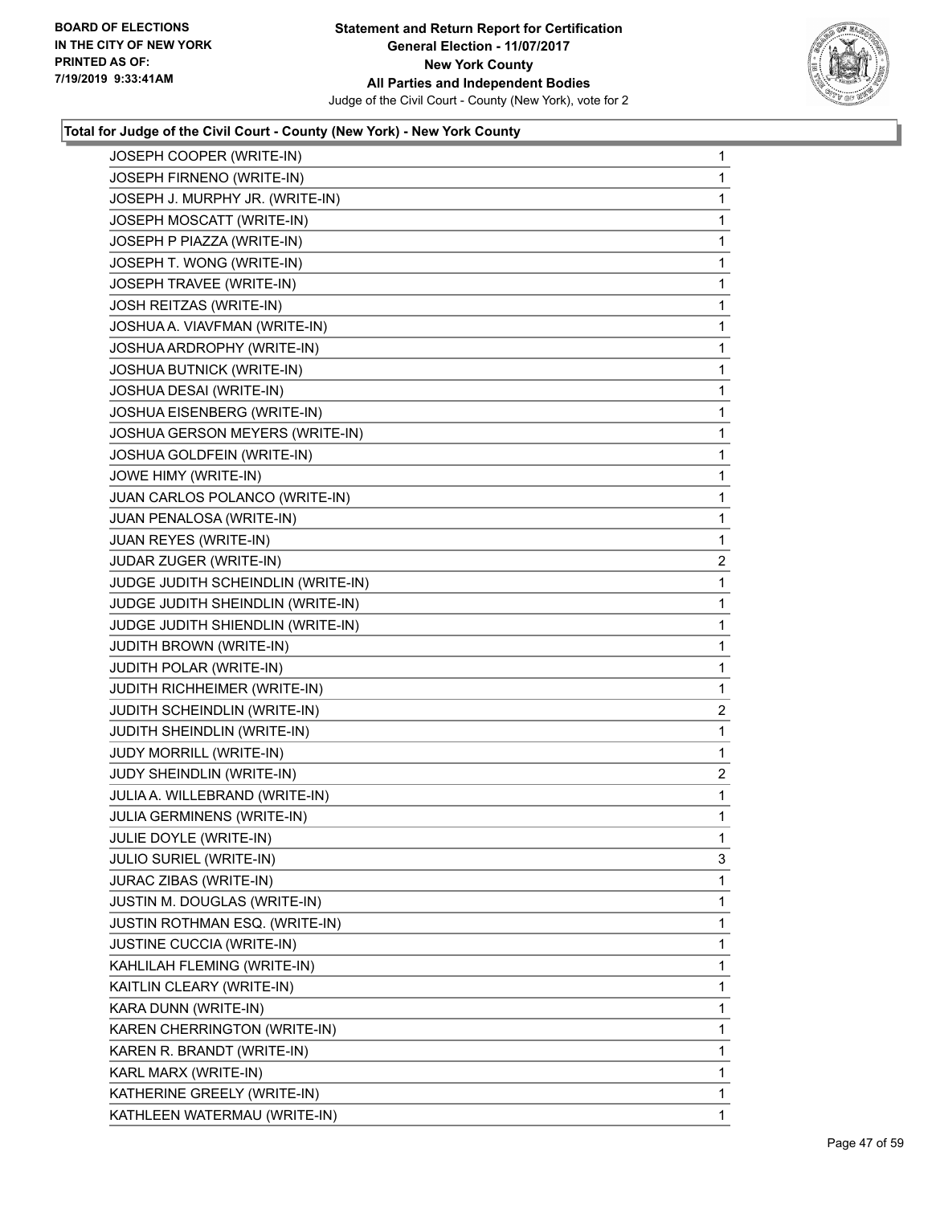**Total for Judge of the Civil Court - County (New York) - New York County**

| | |
|---|---|
| JOSEPH COOPER (WRITE-IN) | 1 |
| JOSEPH FIRNENO (WRITE-IN) | 1 |
| JOSEPH J. MURPHY JR. (WRITE-IN) | 1 |
| JOSEPH MOSCATT (WRITE-IN) | 1 |
| JOSEPH P PIAZZA (WRITE-IN) | 1 |
| JOSEPH T. WONG (WRITE-IN) | 1 |
| JOSEPH TRAVEE (WRITE-IN) | 1 |
| JOSH REITZAS (WRITE-IN) | 1 |
| JOSHUA A. VIAVFMAN (WRITE-IN) | 1 |
| JOSHUA ARDROPHY (WRITE-IN) | 1 |
| JOSHUA BUTNICK (WRITE-IN) | 1 |
| JOSHUA DESAI (WRITE-IN) | 1 |
| JOSHUA EISENBERG (WRITE-IN) | 1 |
| JOSHUA GERSON MEYERS (WRITE-IN) | 1 |
| JOSHUA GOLDFEIN (WRITE-IN) | 1 |
| JOWE HIMY (WRITE-IN) | 1 |
| JUAN CARLOS POLANCO (WRITE-IN) | 1 |
| JUAN PENALOSA (WRITE-IN) | 1 |
| JUAN REYES (WRITE-IN) | 1 |
| JUDAR ZUGER (WRITE-IN) | 2 |
| JUDGE JUDITH SCHEINDLIN (WRITE-IN) | 1 |
| JUDGE JUDITH SHEINDLIN (WRITE-IN) | 1 |
| JUDGE JUDITH SHIENDLIN (WRITE-IN) | 1 |
| JUDITH BROWN (WRITE-IN) | 1 |
| JUDITH POLAR (WRITE-IN) | 1 |
| JUDITH RICHHEIMER (WRITE-IN) | 1 |
| JUDITH SCHEINDLIN (WRITE-IN) | 2 |
| JUDITH SHEINDLIN (WRITE-IN) | 1 |
| JUDY MORRILL (WRITE-IN) | 1 |
| JUDY SHEINDLIN (WRITE-IN) | 2 |
| JULIA A. WILLEBRAND (WRITE-IN) | 1 |
| JULIA GERMINENS (WRITE-IN) | 1 |
| JULIE DOYLE (WRITE-IN) | 1 |
| JULIO SURIEL (WRITE-IN) | 3 |
| JURAC ZIBAS (WRITE-IN) | 1 |
| JUSTIN M. DOUGLAS (WRITE-IN) | 1 |
| JUSTIN ROTHMAN ESQ. (WRITE-IN) | 1 |
| JUSTINE CUCCIA (WRITE-IN) | 1 |
| KAHLILAH FLEMING (WRITE-IN) | 1 |
| KAITLIN CLEARY (WRITE-IN) | 1 |
| KARA DUNN (WRITE-IN) | 1 |
| KAREN CHERRINGTON (WRITE-IN) | 1 |
| KAREN R. BRANDT (WRITE-IN) | 1 |
| KARL MARX (WRITE-IN) | 1 |
| KATHERINE GREELY (WRITE-IN) | 1 |
| KATHLEEN WATERMAU (WRITE-IN) | 1 |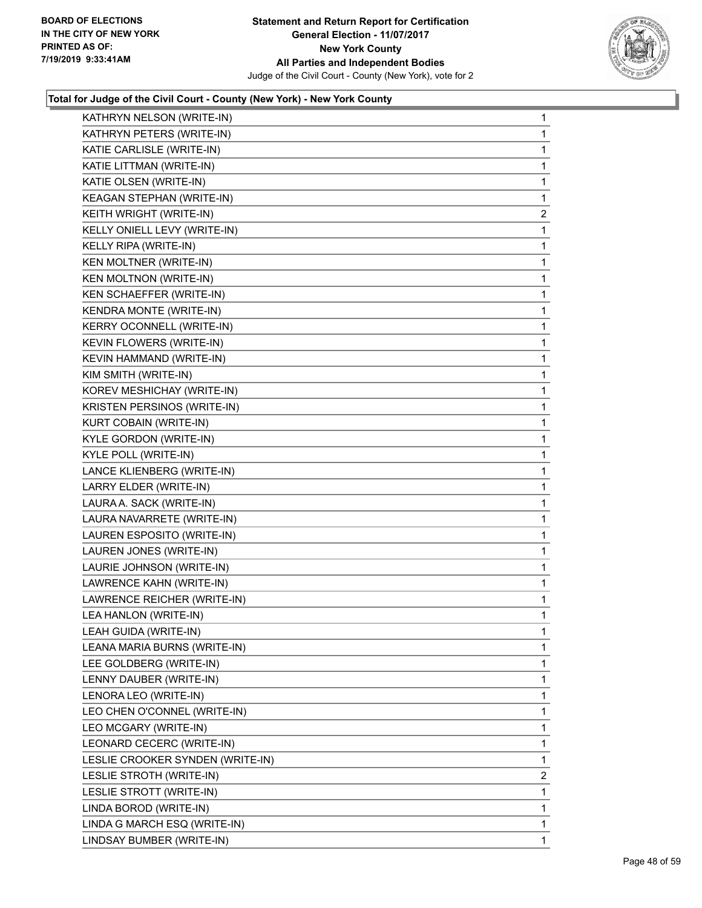**BOARD OF ELECTIONS**
**IN THE CITY OF NEW YORK**
**PRINTED AS OF:**
**7/19/2019 9:33:41AM**

**Statement and Return Report for Certification**
**General Election - 11/07/2017**
**New York County**
**All Parties and Independent Bodies**
Judge of the Civil Court - County (New York), vote for 2

### Total for Judge of the Civil Court - County (New York) - New York County

| | |
|---|---|
| KATHRYN NELSON (WRITE-IN) | 1 |
| KATHRYN PETERS (WRITE-IN) | 1 |
| KATIE CARLISLE (WRITE-IN) | 1 |
| KATIE LITTMAN (WRITE-IN) | 1 |
| KATIE OLSEN (WRITE-IN) | 1 |
| KEAGAN STEPHAN (WRITE-IN) | 1 |
| KEITH WRIGHT (WRITE-IN) | 2 |
| KELLY ONIELL LEVY (WRITE-IN) | 1 |
| KELLY RIPA (WRITE-IN) | 1 |
| KEN MOLTNER (WRITE-IN) | 1 |
| KEN MOLTNON (WRITE-IN) | 1 |
| KEN SCHAEFFER (WRITE-IN) | 1 |
| KENDRA MONTE (WRITE-IN) | 1 |
| KERRY OCONNELL (WRITE-IN) | 1 |
| KEVIN FLOWERS (WRITE-IN) | 1 |
| KEVIN HAMMAND (WRITE-IN) | 1 |
| KIM SMITH (WRITE-IN) | 1 |
| KOREV MESHICHAY (WRITE-IN) | 1 |
| KRISTEN PERSINOS (WRITE-IN) | 1 |
| KURT COBAIN (WRITE-IN) | 1 |
| KYLE GORDON (WRITE-IN) | 1 |
| KYLE POLL (WRITE-IN) | 1 |
| LANCE KLIENBERG (WRITE-IN) | 1 |
| LARRY ELDER (WRITE-IN) | 1 |
| LAURA A. SACK (WRITE-IN) | 1 |
| LAURA NAVARRETE (WRITE-IN) | 1 |
| LAUREN ESPOSITO (WRITE-IN) | 1 |
| LAUREN JONES (WRITE-IN) | 1 |
| LAURIE JOHNSON (WRITE-IN) | 1 |
| LAWRENCE KAHN (WRITE-IN) | 1 |
| LAWRENCE REICHER (WRITE-IN) | 1 |
| LEA HANLON (WRITE-IN) | 1 |
| LEAH GUIDA (WRITE-IN) | 1 |
| LEANA MARIA BURNS (WRITE-IN) | 1 |
| LEE GOLDBERG (WRITE-IN) | 1 |
| LENNY DAUBER (WRITE-IN) | 1 |
| LENORA LEO (WRITE-IN) | 1 |
| LEO CHEN O'CONNEL (WRITE-IN) | 1 |
| LEO MCGARY (WRITE-IN) | 1 |
| LEONARD CECERC (WRITE-IN) | 1 |
| LESLIE CROOKER SYNDEN (WRITE-IN) | 1 |
| LESLIE STROTH (WRITE-IN) | 2 |
| LESLIE STROTT (WRITE-IN) | 1 |
| LINDA BOROD (WRITE-IN) | 1 |
| LINDA G MARCH ESQ (WRITE-IN) | 1 |
| LINDSAY BUMBER (WRITE-IN) | 1 |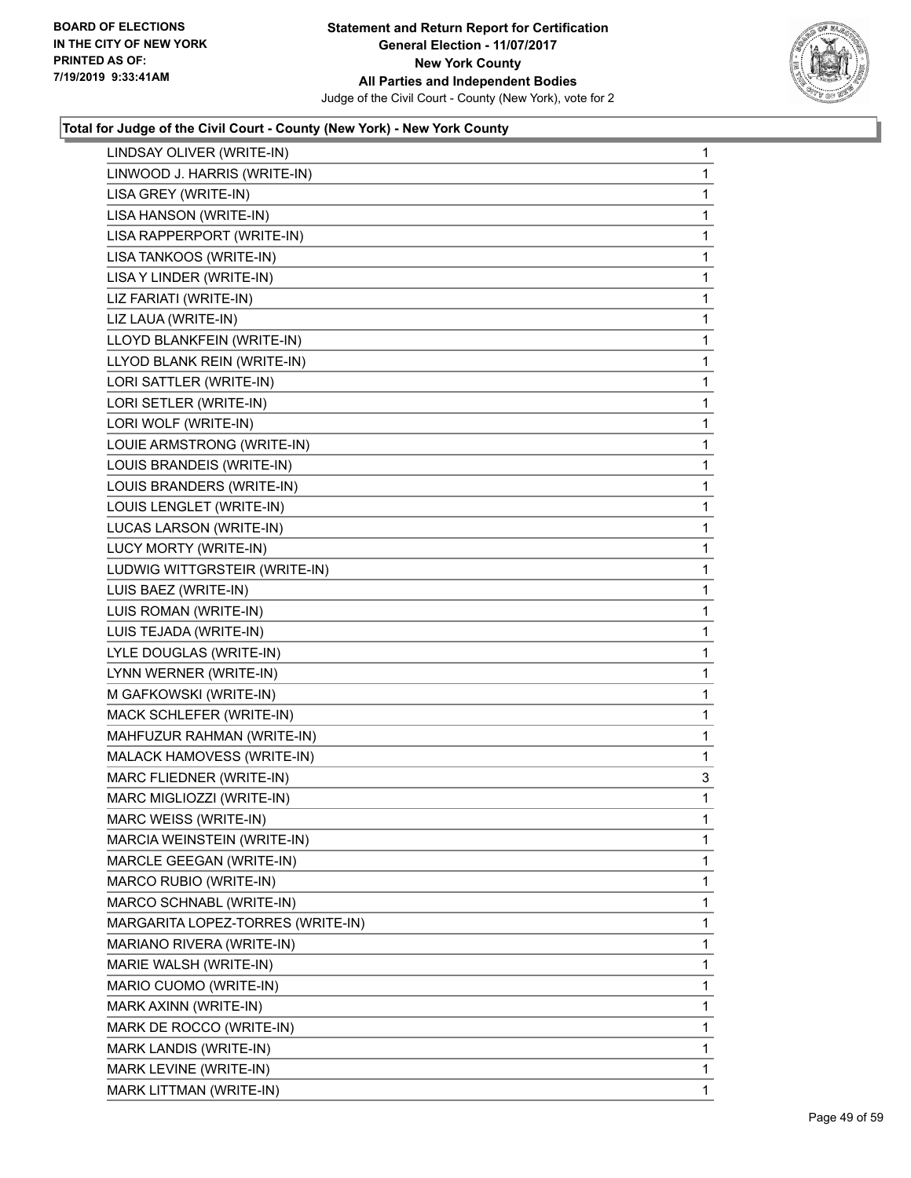**Total for Judge of the Civil Court - County (New York) - New York County**

| | |
|---|---|
| LINDSAY OLIVER (WRITE-IN) | 1 |
| LINWOOD J. HARRIS (WRITE-IN) | 1 |
| LISA GREY (WRITE-IN) | 1 |
| LISA HANSON (WRITE-IN) | 1 |
| LISA RAPPERPORT (WRITE-IN) | 1 |
| LISA TANKOOS (WRITE-IN) | 1 |
| LISA Y LINDER (WRITE-IN) | 1 |
| LIZ FARIATI (WRITE-IN) | 1 |
| LIZ LAUA (WRITE-IN) | 1 |
| LLOYD BLANKFEIN (WRITE-IN) | 1 |
| LLYOD BLANK REIN (WRITE-IN) | 1 |
| LORI SATTLER (WRITE-IN) | 1 |
| LORI SETLER (WRITE-IN) | 1 |
| LORI WOLF (WRITE-IN) | 1 |
| LOUIE ARMSTRONG (WRITE-IN) | 1 |
| LOUIS BRANDEIS (WRITE-IN) | 1 |
| LOUIS BRANDERS (WRITE-IN) | 1 |
| LOUIS LENGLET (WRITE-IN) | 1 |
| LUCAS LARSON (WRITE-IN) | 1 |
| LUCY MORTY (WRITE-IN) | 1 |
| LUDWIG WITTGRSTEIR (WRITE-IN) | 1 |
| LUIS BAEZ (WRITE-IN) | 1 |
| LUIS ROMAN (WRITE-IN) | 1 |
| LUIS TEJADA (WRITE-IN) | 1 |
| LYLE DOUGLAS (WRITE-IN) | 1 |
| LYNN WERNER (WRITE-IN) | 1 |
| M GAFKOWSKI (WRITE-IN) | 1 |
| MACK SCHLEFER (WRITE-IN) | 1 |
| MAHFUZUR RAHMAN (WRITE-IN) | 1 |
| MALACK HAMOVESS (WRITE-IN) | 1 |
| MARC FLIEDNER (WRITE-IN) | 3 |
| MARC MIGLIOZZI (WRITE-IN) | 1 |
| MARC WEISS (WRITE-IN) | 1 |
| MARCIA WEINSTEIN (WRITE-IN) | 1 |
| MARCLE GEEGAN (WRITE-IN) | 1 |
| MARCO RUBIO (WRITE-IN) | 1 |
| MARCO SCHNABL (WRITE-IN) | 1 |
| MARGARITA LOPEZ-TORRES (WRITE-IN) | 1 |
| MARIANO RIVERA (WRITE-IN) | 1 |
| MARIE WALSH (WRITE-IN) | 1 |
| MARIO CUOMO (WRITE-IN) | 1 |
| MARK AXINN (WRITE-IN) | 1 |
| MARK DE ROCCO (WRITE-IN) | 1 |
| MARK LANDIS (WRITE-IN) | 1 |
| MARK LEVINE (WRITE-IN) | 1 |
| MARK LITTMAN (WRITE-IN) | 1 |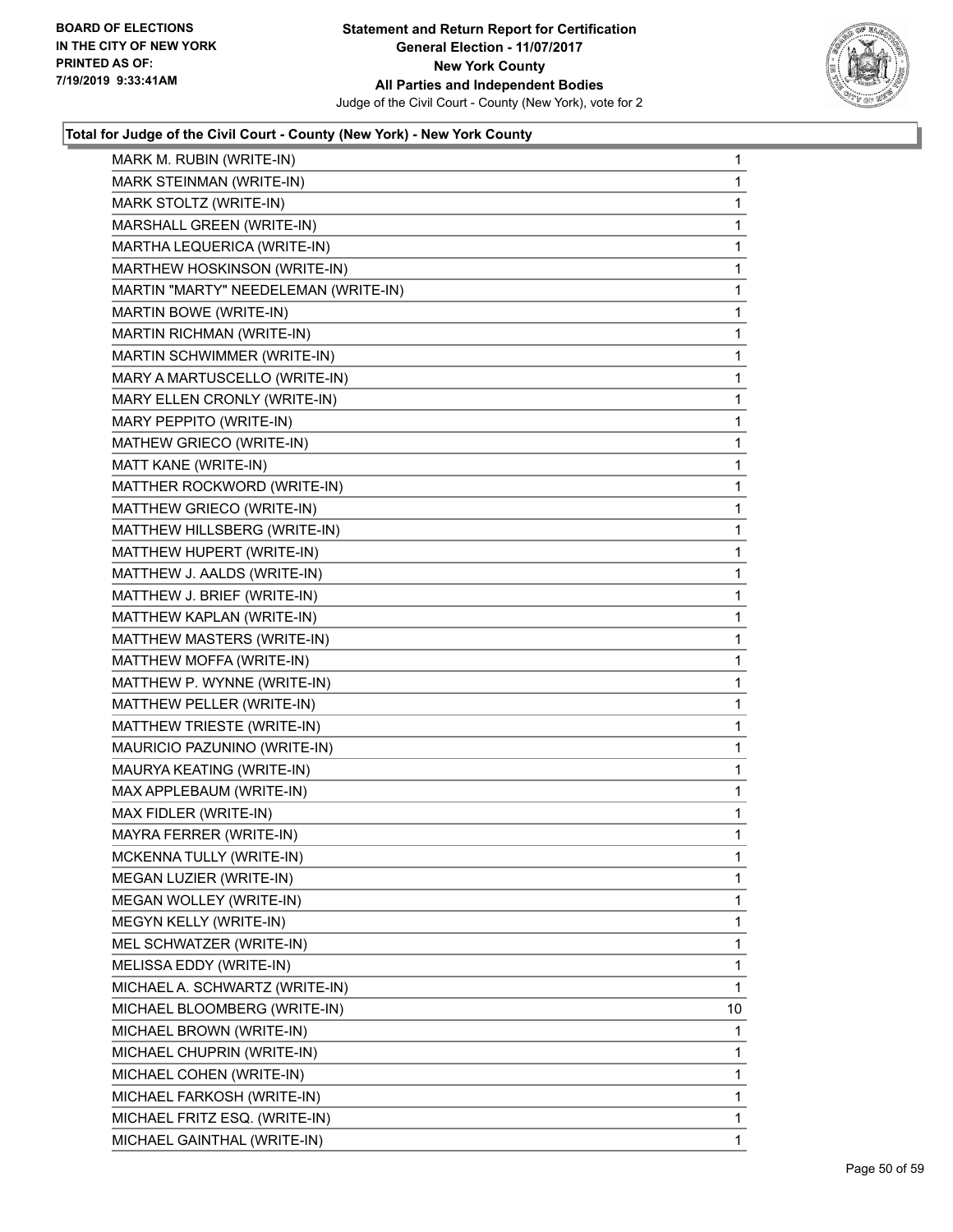**Total for Judge of the Civil Court - County (New York) - New York County**

| | |
|---|---|
| MARK M. RUBIN (WRITE-IN) | 1 |
| MARK STEINMAN (WRITE-IN) | 1 |
| MARK STOLTZ (WRITE-IN) | 1 |
| MARSHALL GREEN (WRITE-IN) | 1 |
| MARTHA LEQUERICA (WRITE-IN) | 1 |
| MARTHEW HOSKINSON (WRITE-IN) | 1 |
| MARTIN "MARTY" NEEDELEMAN (WRITE-IN) | 1 |
| MARTIN BOWE (WRITE-IN) | 1 |
| MARTIN RICHMAN (WRITE-IN) | 1 |
| MARTIN SCHWIMMER (WRITE-IN) | 1 |
| MARY A MARTUSCELLO (WRITE-IN) | 1 |
| MARY ELLEN CRONLY (WRITE-IN) | 1 |
| MARY PEPPITO (WRITE-IN) | 1 |
| MATHEW GRIECO (WRITE-IN) | 1 |
| MATT KANE (WRITE-IN) | 1 |
| MATTHER ROCKWORD (WRITE-IN) | 1 |
| MATTHEW GRIECO (WRITE-IN) | 1 |
| MATTHEW HILLSBERG (WRITE-IN) | 1 |
| MATTHEW HUPERT (WRITE-IN) | 1 |
| MATTHEW J. AALDS (WRITE-IN) | 1 |
| MATTHEW J. BRIEF (WRITE-IN) | 1 |
| MATTHEW KAPLAN (WRITE-IN) | 1 |
| MATTHEW MASTERS (WRITE-IN) | 1 |
| MATTHEW MOFFA (WRITE-IN) | 1 |
| MATTHEW P. WYNNE (WRITE-IN) | 1 |
| MATTHEW PELLER (WRITE-IN) | 1 |
| MATTHEW TRIESTE (WRITE-IN) | 1 |
| MAURICIO PAZUNINO (WRITE-IN) | 1 |
| MAURYA KEATING (WRITE-IN) | 1 |
| MAX APPLEBAUM (WRITE-IN) | 1 |
| MAX FIDLER (WRITE-IN) | 1 |
| MAYRA FERRER (WRITE-IN) | 1 |
| MCKENNA TULLY (WRITE-IN) | 1 |
| MEGAN LUZIER (WRITE-IN) | 1 |
| MEGAN WOLLEY (WRITE-IN) | 1 |
| MEGYN KELLY (WRITE-IN) | 1 |
| MEL SCHWATZER (WRITE-IN) | 1 |
| MELISSA EDDY (WRITE-IN) | 1 |
| MICHAEL A. SCHWARTZ (WRITE-IN) | 1 |
| MICHAEL BLOOMBERG (WRITE-IN) | 10 |
| MICHAEL BROWN (WRITE-IN) | 1 |
| MICHAEL CHUPRIN (WRITE-IN) | 1 |
| MICHAEL COHEN (WRITE-IN) | 1 |
| MICHAEL FARKOSH (WRITE-IN) | 1 |
| MICHAEL FRITZ ESQ. (WRITE-IN) | 1 |
| MICHAEL GAINTHAL (WRITE-IN) | 1 |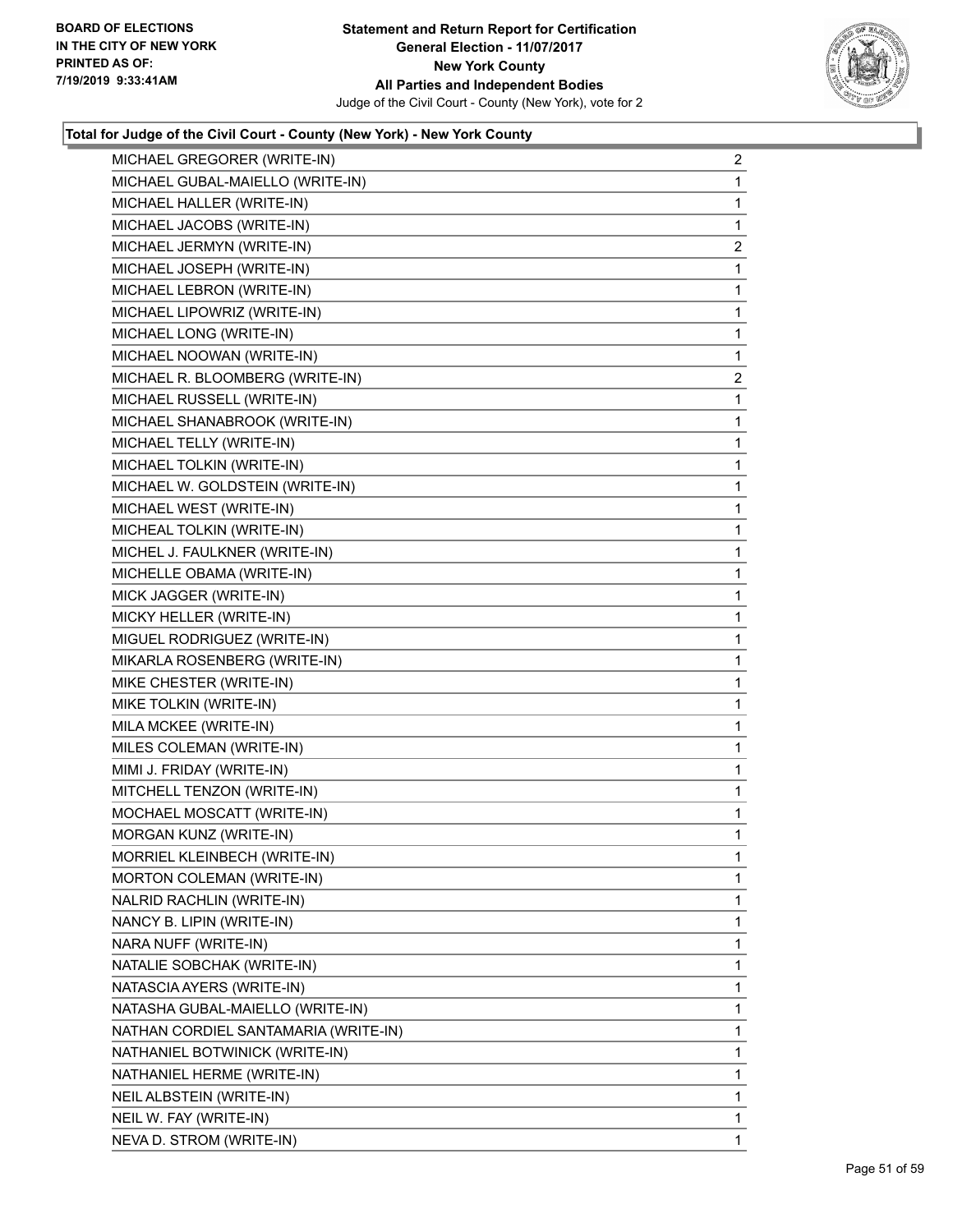**BOARD OF ELECTIONS IN THE CITY OF NEW YORK PRINTED AS OF: 7/19/2019 9:33:41AM**

**Statement and Return Report for Certification General Election - 11/07/2017 New York County All Parties and Independent Bodies**

Judge of the Civil Court - County (New York), vote for 2

### Total for Judge of the Civil Court - County (New York) - New York County

| | |
|---|---|
| MICHAEL GREGORER (WRITE-IN) | 2 |
| MICHAEL GUBAL-MAIELLO (WRITE-IN) | 1 |
| MICHAEL HALLER (WRITE-IN) | 1 |
| MICHAEL JACOBS (WRITE-IN) | 1 |
| MICHAEL JERMYN (WRITE-IN) | 2 |
| MICHAEL JOSEPH (WRITE-IN) | 1 |
| MICHAEL LEBRON (WRITE-IN) | 1 |
| MICHAEL LIPOWRIZ (WRITE-IN) | 1 |
| MICHAEL LONG (WRITE-IN) | 1 |
| MICHAEL NOOWAN (WRITE-IN) | 1 |
| MICHAEL R. BLOOMBERG (WRITE-IN) | 2 |
| MICHAEL RUSSELL (WRITE-IN) | 1 |
| MICHAEL SHANABROOK (WRITE-IN) | 1 |
| MICHAEL TELLY (WRITE-IN) | 1 |
| MICHAEL TOLKIN (WRITE-IN) | 1 |
| MICHAEL W. GOLDSTEIN (WRITE-IN) | 1 |
| MICHAEL WEST (WRITE-IN) | 1 |
| MICHEAL TOLKIN (WRITE-IN) | 1 |
| MICHEL J. FAULKNER (WRITE-IN) | 1 |
| MICHELLE OBAMA (WRITE-IN) | 1 |
| MICK JAGGER (WRITE-IN) | 1 |
| MICKY HELLER (WRITE-IN) | 1 |
| MIGUEL RODRIGUEZ (WRITE-IN) | 1 |
| MIKARLA ROSENBERG (WRITE-IN) | 1 |
| MIKE CHESTER (WRITE-IN) | 1 |
| MIKE TOLKIN (WRITE-IN) | 1 |
| MILA MCKEE (WRITE-IN) | 1 |
| MILES COLEMAN (WRITE-IN) | 1 |
| MIMI J. FRIDAY (WRITE-IN) | 1 |
| MITCHELL TENZON (WRITE-IN) | 1 |
| MOCHAEL MOSCATT (WRITE-IN) | 1 |
| MORGAN KUNZ (WRITE-IN) | 1 |
| MORRIEL KLEINBECH (WRITE-IN) | 1 |
| MORTON COLEMAN (WRITE-IN) | 1 |
| NALRID RACHLIN (WRITE-IN) | 1 |
| NANCY B. LIPIN (WRITE-IN) | 1 |
| NARA NUFF (WRITE-IN) | 1 |
| NATALIE SOBCHAK (WRITE-IN) | 1 |
| NATASCIA AYERS (WRITE-IN) | 1 |
| NATASHA GUBAL-MAIELLO (WRITE-IN) | 1 |
| NATHAN CORDIEL SANTAMARIA (WRITE-IN) | 1 |
| NATHANIEL BOTWINICK (WRITE-IN) | 1 |
| NATHANIEL HERME (WRITE-IN) | 1 |
| NEIL ALBSTEIN (WRITE-IN) | 1 |
| NEIL W. FAY (WRITE-IN) | 1 |
| NEVA D. STROM (WRITE-IN) | 1 |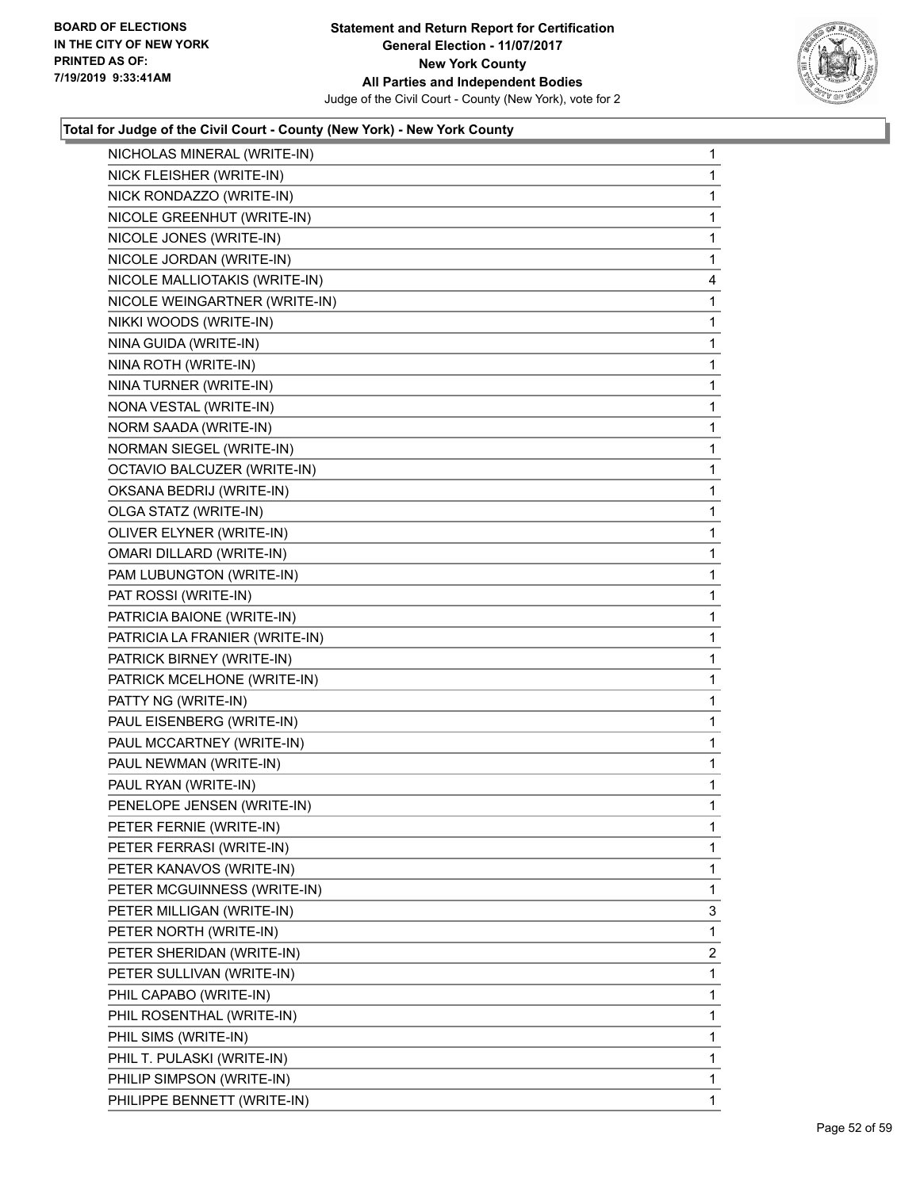### Total for Judge of the Civil Court - County (New York) - New York County

| | |
|---|---|
| NICHOLAS MINERAL (WRITE-IN) | 1 |
| NICK FLEISHER (WRITE-IN) | 1 |
| NICK RONDAZZO (WRITE-IN) | 1 |
| NICOLE GREENHUT (WRITE-IN) | 1 |
| NICOLE JONES (WRITE-IN) | 1 |
| NICOLE JORDAN (WRITE-IN) | 1 |
| NICOLE MALLIOTAKIS (WRITE-IN) | 4 |
| NICOLE WEINGARTNER (WRITE-IN) | 1 |
| NIKKI WOODS (WRITE-IN) | 1 |
| NINA GUIDA (WRITE-IN) | 1 |
| NINA ROTH (WRITE-IN) | 1 |
| NINA TURNER (WRITE-IN) | 1 |
| NONA VESTAL (WRITE-IN) | 1 |
| NORM SAADA (WRITE-IN) | 1 |
| NORMAN SIEGEL (WRITE-IN) | 1 |
| OCTAVIO BALCUZER (WRITE-IN) | 1 |
| OKSANA BEDRIJ (WRITE-IN) | 1 |
| OLGA STATZ (WRITE-IN) | 1 |
| OLIVER ELYNER (WRITE-IN) | 1 |
| OMARI DILLARD (WRITE-IN) | 1 |
| PAM LUBUNGTON (WRITE-IN) | 1 |
| PAT ROSSI (WRITE-IN) | 1 |
| PATRICIA BAIONE (WRITE-IN) | 1 |
| PATRICIA LA FRANIER (WRITE-IN) | 1 |
| PATRICK BIRNEY (WRITE-IN) | 1 |
| PATRICK MCELHONE (WRITE-IN) | 1 |
| PATTY NG (WRITE-IN) | 1 |
| PAUL EISENBERG (WRITE-IN) | 1 |
| PAUL MCCARTNEY (WRITE-IN) | 1 |
| PAUL NEWMAN (WRITE-IN) | 1 |
| PAUL RYAN (WRITE-IN) | 1 |
| PENELOPE JENSEN (WRITE-IN) | 1 |
| PETER FERNIE (WRITE-IN) | 1 |
| PETER FERRASI (WRITE-IN) | 1 |
| PETER KANAVOS (WRITE-IN) | 1 |
| PETER MCGUINNESS (WRITE-IN) | 1 |
| PETER MILLIGAN (WRITE-IN) | 3 |
| PETER NORTH (WRITE-IN) | 1 |
| PETER SHERIDAN (WRITE-IN) | 2 |
| PETER SULLIVAN (WRITE-IN) | 1 |
| PHIL CAPABO (WRITE-IN) | 1 |
| PHIL ROSENTHAL (WRITE-IN) | 1 |
| PHIL SIMS (WRITE-IN) | 1 |
| PHIL T. PULASKI (WRITE-IN) | 1 |
| PHILIP SIMPSON (WRITE-IN) | 1 |
| PHILIPPE BENNETT (WRITE-IN) | 1 |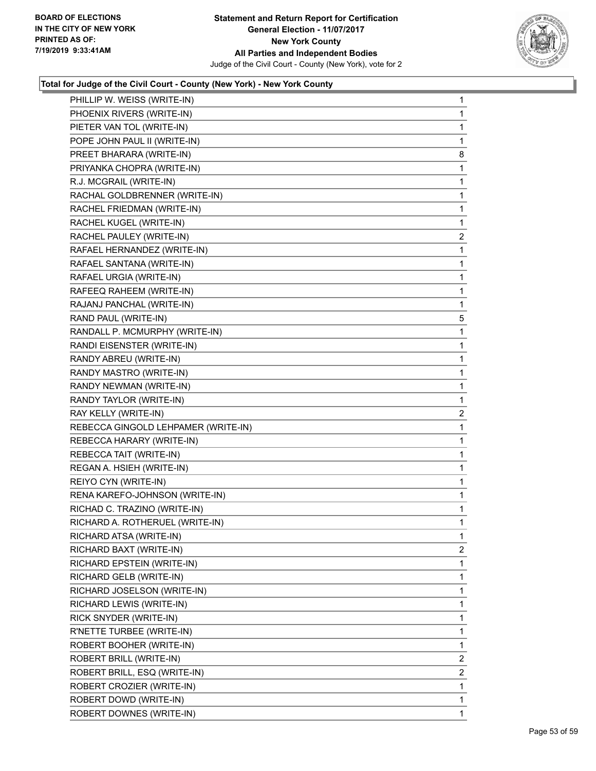**Total for Judge of the Civil Court - County (New York) - New York County**

| | |
|---|---|
| PHILLIP W. WEISS (WRITE-IN) | 1 |
| PHOENIX RIVERS (WRITE-IN) | 1 |
| PIETER VAN TOL (WRITE-IN) | 1 |
| POPE JOHN PAUL II (WRITE-IN) | 1 |
| PREET BHARARA (WRITE-IN) | 8 |
| PRIYANKA CHOPRA (WRITE-IN) | 1 |
| R.J. MCGRAIL (WRITE-IN) | 1 |
| RACHAL GOLDBRENNER (WRITE-IN) | 1 |
| RACHEL FRIEDMAN (WRITE-IN) | 1 |
| RACHEL KUGEL (WRITE-IN) | 1 |
| RACHEL PAULEY (WRITE-IN) | 2 |
| RAFAEL HERNANDEZ (WRITE-IN) | 1 |
| RAFAEL SANTANA (WRITE-IN) | 1 |
| RAFAEL URGIA (WRITE-IN) | 1 |
| RAFEEQ RAHEEM (WRITE-IN) | 1 |
| RAJANJ PANCHAL (WRITE-IN) | 1 |
| RAND PAUL (WRITE-IN) | 5 |
| RANDALL P. MCMURPHY (WRITE-IN) | 1 |
| RANDI EISENSTER (WRITE-IN) | 1 |
| RANDY ABREU (WRITE-IN) | 1 |
| RANDY MASTRO (WRITE-IN) | 1 |
| RANDY NEWMAN (WRITE-IN) | 1 |
| RANDY TAYLOR (WRITE-IN) | 1 |
| RAY KELLY (WRITE-IN) | 2 |
| REBECCA GINGOLD LEHPAMER (WRITE-IN) | 1 |
| REBECCA HARARY (WRITE-IN) | 1 |
| REBECCA TAIT (WRITE-IN) | 1 |
| REGAN A. HSIEH (WRITE-IN) | 1 |
| REIYO CYN (WRITE-IN) | 1 |
| RENA KAREFO-JOHNSON (WRITE-IN) | 1 |
| RICHAD C. TRAZINO (WRITE-IN) | 1 |
| RICHARD A. ROTHERUEL (WRITE-IN) | 1 |
| RICHARD ATSA (WRITE-IN) | 1 |
| RICHARD BAXT (WRITE-IN) | 2 |
| RICHARD EPSTEIN (WRITE-IN) | 1 |
| RICHARD GELB (WRITE-IN) | 1 |
| RICHARD JOSELSON (WRITE-IN) | 1 |
| RICHARD LEWIS (WRITE-IN) | 1 |
| RICK SNYDER (WRITE-IN) | 1 |
| R'NETTE TURBEE (WRITE-IN) | 1 |
| ROBERT BOOHER (WRITE-IN) | 1 |
| ROBERT BRILL (WRITE-IN) | 2 |
| ROBERT BRILL, ESQ (WRITE-IN) | 2 |
| ROBERT CROZIER (WRITE-IN) | 1 |
| ROBERT DOWD (WRITE-IN) | 1 |
| ROBERT DOWNES (WRITE-IN) | 1 |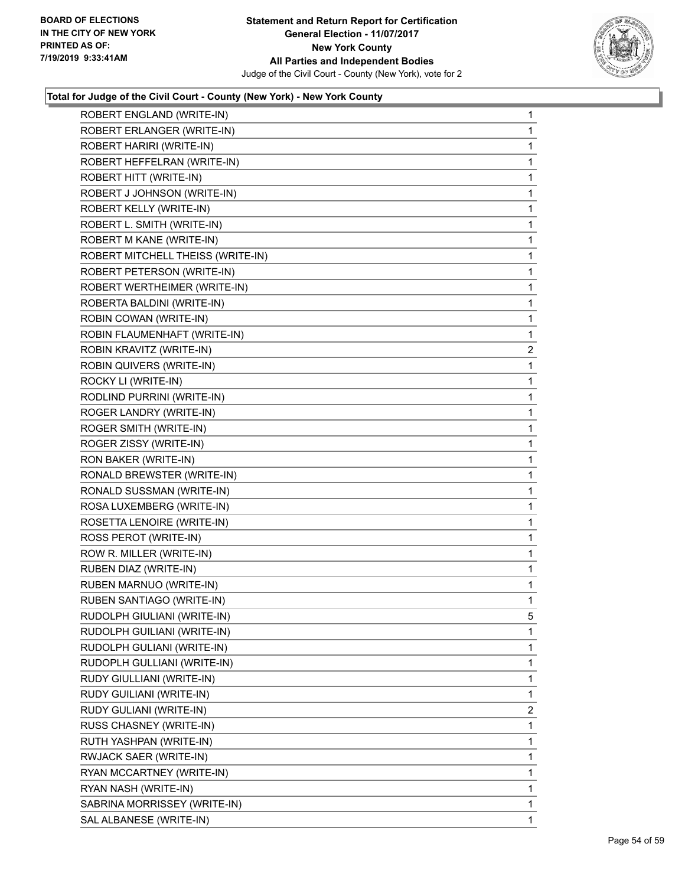**BOARD OF ELECTIONS IN THE CITY OF NEW YORK PRINTED AS OF: 7/19/2019 9:33:41AM**

**Statement and Return Report for Certification General Election - 11/07/2017 New York County All Parties and Independent Bodies**

Judge of the Civil Court - County (New York), vote for 2

**Total for Judge of the Civil Court - County (New York) - New York County**

| | |
|---|---|
| ROBERT ENGLAND (WRITE-IN) | 1 |
| ROBERT ERLANGER (WRITE-IN) | 1 |
| ROBERT HARIRI (WRITE-IN) | 1 |
| ROBERT HEFFELRAN (WRITE-IN) | 1 |
| ROBERT HITT (WRITE-IN) | 1 |
| ROBERT J JOHNSON (WRITE-IN) | 1 |
| ROBERT KELLY (WRITE-IN) | 1 |
| ROBERT L. SMITH (WRITE-IN) | 1 |
| ROBERT M KANE (WRITE-IN) | 1 |
| ROBERT MITCHELL THEISS (WRITE-IN) | 1 |
| ROBERT PETERSON (WRITE-IN) | 1 |
| ROBERT WERTHEIMER (WRITE-IN) | 1 |
| ROBERTA BALDINI (WRITE-IN) | 1 |
| ROBIN COWAN (WRITE-IN) | 1 |
| ROBIN FLAUMENHAFT (WRITE-IN) | 1 |
| ROBIN KRAVITZ (WRITE-IN) | 2 |
| ROBIN QUIVERS (WRITE-IN) | 1 |
| ROCKY LI (WRITE-IN) | 1 |
| RODLIND PURRINI (WRITE-IN) | 1 |
| ROGER LANDRY (WRITE-IN) | 1 |
| ROGER SMITH (WRITE-IN) | 1 |
| ROGER ZISSY (WRITE-IN) | 1 |
| RON BAKER (WRITE-IN) | 1 |
| RONALD BREWSTER (WRITE-IN) | 1 |
| RONALD SUSSMAN (WRITE-IN) | 1 |
| ROSA LUXEMBERG (WRITE-IN) | 1 |
| ROSETTA LENOIRE (WRITE-IN) | 1 |
| ROSS PEROT (WRITE-IN) | 1 |
| ROW R. MILLER (WRITE-IN) | 1 |
| RUBEN DIAZ (WRITE-IN) | 1 |
| RUBEN MARNUO (WRITE-IN) | 1 |
| RUBEN SANTIAGO (WRITE-IN) | 1 |
| RUDOLPH GIULIANI (WRITE-IN) | 5 |
| RUDOLPH GUILIANI (WRITE-IN) | 1 |
| RUDOLPH GULIANI (WRITE-IN) | 1 |
| RUDOPLH GULLIANI (WRITE-IN) | 1 |
| RUDY GIULLIANI (WRITE-IN) | 1 |
| RUDY GUILIANI (WRITE-IN) | 1 |
| RUDY GULIANI (WRITE-IN) | 2 |
| RUSS CHASNEY (WRITE-IN) | 1 |
| RUTH YASHPAN (WRITE-IN) | 1 |
| RWJACK SAER (WRITE-IN) | 1 |
| RYAN MCCARTNEY (WRITE-IN) | 1 |
| RYAN NASH (WRITE-IN) | 1 |
| SABRINA MORRISSEY (WRITE-IN) | 1 |
| SAL ALBANESE (WRITE-IN) | 1 |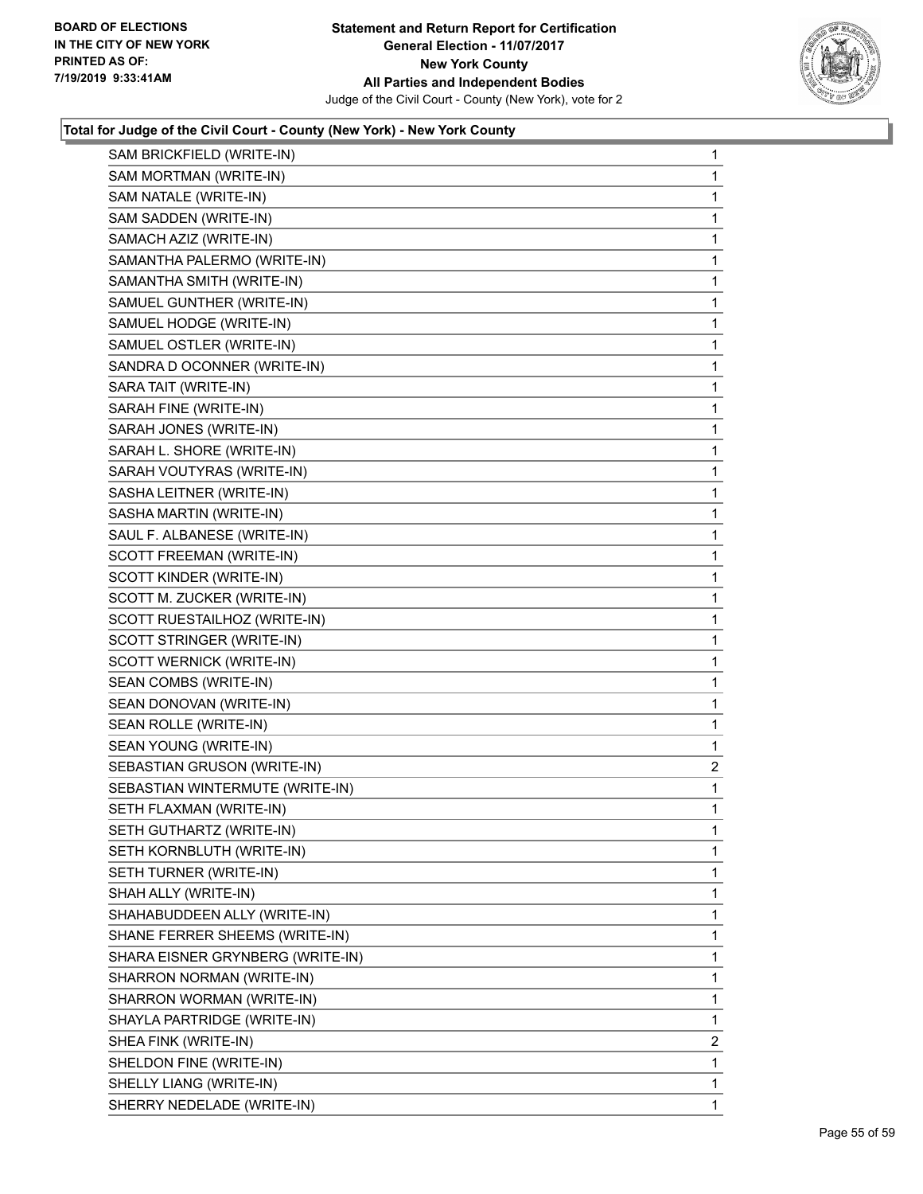**BOARD OF ELECTIONS IN THE CITY OF NEW YORK PRINTED AS OF: 7/19/2019 9:33:41AM**

**Statement and Return Report for Certification**
**General Election - 11/07/2017**
**New York County**
**All Parties and Independent Bodies**
Judge of the Civil Court - County (New York), vote for 2

### Total for Judge of the Civil Court - County (New York) - New York County

| | |
|---|---|
| SAM BRICKFIELD (WRITE-IN) | 1 |
| SAM MORTMAN (WRITE-IN) | 1 |
| SAM NATALE (WRITE-IN) | 1 |
| SAM SADDEN (WRITE-IN) | 1 |
| SAMACH AZIZ (WRITE-IN) | 1 |
| SAMANTHA PALERMO (WRITE-IN) | 1 |
| SAMANTHA SMITH (WRITE-IN) | 1 |
| SAMUEL GUNTHER (WRITE-IN) | 1 |
| SAMUEL HODGE (WRITE-IN) | 1 |
| SAMUEL OSTLER (WRITE-IN) | 1 |
| SANDRA D OCONNER (WRITE-IN) | 1 |
| SARA TAIT (WRITE-IN) | 1 |
| SARAH FINE (WRITE-IN) | 1 |
| SARAH JONES (WRITE-IN) | 1 |
| SARAH L. SHORE (WRITE-IN) | 1 |
| SARAH VOUTYRAS (WRITE-IN) | 1 |
| SASHA LEITNER (WRITE-IN) | 1 |
| SASHA MARTIN (WRITE-IN) | 1 |
| SAUL F. ALBANESE (WRITE-IN) | 1 |
| SCOTT FREEMAN (WRITE-IN) | 1 |
| SCOTT KINDER (WRITE-IN) | 1 |
| SCOTT M. ZUCKER (WRITE-IN) | 1 |
| SCOTT RUESTAILHOZ (WRITE-IN) | 1 |
| SCOTT STRINGER (WRITE-IN) | 1 |
| SCOTT WERNICK (WRITE-IN) | 1 |
| SEAN COMBS (WRITE-IN) | 1 |
| SEAN DONOVAN (WRITE-IN) | 1 |
| SEAN ROLLE (WRITE-IN) | 1 |
| SEAN YOUNG (WRITE-IN) | 1 |
| SEBASTIAN GRUSON (WRITE-IN) | 2 |
| SEBASTIAN WINTERMUTE (WRITE-IN) | 1 |
| SETH FLAXMAN (WRITE-IN) | 1 |
| SETH GUTHARTZ (WRITE-IN) | 1 |
| SETH KORNBLUTH (WRITE-IN) | 1 |
| SETH TURNER (WRITE-IN) | 1 |
| SHAH ALLY (WRITE-IN) | 1 |
| SHAHABUDDEEN ALLY (WRITE-IN) | 1 |
| SHANE FERRER SHEEMS (WRITE-IN) | 1 |
| SHARA EISNER GRYNBERG (WRITE-IN) | 1 |
| SHARRON NORMAN (WRITE-IN) | 1 |
| SHARRON WORMAN (WRITE-IN) | 1 |
| SHAYLA PARTRIDGE (WRITE-IN) | 1 |
| SHEA FINK (WRITE-IN) | 2 |
| SHELDON FINE (WRITE-IN) | 1 |
| SHELLY LIANG (WRITE-IN) | 1 |
| SHERRY NEDELADE (WRITE-IN) | 1 |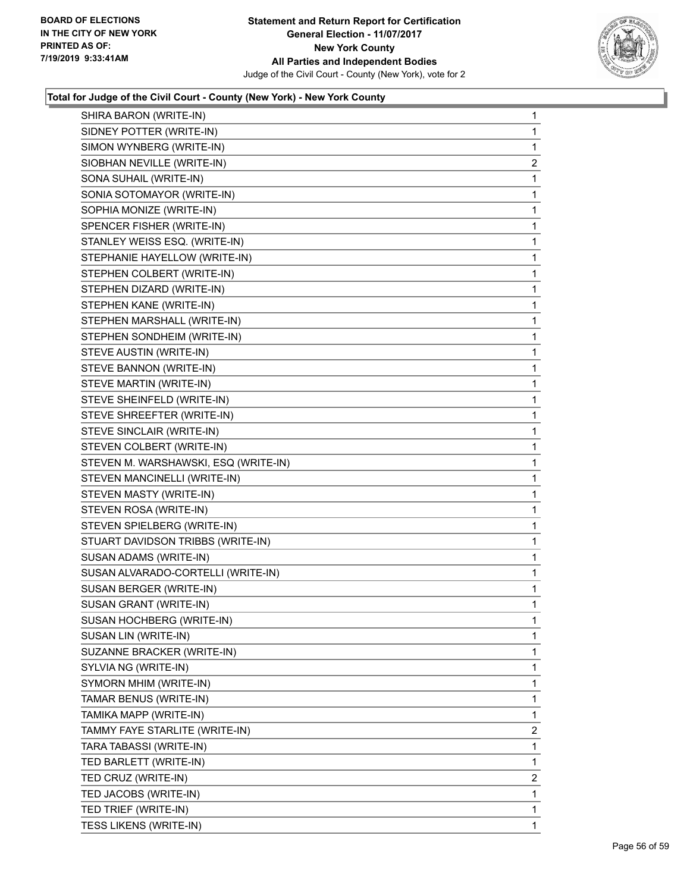### Total for Judge of the Civil Court - County (New York) - New York County

| | |
|---|---|
| SHIRA BARON (WRITE-IN) | 1 |
| SIDNEY POTTER (WRITE-IN) | 1 |
| SIMON WYNBERG (WRITE-IN) | 1 |
| SIOBHAN NEVILLE (WRITE-IN) | 2 |
| SONA SUHAIL (WRITE-IN) | 1 |
| SONIA SOTOMAYOR (WRITE-IN) | 1 |
| SOPHIA MONIZE (WRITE-IN) | 1 |
| SPENCER FISHER (WRITE-IN) | 1 |
| STANLEY WEISS ESQ. (WRITE-IN) | 1 |
| STEPHANIE HAYELLOW (WRITE-IN) | 1 |
| STEPHEN COLBERT (WRITE-IN) | 1 |
| STEPHEN DIZARD (WRITE-IN) | 1 |
| STEPHEN KANE (WRITE-IN) | 1 |
| STEPHEN MARSHALL (WRITE-IN) | 1 |
| STEPHEN SONDHEIM (WRITE-IN) | 1 |
| STEVE AUSTIN (WRITE-IN) | 1 |
| STEVE BANNON (WRITE-IN) | 1 |
| STEVE MARTIN (WRITE-IN) | 1 |
| STEVE SHEINFELD (WRITE-IN) | 1 |
| STEVE SHREEFTER (WRITE-IN) | 1 |
| STEVE SINCLAIR (WRITE-IN) | 1 |
| STEVEN COLBERT (WRITE-IN) | 1 |
| STEVEN M. WARSHAWSKI, ESQ (WRITE-IN) | 1 |
| STEVEN MANCINELLI (WRITE-IN) | 1 |
| STEVEN MASTY (WRITE-IN) | 1 |
| STEVEN ROSA (WRITE-IN) | 1 |
| STEVEN SPIELBERG (WRITE-IN) | 1 |
| STUART DAVIDSON TRIBBS (WRITE-IN) | 1 |
| SUSAN ADAMS (WRITE-IN) | 1 |
| SUSAN ALVARADO-CORTELLI (WRITE-IN) | 1 |
| SUSAN BERGER (WRITE-IN) | 1 |
| SUSAN GRANT (WRITE-IN) | 1 |
| SUSAN HOCHBERG (WRITE-IN) | 1 |
| SUSAN LIN (WRITE-IN) | 1 |
| SUZANNE BRACKER (WRITE-IN) | 1 |
| SYLVIA NG (WRITE-IN) | 1 |
| SYMORN MHIM (WRITE-IN) | 1 |
| TAMAR BENUS (WRITE-IN) | 1 |
| TAMIKA MAPP (WRITE-IN) | 1 |
| TAMMY FAYE STARLITE (WRITE-IN) | 2 |
| TARA TABASSI (WRITE-IN) | 1 |
| TED BARLETT (WRITE-IN) | 1 |
| TED CRUZ (WRITE-IN) | 2 |
| TED JACOBS (WRITE-IN) | 1 |
| TED TRIEF (WRITE-IN) | 1 |
| TESS LIKENS (WRITE-IN) | 1 |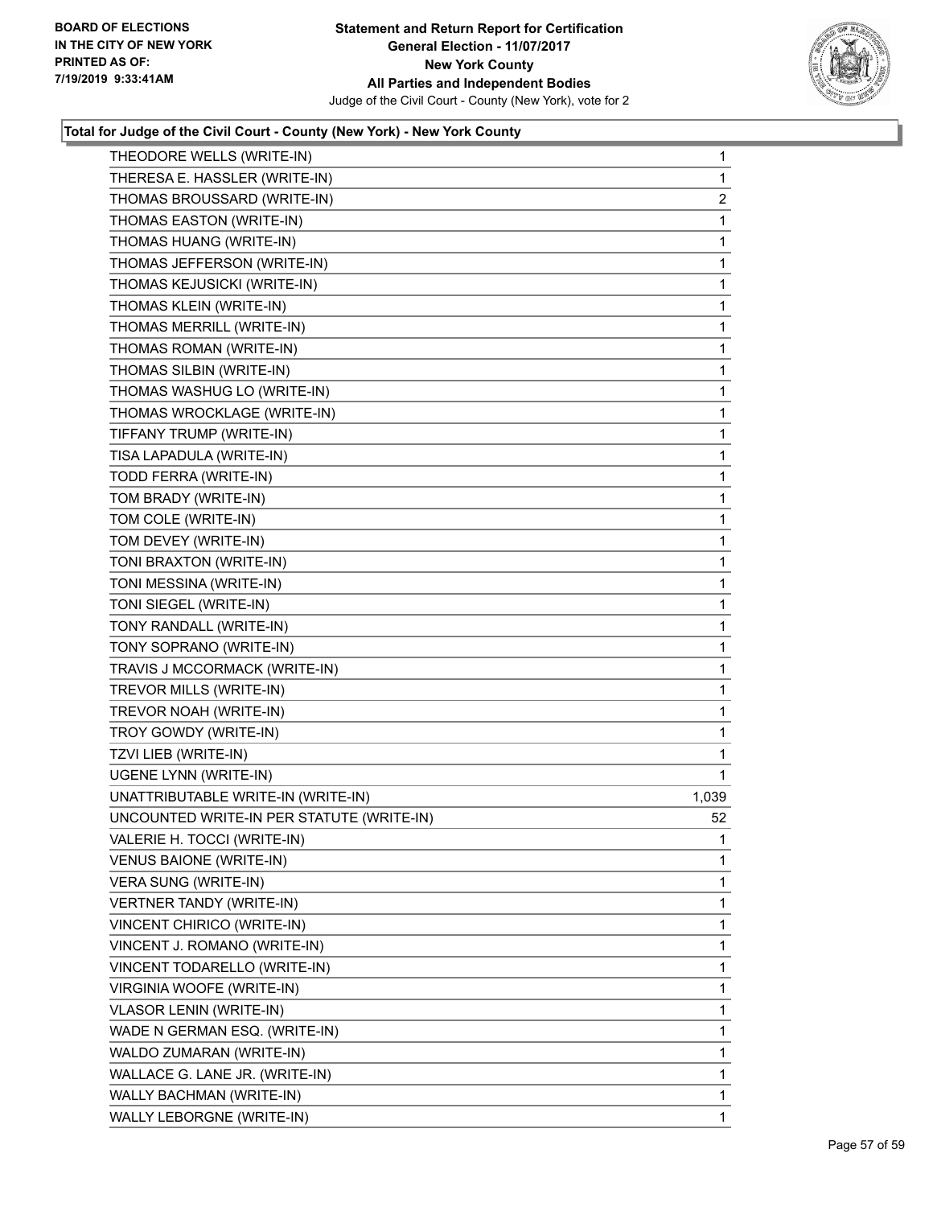### Total for Judge of the Civil Court - County (New York) - New York County

| | |
|---|---|
| THEODORE WELLS (WRITE-IN) | 1 |
| THERESA E. HASSLER (WRITE-IN) | 1 |
| THOMAS BROUSSARD (WRITE-IN) | 2 |
| THOMAS EASTON (WRITE-IN) | 1 |
| THOMAS HUANG (WRITE-IN) | 1 |
| THOMAS JEFFERSON (WRITE-IN) | 1 |
| THOMAS KEJUSICKI (WRITE-IN) | 1 |
| THOMAS KLEIN (WRITE-IN) | 1 |
| THOMAS MERRILL (WRITE-IN) | 1 |
| THOMAS ROMAN (WRITE-IN) | 1 |
| THOMAS SILBIN (WRITE-IN) | 1 |
| THOMAS WASHUG LO (WRITE-IN) | 1 |
| THOMAS WROCKLAGE (WRITE-IN) | 1 |
| TIFFANY TRUMP (WRITE-IN) | 1 |
| TISA LAPADULA (WRITE-IN) | 1 |
| TODD FERRA (WRITE-IN) | 1 |
| TOM BRADY (WRITE-IN) | 1 |
| TOM COLE (WRITE-IN) | 1 |
| TOM DEVEY (WRITE-IN) | 1 |
| TONI BRAXTON (WRITE-IN) | 1 |
| TONI MESSINA (WRITE-IN) | 1 |
| TONI SIEGEL (WRITE-IN) | 1 |
| TONY RANDALL (WRITE-IN) | 1 |
| TONY SOPRANO (WRITE-IN) | 1 |
| TRAVIS J MCCORMACK (WRITE-IN) | 1 |
| TREVOR MILLS (WRITE-IN) | 1 |
| TREVOR NOAH (WRITE-IN) | 1 |
| TROY GOWDY (WRITE-IN) | 1 |
| TZVI LIEB (WRITE-IN) | 1 |
| UGENE LYNN (WRITE-IN) | 1 |
| UNATTRIBUTABLE WRITE-IN (WRITE-IN) | 1,039 |
| UNCOUNTED WRITE-IN PER STATUTE (WRITE-IN) | 52 |
| VALERIE H. TOCCI (WRITE-IN) | 1 |
| VENUS BAIONE (WRITE-IN) | 1 |
| VERA SUNG (WRITE-IN) | 1 |
| VERTNER TANDY (WRITE-IN) | 1 |
| VINCENT CHIRICO (WRITE-IN) | 1 |
| VINCENT J. ROMANO (WRITE-IN) | 1 |
| VINCENT TODARELLO (WRITE-IN) | 1 |
| VIRGINIA WOOFE (WRITE-IN) | 1 |
| VLASOR LENIN (WRITE-IN) | 1 |
| WADE N GERMAN ESQ. (WRITE-IN) | 1 |
| WALDO ZUMARAN (WRITE-IN) | 1 |
| WALLACE G. LANE JR. (WRITE-IN) | 1 |
| WALLY BACHMAN (WRITE-IN) | 1 |
| WALLY LEBORGNE (WRITE-IN) | 1 |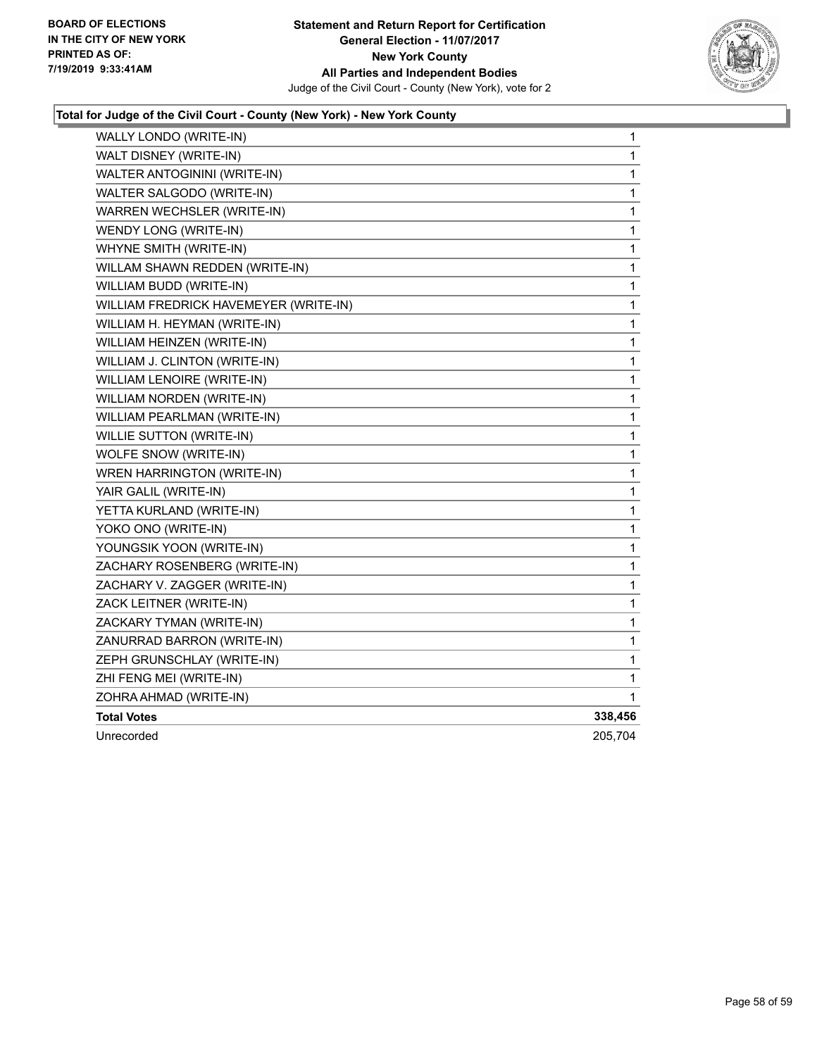**Total for Judge of the Civil Court - County (New York) - New York County**

| | |
|---|---|
| WALLY LONDO (WRITE-IN) | 1 |
| WALT DISNEY (WRITE-IN) | 1 |
| WALTER ANTOGININI (WRITE-IN) | 1 |
| WALTER SALGODO (WRITE-IN) | 1 |
| WARREN WECHSLER (WRITE-IN) | 1 |
| WENDY LONG (WRITE-IN) | 1 |
| WHYNE SMITH (WRITE-IN) | 1 |
| WILLAM SHAWN REDDEN (WRITE-IN) | 1 |
| WILLIAM BUDD (WRITE-IN) | 1 |
| WILLIAM FREDRICK HAVEMEYER (WRITE-IN) | 1 |
| WILLIAM H. HEYMAN (WRITE-IN) | 1 |
| WILLIAM HEINZEN (WRITE-IN) | 1 |
| WILLIAM J. CLINTON (WRITE-IN) | 1 |
| WILLIAM LENOIRE (WRITE-IN) | 1 |
| WILLIAM NORDEN (WRITE-IN) | 1 |
| WILLIAM PEARLMAN (WRITE-IN) | 1 |
| WILLIE SUTTON (WRITE-IN) | 1 |
| WOLFE SNOW (WRITE-IN) | 1 |
| WREN HARRINGTON (WRITE-IN) | 1 |
| YAIR GALIL (WRITE-IN) | 1 |
| YETTA KURLAND (WRITE-IN) | 1 |
| YOKO ONO (WRITE-IN) | 1 |
| YOUNGSIK YOON (WRITE-IN) | 1 |
| ZACHARY ROSENBERG (WRITE-IN) | 1 |
| ZACHARY V. ZAGGER (WRITE-IN) | 1 |
| ZACK LEITNER (WRITE-IN) | 1 |
| ZACKARY TYMAN (WRITE-IN) | 1 |
| ZANURRAD BARRON (WRITE-IN) | 1 |
| ZEPH GRUNSCHLAY (WRITE-IN) | 1 |
| ZHI FENG MEI (WRITE-IN) | 1 |
| ZOHRA AHMAD (WRITE-IN) | 1 |
| **Total Votes** | **338,456** |
| Unrecorded | 205,704 |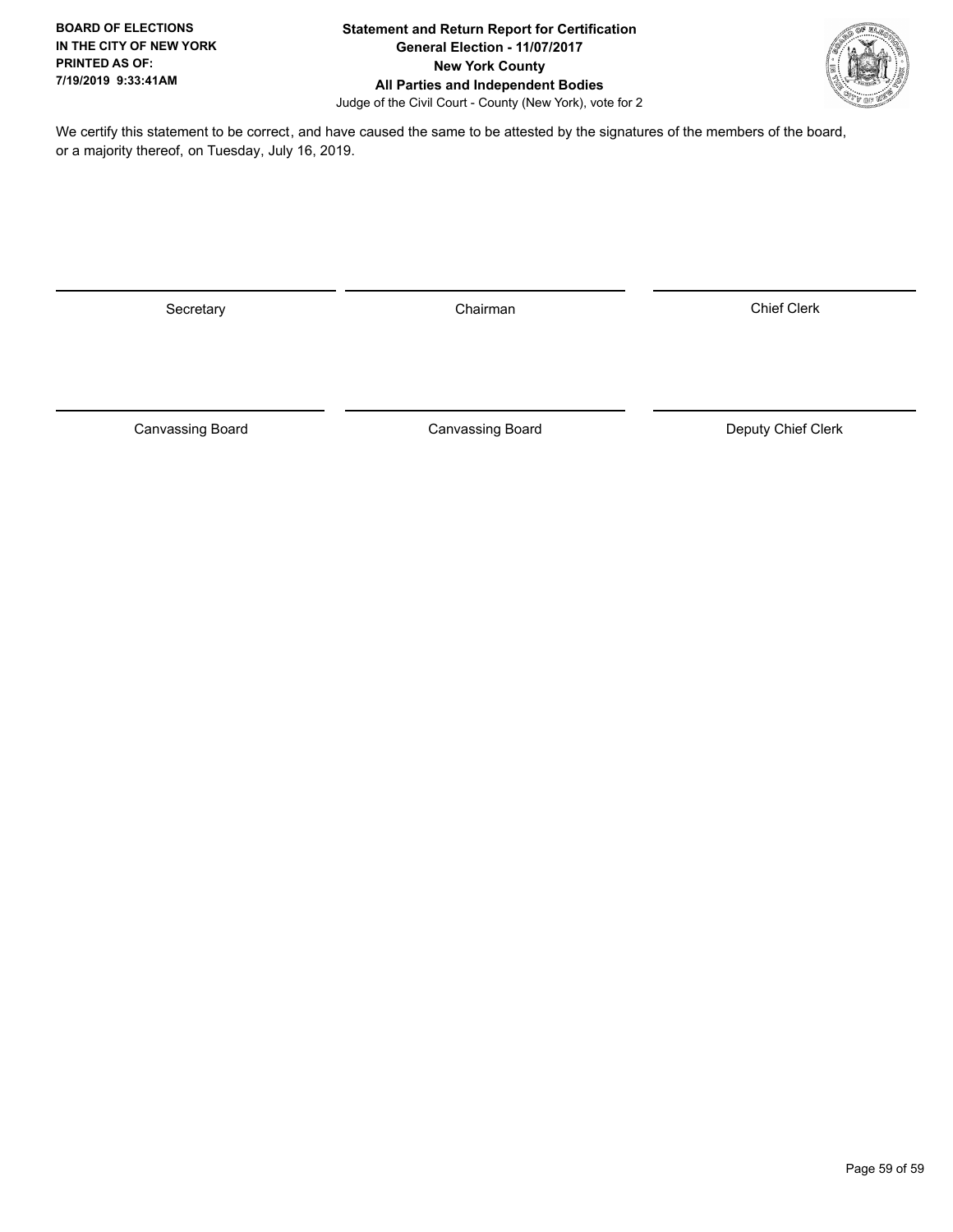**BOARD OF ELECTIONS IN THE CITY OF NEW YORK PRINTED AS OF: 7/19/2019 9:33:41AM**

**Statement and Return Report for Certification**
**General Election - 11/07/2017**
**New York County**
**All Parties and Independent Bodies**
Judge of the Civil Court - County (New York), vote for 2

We certify this statement to be correct, and have caused the same to be attested by the signatures of the members of the board, or a majority thereof, on Tuesday, July 16, 2019.

| | | |
|---|---|---|
| Secretary | Chairman | Chief Clerk |
| Canvassing Board | Canvassing Board | Deputy Chief Clerk |